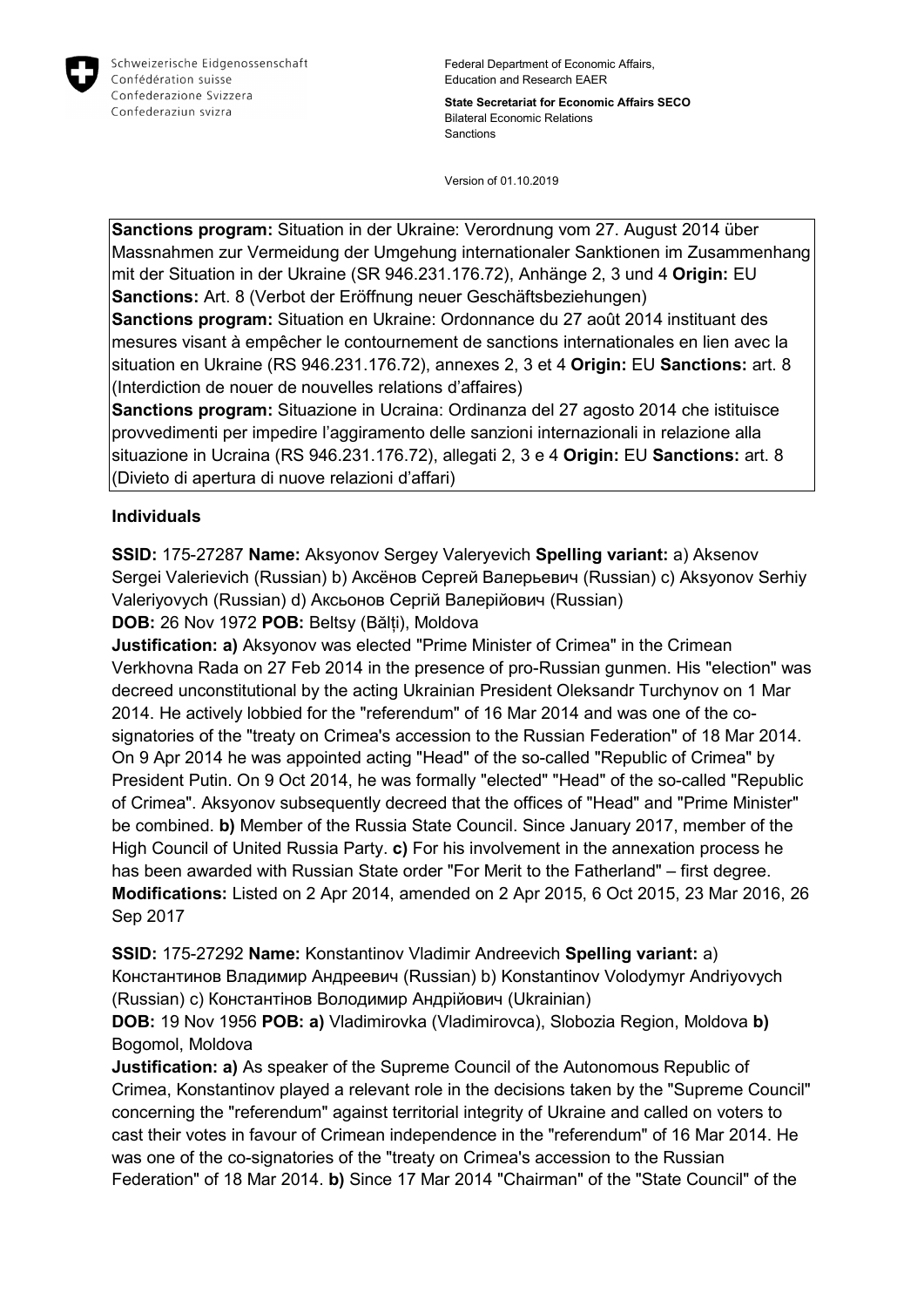Schweizerische Eidgenossenschaft
Confédération suisse
Confederazione Svizzera
Confederaziun svizra

Federal Department of Economic Affairs, Education and Research EAER

**State Secretariat for Economic Affairs SECO**
Bilateral Economic Relations
Sanctions

Version of 01.10.2019

**Sanctions program:** Situation in der Ukraine: Verordnung vom 27. August 2014 über Massnahmen zur Vermeidung der Umgehung internationaler Sanktionen im Zusammenhang mit der Situation in der Ukraine (SR 946.231.176.72), Anhänge 2, 3 und 4 **Origin:** EU **Sanctions:** Art. 8 (Verbot der Eröffnung neuer Geschäftsbeziehungen)
**Sanctions program:** Situation en Ukraine: Ordonnance du 27 août 2014 instituant des mesures visant à empêcher le contournement de sanctions internationales en lien avec la situation en Ukraine (RS 946.231.176.72), annexes 2, 3 et 4 **Origin:** EU **Sanctions:** art. 8 (Interdiction de nouer de nouvelles relations d'affaires)
**Sanctions program:** Situazione in Ucraina: Ordinanza del 27 agosto 2014 che istituisce provvedimenti per impedire l'aggiramento delle sanzioni internazionali in relazione alla situazione in Ucraina (RS 946.231.176.72), allegati 2, 3 e 4 **Origin:** EU **Sanctions:** art. 8 (Divieto di apertura di nuove relazioni d'affari)

## Individuals

**SSID:** 175-27287 **Name:** Aksyonov Sergey Valeryevich **Spelling variant:** a) Aksenov Sergei Valerievich (Russian) b) Аксёнов Сергей Валерьевич (Russian) c) Aksyonov Serhiy Valeriyovych (Russian) d) Аксьонов Сергій Валерійович (Russian)
**DOB:** 26 Nov 1972 **POB:** Beltsy (Bălți), Moldova
**Justification: a)** Aksyonov was elected "Prime Minister of Crimea" in the Crimean Verkhovna Rada on 27 Feb 2014 in the presence of pro-Russian gunmen. His "election" was decreed unconstitutional by the acting Ukrainian President Oleksandr Turchynov on 1 Mar 2014. He actively lobbied for the "referendum" of 16 Mar 2014 and was one of the co-signatories of the "treaty on Crimea's accession to the Russian Federation" of 18 Mar 2014. On 9 Apr 2014 he was appointed acting "Head" of the so-called "Republic of Crimea" by President Putin. On 9 Oct 2014, he was formally "elected" "Head" of the so-called "Republic of Crimea". Aksyonov subsequently decreed that the offices of "Head" and "Prime Minister" be combined. **b)** Member of the Russia State Council. Since January 2017, member of the High Council of United Russia Party. **c)** For his involvement in the annexation process he has been awarded with Russian State order "For Merit to the Fatherland" – first degree.
**Modifications:** Listed on 2 Apr 2014, amended on 2 Apr 2015, 6 Oct 2015, 23 Mar 2016, 26 Sep 2017

**SSID:** 175-27292 **Name:** Konstantinov Vladimir Andreevich **Spelling variant:** a) Константинов Владимир Андреевич (Russian) b) Konstantinov Volodymyr Andriyovych (Russian) c) Константінов Володимир Андрійович (Ukrainian)
**DOB:** 19 Nov 1956 **POB: a)** Vladimirovka (Vladimirovca), Slobozia Region, Moldova **b)** Bogomol, Moldova
**Justification: a)** As speaker of the Supreme Council of the Autonomous Republic of Crimea, Konstantinov played a relevant role in the decisions taken by the "Supreme Council" concerning the "referendum" against territorial integrity of Ukraine and called on voters to cast their votes in favour of Crimean independence in the "referendum" of 16 Mar 2014. He was one of the co-signatories of the "treaty on Crimea's accession to the Russian Federation" of 18 Mar 2014. **b)** Since 17 Mar 2014 "Chairman" of the "State Council" of the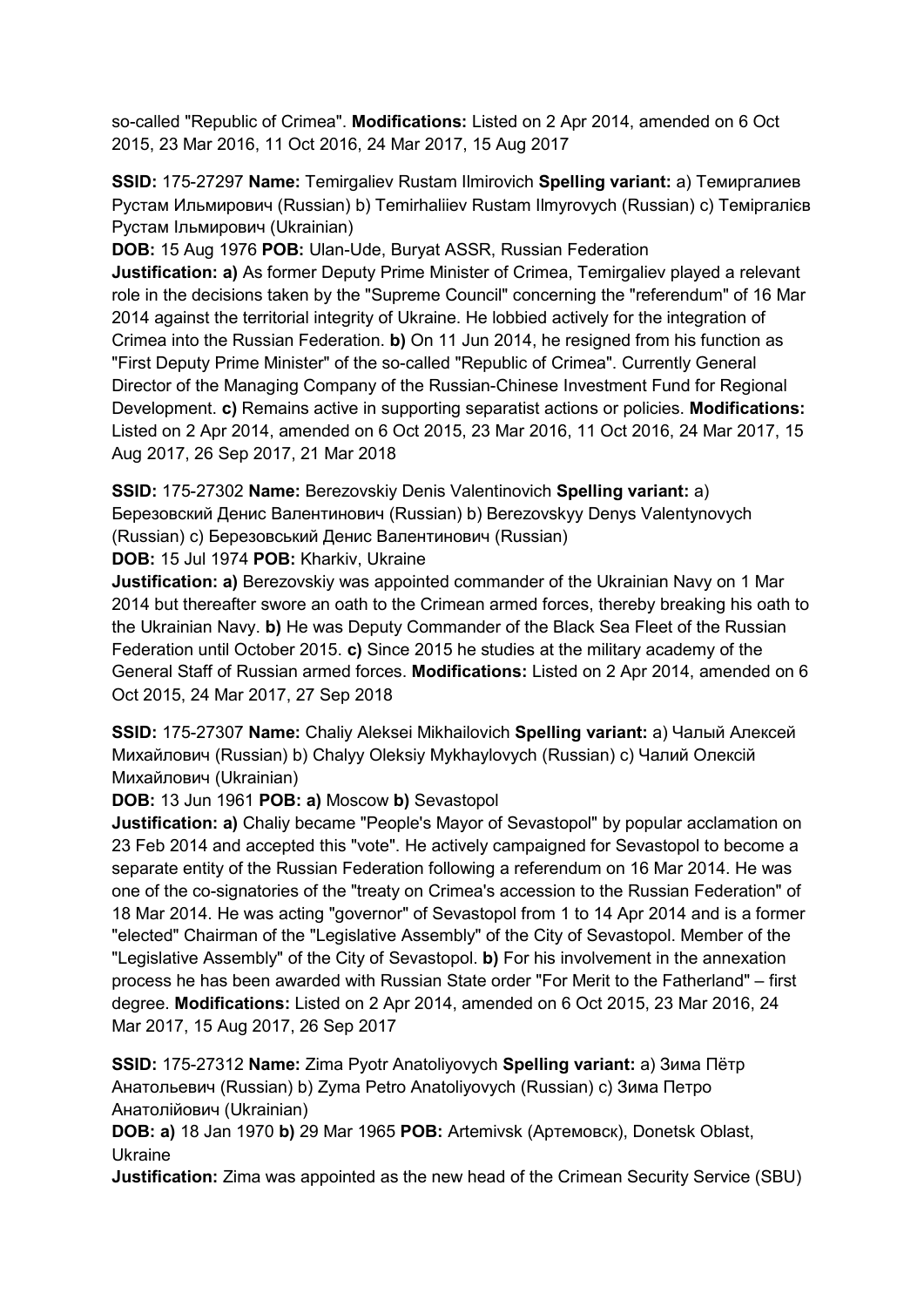so-called "Republic of Crimea". **Modifications:** Listed on 2 Apr 2014, amended on 6 Oct 2015, 23 Mar 2016, 11 Oct 2016, 24 Mar 2017, 15 Aug 2017

**SSID:** 175-27297 **Name:** Temirgaliev Rustam Ilmirovich **Spelling variant:** a) Темиргалиев Рустам Ильмирович (Russian) b) Temirhaliiev Rustam Ilmyrovych (Russian) c) Теміргалієв Рустам Ільмирович (Ukrainian)

**DOB:** 15 Aug 1976 **POB:** Ulan-Ude, Buryat ASSR, Russian Federation

**Justification: a)** As former Deputy Prime Minister of Crimea, Temirgaliev played a relevant role in the decisions taken by the "Supreme Council" concerning the "referendum" of 16 Mar 2014 against the territorial integrity of Ukraine. He lobbied actively for the integration of Crimea into the Russian Federation. **b)** On 11 Jun 2014, he resigned from his function as "First Deputy Prime Minister" of the so-called "Republic of Crimea". Currently General Director of the Managing Company of the Russian-Chinese Investment Fund for Regional Development. **c)** Remains active in supporting separatist actions or policies. **Modifications:** Listed on 2 Apr 2014, amended on 6 Oct 2015, 23 Mar 2016, 11 Oct 2016, 24 Mar 2017, 15 Aug 2017, 26 Sep 2017, 21 Mar 2018

**SSID:** 175-27302 **Name:** Berezovskiy Denis Valentinovich **Spelling variant:** a) Березовский Денис Валентинович (Russian) b) Berezovskyy Denys Valentynovych (Russian) c) Березовський Денис Валентинович (Russian)

**DOB:** 15 Jul 1974 **POB:** Kharkiv, Ukraine

**Justification: a)** Berezovskiy was appointed commander of the Ukrainian Navy on 1 Mar 2014 but thereafter swore an oath to the Crimean armed forces, thereby breaking his oath to the Ukrainian Navy. **b)** He was Deputy Commander of the Black Sea Fleet of the Russian Federation until October 2015. **c)** Since 2015 he studies at the military academy of the General Staff of Russian armed forces. **Modifications:** Listed on 2 Apr 2014, amended on 6 Oct 2015, 24 Mar 2017, 27 Sep 2018

**SSID:** 175-27307 **Name:** Chaliy Aleksei Mikhailovich **Spelling variant:** a) Чалый Алексей Михайлович (Russian) b) Chalyy Oleksiy Mykhaylovych (Russian) c) Чалий Олексій Михайлович (Ukrainian)

**DOB:** 13 Jun 1961 **POB: a)** Moscow **b)** Sevastopol

**Justification: a)** Chaliy became "People's Mayor of Sevastopol" by popular acclamation on 23 Feb 2014 and accepted this "vote". He actively campaigned for Sevastopol to become a separate entity of the Russian Federation following a referendum on 16 Mar 2014. He was one of the co-signatories of the "treaty on Crimea's accession to the Russian Federation" of 18 Mar 2014. He was acting "governor" of Sevastopol from 1 to 14 Apr 2014 and is a former "elected" Chairman of the "Legislative Assembly" of the City of Sevastopol. Member of the "Legislative Assembly" of the City of Sevastopol. **b)** For his involvement in the annexation process he has been awarded with Russian State order "For Merit to the Fatherland" – first degree. **Modifications:** Listed on 2 Apr 2014, amended on 6 Oct 2015, 23 Mar 2016, 24 Mar 2017, 15 Aug 2017, 26 Sep 2017

**SSID:** 175-27312 **Name:** Zima Pyotr Anatoliyovych **Spelling variant:** a) Зима Пётр Анатольевич (Russian) b) Zyma Petro Anatoliyovych (Russian) c) Зима Петро Анатолійович (Ukrainian)

**DOB: a)** 18 Jan 1970 **b)** 29 Mar 1965 **POB:** Artemivsk (Артемовск), Donetsk Oblast, Ukraine

**Justification:** Zima was appointed as the new head of the Crimean Security Service (SBU)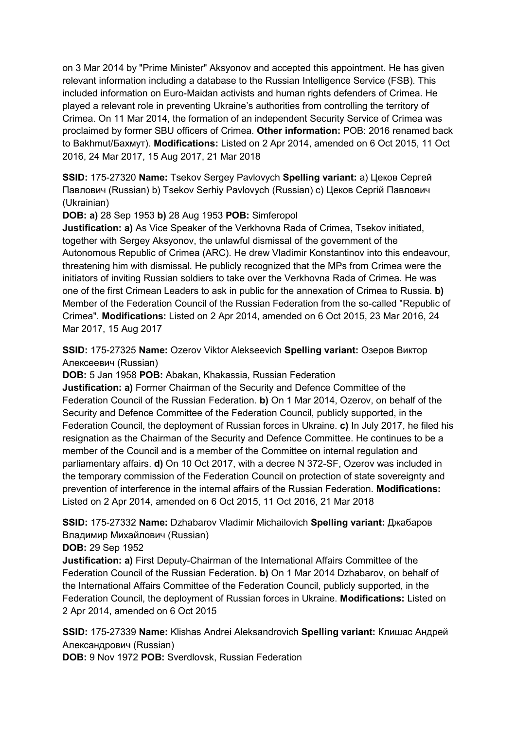on 3 Mar 2014 by "Prime Minister" Aksyonov and accepted this appointment. He has given relevant information including a database to the Russian Intelligence Service (FSB). This included information on Euro-Maidan activists and human rights defenders of Crimea. He played a relevant role in preventing Ukraine's authorities from controlling the territory of Crimea. On 11 Mar 2014, the formation of an independent Security Service of Crimea was proclaimed by former SBU officers of Crimea. **Other information:** POB: 2016 renamed back to Bakhmut/Бахмут). **Modifications:** Listed on 2 Apr 2014, amended on 6 Oct 2015, 11 Oct 2016, 24 Mar 2017, 15 Aug 2017, 21 Mar 2018

**SSID:** 175-27320 **Name:** Tsekov Sergey Pavlovych **Spelling variant:** a) Цеков Сергей Павлович (Russian) b) Tsekov Serhiy Pavlovych (Russian) c) Цеков Сергій Павлович (Ukrainian)

**DOB: a)** 28 Sep 1953 **b)** 28 Aug 1953 **POB:** Simferopol

**Justification: a)** As Vice Speaker of the Verkhovna Rada of Crimea, Tsekov initiated, together with Sergey Aksyonov, the unlawful dismissal of the government of the Autonomous Republic of Crimea (ARC). He drew Vladimir Konstantinov into this endeavour, threatening him with dismissal. He publicly recognized that the MPs from Crimea were the initiators of inviting Russian soldiers to take over the Verkhovna Rada of Crimea. He was one of the first Crimean Leaders to ask in public for the annexation of Crimea to Russia. **b)** Member of the Federation Council of the Russian Federation from the so-called "Republic of Crimea". **Modifications:** Listed on 2 Apr 2014, amended on 6 Oct 2015, 23 Mar 2016, 24 Mar 2017, 15 Aug 2017

**SSID:** 175-27325 **Name:** Ozerov Viktor Alekseevich **Spelling variant:** Озеров Виктор Алексеевич (Russian)

**DOB:** 5 Jan 1958 **POB:** Abakan, Khakassia, Russian Federation

**Justification: a)** Former Chairman of the Security and Defence Committee of the Federation Council of the Russian Federation. **b)** On 1 Mar 2014, Ozerov, on behalf of the Security and Defence Committee of the Federation Council, publicly supported, in the Federation Council, the deployment of Russian forces in Ukraine. **c)** In July 2017, he filed his resignation as the Chairman of the Security and Defence Committee. He continues to be a member of the Council and is a member of the Committee on internal regulation and parliamentary affairs. **d)** On 10 Oct 2017, with a decree N 372-SF, Ozerov was included in the temporary commission of the Federation Council on protection of state sovereignty and prevention of interference in the internal affairs of the Russian Federation. **Modifications:** Listed on 2 Apr 2014, amended on 6 Oct 2015, 11 Oct 2016, 21 Mar 2018

**SSID:** 175-27332 **Name:** Dzhabarov Vladimir Michailovich **Spelling variant:** Джабаров Владимир Михайлович (Russian)

**DOB:** 29 Sep 1952

**Justification: a)** First Deputy-Chairman of the International Affairs Committee of the Federation Council of the Russian Federation. **b)** On 1 Mar 2014 Dzhabarov, on behalf of the International Affairs Committee of the Federation Council, publicly supported, in the Federation Council, the deployment of Russian forces in Ukraine. **Modifications:** Listed on 2 Apr 2014, amended on 6 Oct 2015

**SSID:** 175-27339 **Name:** Klishas Andrei Aleksandrovich **Spelling variant:** Клишас Андрей Александрович (Russian)

**DOB:** 9 Nov 1972 **POB:** Sverdlovsk, Russian Federation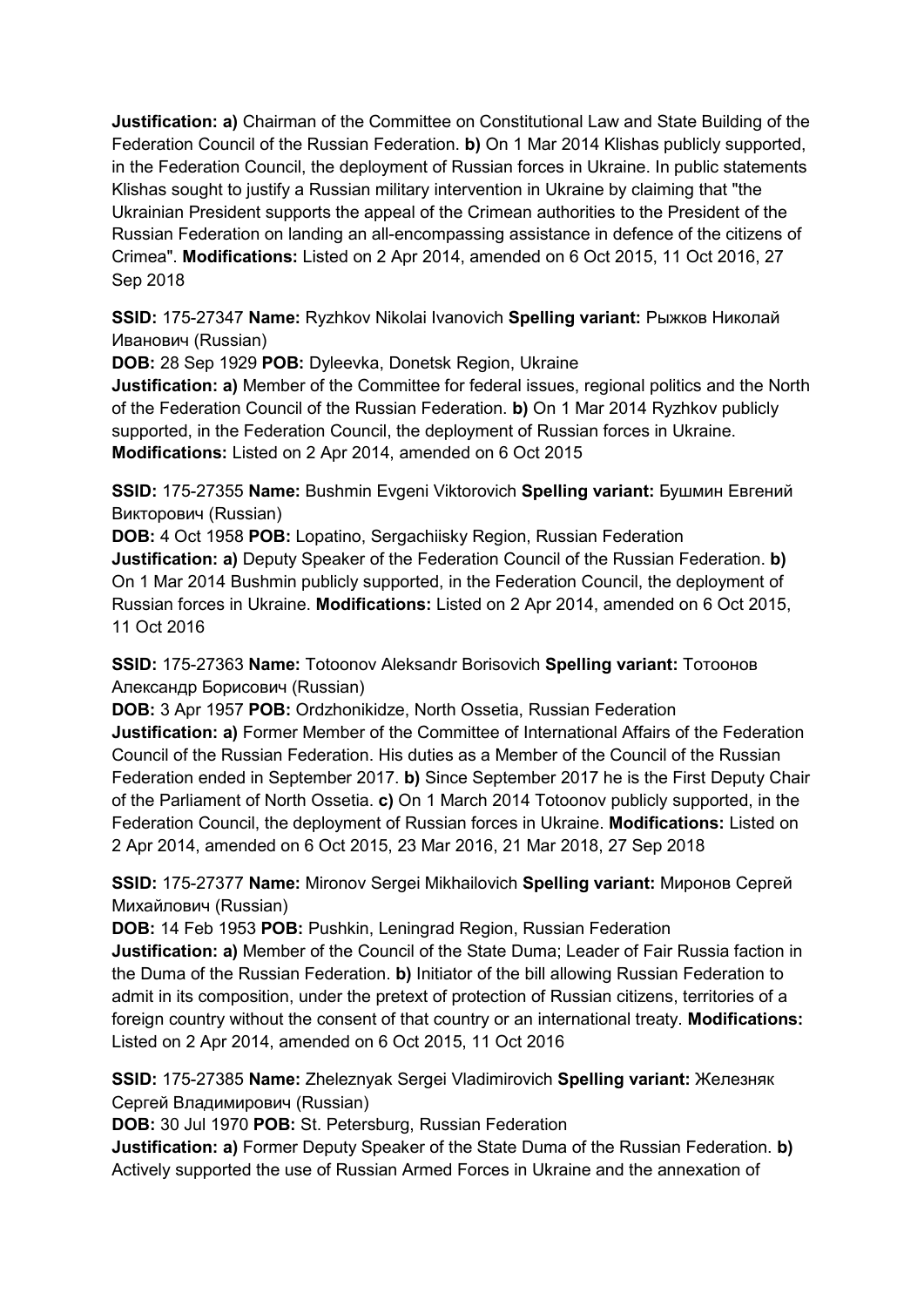**Justification:** **a)** Chairman of the Committee on Constitutional Law and State Building of the Federation Council of the Russian Federation. **b)** On 1 Mar 2014 Klishas publicly supported, in the Federation Council, the deployment of Russian forces in Ukraine. In public statements Klishas sought to justify a Russian military intervention in Ukraine by claiming that "the Ukrainian President supports the appeal of the Crimean authorities to the President of the Russian Federation on landing an all-encompassing assistance in defence of the citizens of Crimea". **Modifications:** Listed on 2 Apr 2014, amended on 6 Oct 2015, 11 Oct 2016, 27 Sep 2018

**SSID:** 175-27347 **Name:** Ryzhkov Nikolai Ivanovich **Spelling variant:** Рыжков Николай Иванович (Russian)
**DOB:** 28 Sep 1929 **POB:** Dyleevka, Donetsk Region, Ukraine
**Justification:** **a)** Member of the Committee for federal issues, regional politics and the North of the Federation Council of the Russian Federation. **b)** On 1 Mar 2014 Ryzhkov publicly supported, in the Federation Council, the deployment of Russian forces in Ukraine. **Modifications:** Listed on 2 Apr 2014, amended on 6 Oct 2015

**SSID:** 175-27355 **Name:** Bushmin Evgeni Viktorovich **Spelling variant:** Бушмин Евгений Викторович (Russian)
**DOB:** 4 Oct 1958 **POB:** Lopatino, Sergachiisky Region, Russian Federation
**Justification:** **a)** Deputy Speaker of the Federation Council of the Russian Federation. **b)** On 1 Mar 2014 Bushmin publicly supported, in the Federation Council, the deployment of Russian forces in Ukraine. **Modifications:** Listed on 2 Apr 2014, amended on 6 Oct 2015, 11 Oct 2016

**SSID:** 175-27363 **Name:** Totoonov Aleksandr Borisovich **Spelling variant:** Тотоонов Александр Борисович (Russian)
**DOB:** 3 Apr 1957 **POB:** Ordzhonikidze, North Ossetia, Russian Federation
**Justification:** **a)** Former Member of the Committee of International Affairs of the Federation Council of the Russian Federation. His duties as a Member of the Council of the Russian Federation ended in September 2017. **b)** Since September 2017 he is the First Deputy Chair of the Parliament of North Ossetia. **c)** On 1 March 2014 Totoonov publicly supported, in the Federation Council, the deployment of Russian forces in Ukraine. **Modifications:** Listed on 2 Apr 2014, amended on 6 Oct 2015, 23 Mar 2016, 21 Mar 2018, 27 Sep 2018

**SSID:** 175-27377 **Name:** Mironov Sergei Mikhailovich **Spelling variant:** Миронов Сергей Михайлович (Russian)
**DOB:** 14 Feb 1953 **POB:** Pushkin, Leningrad Region, Russian Federation
**Justification:** **a)** Member of the Council of the State Duma; Leader of Fair Russia faction in the Duma of the Russian Federation. **b)** Initiator of the bill allowing Russian Federation to admit in its composition, under the pretext of protection of Russian citizens, territories of a foreign country without the consent of that country or an international treaty. **Modifications:** Listed on 2 Apr 2014, amended on 6 Oct 2015, 11 Oct 2016

**SSID:** 175-27385 **Name:** Zheleznyak Sergei Vladimirovich **Spelling variant:** Железняк Сергей Владимирович (Russian)
**DOB:** 30 Jul 1970 **POB:** St. Petersburg, Russian Federation
**Justification:** **a)** Former Deputy Speaker of the State Duma of the Russian Federation. **b)** Actively supported the use of Russian Armed Forces in Ukraine and the annexation of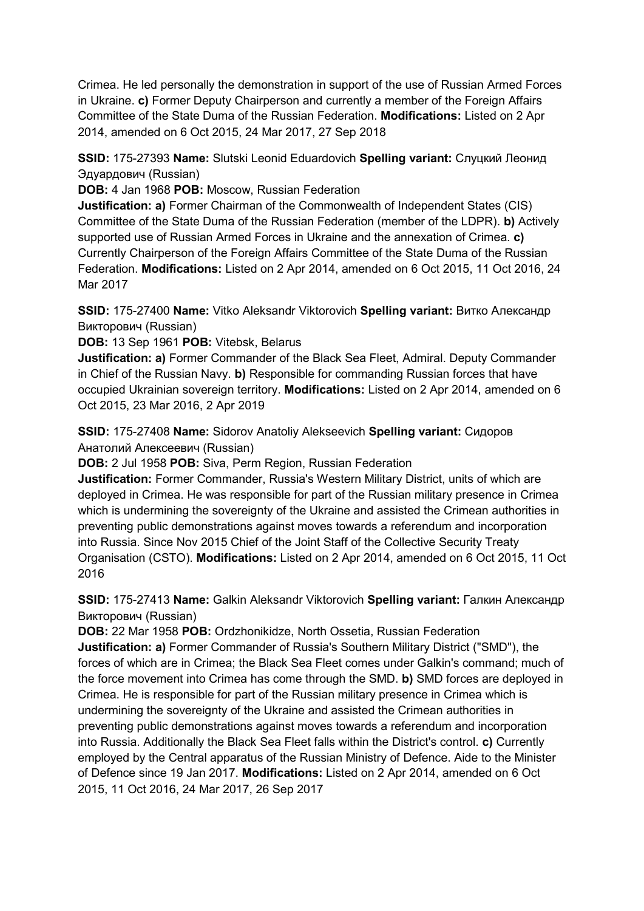Crimea. He led personally the demonstration in support of the use of Russian Armed Forces in Ukraine. **c)** Former Deputy Chairperson and currently a member of the Foreign Affairs Committee of the State Duma of the Russian Federation. **Modifications:** Listed on 2 Apr 2014, amended on 6 Oct 2015, 24 Mar 2017, 27 Sep 2018

**SSID:** 175-27393 **Name:** Slutski Leonid Eduardovich **Spelling variant:** Слуцкий Леонид Эдуардович (Russian)
**DOB:** 4 Jan 1968 **POB:** Moscow, Russian Federation
**Justification: a)** Former Chairman of the Commonwealth of Independent States (CIS) Committee of the State Duma of the Russian Federation (member of the LDPR). **b)** Actively supported use of Russian Armed Forces in Ukraine and the annexation of Crimea. **c)** Currently Chairperson of the Foreign Affairs Committee of the State Duma of the Russian Federation. **Modifications:** Listed on 2 Apr 2014, amended on 6 Oct 2015, 11 Oct 2016, 24 Mar 2017

**SSID:** 175-27400 **Name:** Vitko Aleksandr Viktorovich **Spelling variant:** Витко Александр Викторович (Russian)
**DOB:** 13 Sep 1961 **POB:** Vitebsk, Belarus
**Justification: a)** Former Commander of the Black Sea Fleet, Admiral. Deputy Commander in Chief of the Russian Navy. **b)** Responsible for commanding Russian forces that have occupied Ukrainian sovereign territory. **Modifications:** Listed on 2 Apr 2014, amended on 6 Oct 2015, 23 Mar 2016, 2 Apr 2019

**SSID:** 175-27408 **Name:** Sidorov Anatoliy Alekseevich **Spelling variant:** Сидоров Анатолий Алексеевич (Russian)
**DOB:** 2 Jul 1958 **POB:** Siva, Perm Region, Russian Federation
**Justification:** Former Commander, Russia's Western Military District, units of which are deployed in Crimea. He was responsible for part of the Russian military presence in Crimea which is undermining the sovereignty of the Ukraine and assisted the Crimean authorities in preventing public demonstrations against moves towards a referendum and incorporation into Russia. Since Nov 2015 Chief of the Joint Staff of the Collective Security Treaty Organisation (CSTO). **Modifications:** Listed on 2 Apr 2014, amended on 6 Oct 2015, 11 Oct 2016

**SSID:** 175-27413 **Name:** Galkin Aleksandr Viktorovich **Spelling variant:** Галкин Александр Викторович (Russian)
**DOB:** 22 Mar 1958 **POB:** Ordzhonikidze, North Ossetia, Russian Federation
**Justification: a)** Former Commander of Russia's Southern Military District ("SMD"), the forces of which are in Crimea; the Black Sea Fleet comes under Galkin's command; much of the force movement into Crimea has come through the SMD. **b)** SMD forces are deployed in Crimea. He is responsible for part of the Russian military presence in Crimea which is undermining the sovereignty of the Ukraine and assisted the Crimean authorities in preventing public demonstrations against moves towards a referendum and incorporation into Russia. Additionally the Black Sea Fleet falls within the District's control. **c)** Currently employed by the Central apparatus of the Russian Ministry of Defence. Aide to the Minister of Defence since 19 Jan 2017. **Modifications:** Listed on 2 Apr 2014, amended on 6 Oct 2015, 11 Oct 2016, 24 Mar 2017, 26 Sep 2017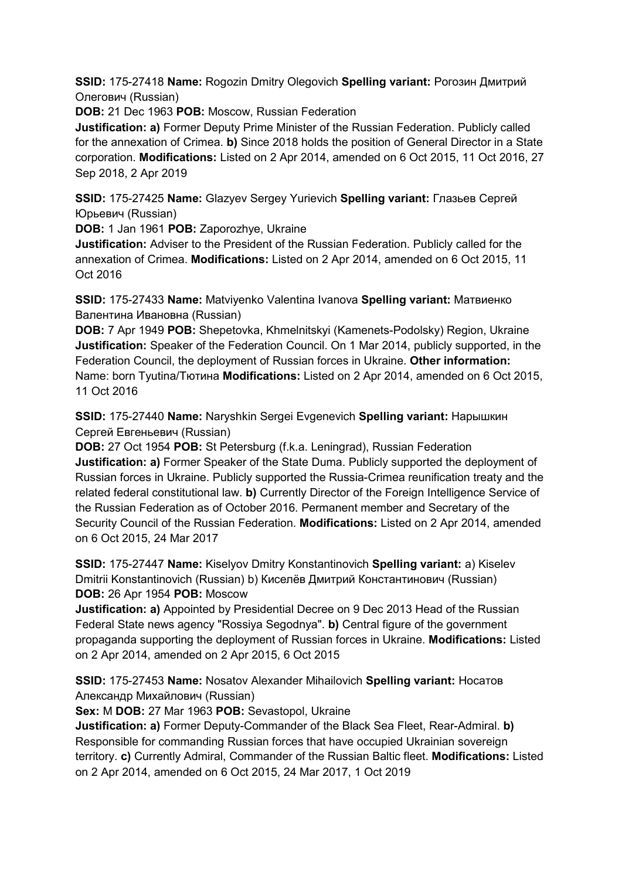**SSID:** 175-27418 **Name:** Rogozin Dmitry Olegovich **Spelling variant:** Рогозин Дмитрий Олегович (Russian)
**DOB:** 21 Dec 1963 **POB:** Moscow, Russian Federation
**Justification: a)** Former Deputy Prime Minister of the Russian Federation. Publicly called for the annexation of Crimea. **b)** Since 2018 holds the position of General Director in a State corporation. **Modifications:** Listed on 2 Apr 2014, amended on 6 Oct 2015, 11 Oct 2016, 27 Sep 2018, 2 Apr 2019

**SSID:** 175-27425 **Name:** Glazyev Sergey Yurievich **Spelling variant:** Глазьев Сергей Юрьевич (Russian)
**DOB:** 1 Jan 1961 **POB:** Zaporozhye, Ukraine
**Justification:** Adviser to the President of the Russian Federation. Publicly called for the annexation of Crimea. **Modifications:** Listed on 2 Apr 2014, amended on 6 Oct 2015, 11 Oct 2016

**SSID:** 175-27433 **Name:** Matviyenko Valentina Ivanova **Spelling variant:** Матвиенко Валентина Ивановна (Russian)
**DOB:** 7 Apr 1949 **POB:** Shepetovka, Khmelnitskyi (Kamenets-Podolsky) Region, Ukraine
**Justification:** Speaker of the Federation Council. On 1 Mar 2014, publicly supported, in the Federation Council, the deployment of Russian forces in Ukraine. **Other information:** Name: born Tyutina/Тютина **Modifications:** Listed on 2 Apr 2014, amended on 6 Oct 2015, 11 Oct 2016

**SSID:** 175-27440 **Name:** Naryshkin Sergei Evgenevich **Spelling variant:** Нарышкин Сергей Евгеньевич (Russian)
**DOB:** 27 Oct 1954 **POB:** St Petersburg (f.k.a. Leningrad), Russian Federation
**Justification: a)** Former Speaker of the State Duma. Publicly supported the deployment of Russian forces in Ukraine. Publicly supported the Russia-Crimea reunification treaty and the related federal constitutional law. **b)** Currently Director of the Foreign Intelligence Service of the Russian Federation as of October 2016. Permanent member and Secretary of the Security Council of the Russian Federation. **Modifications:** Listed on 2 Apr 2014, amended on 6 Oct 2015, 24 Mar 2017

**SSID:** 175-27447 **Name:** Kiselyov Dmitry Konstantinovich **Spelling variant:** a) Kiselev Dmitrii Konstantinovich (Russian) b) Киселёв Дмитрий Константинович (Russian)
**DOB:** 26 Apr 1954 **POB:** Moscow
**Justification: a)** Appointed by Presidential Decree on 9 Dec 2013 Head of the Russian Federal State news agency "Rossiya Segodnya". **b)** Central figure of the government propaganda supporting the deployment of Russian forces in Ukraine. **Modifications:** Listed on 2 Apr 2014, amended on 2 Apr 2015, 6 Oct 2015

**SSID:** 175-27453 **Name:** Nosatov Alexander Mihailovich **Spelling variant:** Носатов Александр Михайлович (Russian)
**Sex:** M **DOB:** 27 Mar 1963 **POB:** Sevastopol, Ukraine
**Justification: a)** Former Deputy-Commander of the Black Sea Fleet, Rear-Admiral. **b)** Responsible for commanding Russian forces that have occupied Ukrainian sovereign territory. **c)** Currently Admiral, Commander of the Russian Baltic fleet. **Modifications:** Listed on 2 Apr 2014, amended on 6 Oct 2015, 24 Mar 2017, 1 Oct 2019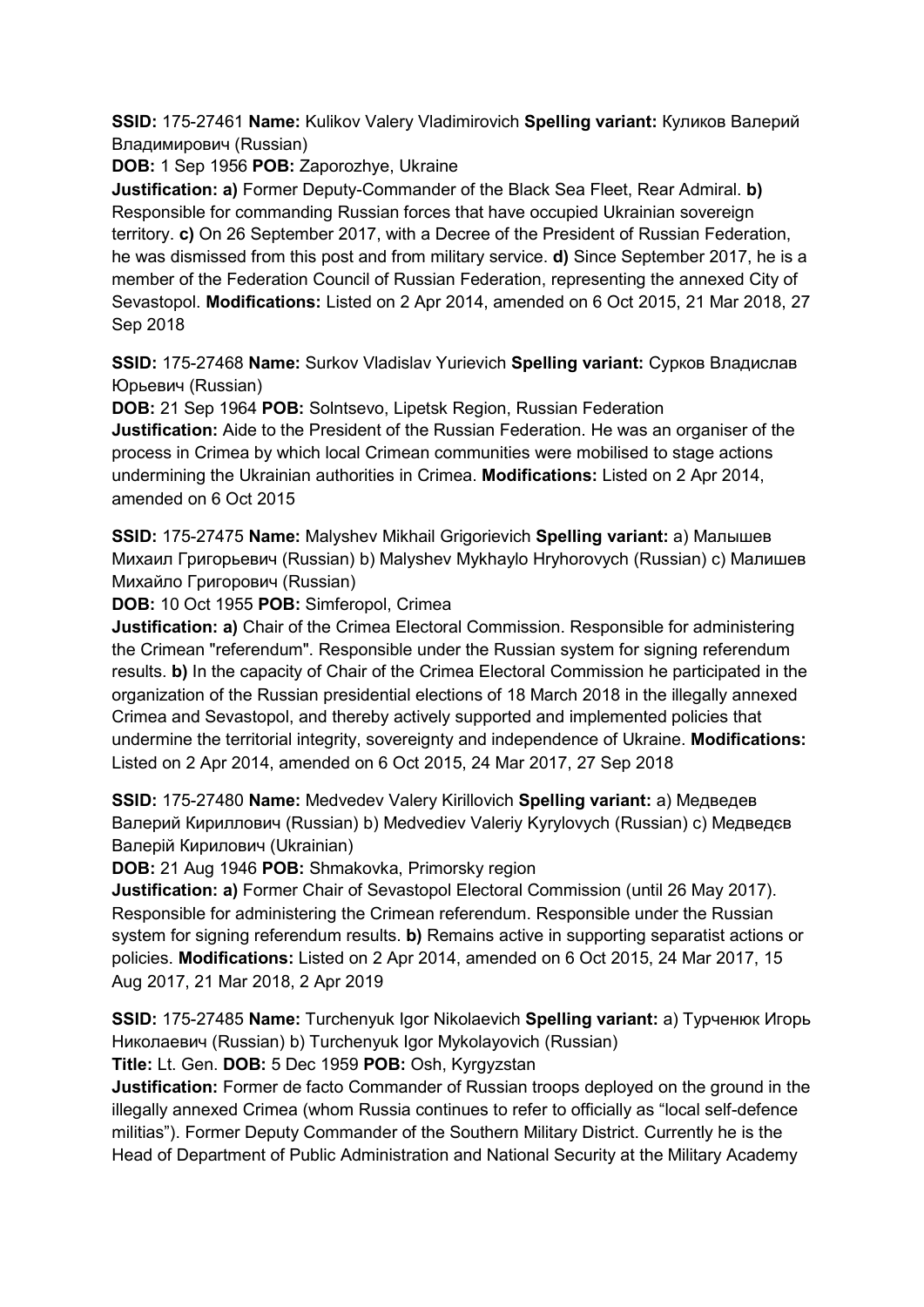**SSID:** 175-27461 **Name:** Kulikov Valery Vladimirovich **Spelling variant:** Куликов Валерий Владимирович (Russian)

**DOB:** 1 Sep 1956 **POB:** Zaporozhye, Ukraine

**Justification:** **a)** Former Deputy-Commander of the Black Sea Fleet, Rear Admiral. **b)** Responsible for commanding Russian forces that have occupied Ukrainian sovereign territory. **c)** On 26 September 2017, with a Decree of the President of Russian Federation, he was dismissed from this post and from military service. **d)** Since September 2017, he is a member of the Federation Council of Russian Federation, representing the annexed City of Sevastopol. **Modifications:** Listed on 2 Apr 2014, amended on 6 Oct 2015, 21 Mar 2018, 27 Sep 2018

**SSID:** 175-27468 **Name:** Surkov Vladislav Yurievich **Spelling variant:** Сурков Владислав Юрьевич (Russian)

**DOB:** 21 Sep 1964 **POB:** Solntsevo, Lipetsk Region, Russian Federation

**Justification:** Aide to the President of the Russian Federation. He was an organiser of the process in Crimea by which local Crimean communities were mobilised to stage actions undermining the Ukrainian authorities in Crimea. **Modifications:** Listed on 2 Apr 2014, amended on 6 Oct 2015

**SSID:** 175-27475 **Name:** Malyshev Mikhail Grigorievich **Spelling variant:** a) Малышев Михаил Григорьевич (Russian) b) Malyshev Mykhaylo Hryhorovych (Russian) c) Малишев Михайло Григорович (Russian)

**DOB:** 10 Oct 1955 **POB:** Simferopol, Crimea

**Justification:** **a)** Chair of the Crimea Electoral Commission. Responsible for administering the Crimean "referendum". Responsible under the Russian system for signing referendum results. **b)** In the capacity of Chair of the Crimea Electoral Commission he participated in the organization of the Russian presidential elections of 18 March 2018 in the illegally annexed Crimea and Sevastopol, and thereby actively supported and implemented policies that undermine the territorial integrity, sovereignty and independence of Ukraine. **Modifications:** Listed on 2 Apr 2014, amended on 6 Oct 2015, 24 Mar 2017, 27 Sep 2018

**SSID:** 175-27480 **Name:** Medvedev Valery Kirillovich **Spelling variant:** a) Медведев Валерий Кириллович (Russian) b) Medvediev Valeriy Kyrylovych (Russian) c) Медведєв Валерій Кирилович (Ukrainian)

**DOB:** 21 Aug 1946 **POB:** Shmakovka, Primorsky region

**Justification:** **a)** Former Chair of Sevastopol Electoral Commission (until 26 May 2017). Responsible for administering the Crimean referendum. Responsible under the Russian system for signing referendum results. **b)** Remains active in supporting separatist actions or policies. **Modifications:** Listed on 2 Apr 2014, amended on 6 Oct 2015, 24 Mar 2017, 15 Aug 2017, 21 Mar 2018, 2 Apr 2019

**SSID:** 175-27485 **Name:** Turchenyuk Igor Nikolaevich **Spelling variant:** a) Турченюк Игорь Николаевич (Russian) b) Turchenyuk Igor Mykolayovich (Russian)

**Title:** Lt. Gen. **DOB:** 5 Dec 1959 **POB:** Osh, Kyrgyzstan

**Justification:** Former de facto Commander of Russian troops deployed on the ground in the illegally annexed Crimea (whom Russia continues to refer to officially as "local self-defence militias"). Former Deputy Commander of the Southern Military District. Currently he is the Head of Department of Public Administration and National Security at the Military Academy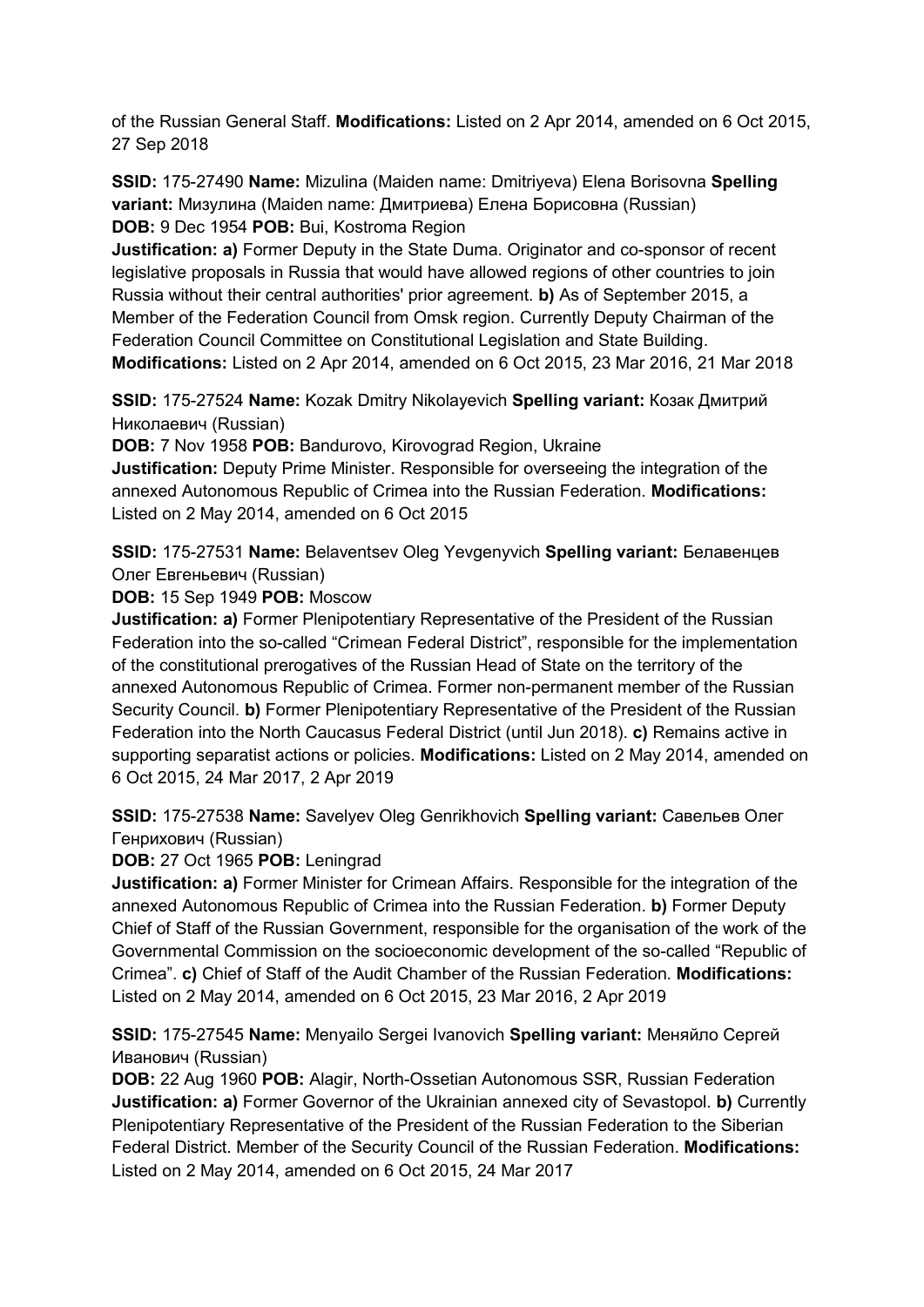of the Russian General Staff. **Modifications:** Listed on 2 Apr 2014, amended on 6 Oct 2015, 27 Sep 2018

**SSID:** 175-27490 **Name:** Mizulina (Maiden name: Dmitriyeva) Elena Borisovna **Spelling variant:** Мизулина (Maiden name: Дмитриева) Елена Борисовна (Russian)
**DOB:** 9 Dec 1954 **POB:** Bui, Kostroma Region
**Justification: a)** Former Deputy in the State Duma. Originator and co-sponsor of recent legislative proposals in Russia that would have allowed regions of other countries to join Russia without their central authorities' prior agreement. **b)** As of September 2015, a Member of the Federation Council from Omsk region. Currently Deputy Chairman of the Federation Council Committee on Constitutional Legislation and State Building.
**Modifications:** Listed on 2 Apr 2014, amended on 6 Oct 2015, 23 Mar 2016, 21 Mar 2018

**SSID:** 175-27524 **Name:** Kozak Dmitry Nikolayevich **Spelling variant:** Козак Дмитрий Николаевич (Russian)
**DOB:** 7 Nov 1958 **POB:** Bandurovo, Kirovograd Region, Ukraine
**Justification:** Deputy Prime Minister. Responsible for overseeing the integration of the annexed Autonomous Republic of Crimea into the Russian Federation. **Modifications:** Listed on 2 May 2014, amended on 6 Oct 2015

**SSID:** 175-27531 **Name:** Belaventsev Oleg Yevgenyvich **Spelling variant:** Белавенцев Олег Евгеньевич (Russian)
**DOB:** 15 Sep 1949 **POB:** Moscow
**Justification: a)** Former Plenipotentiary Representative of the President of the Russian Federation into the so-called "Crimean Federal District", responsible for the implementation of the constitutional prerogatives of the Russian Head of State on the territory of the annexed Autonomous Republic of Crimea. Former non-permanent member of the Russian Security Council. **b)** Former Plenipotentiary Representative of the President of the Russian Federation into the North Caucasus Federal District (until Jun 2018). **c)** Remains active in supporting separatist actions or policies. **Modifications:** Listed on 2 May 2014, amended on 6 Oct 2015, 24 Mar 2017, 2 Apr 2019

**SSID:** 175-27538 **Name:** Savelyev Oleg Genrikhovich **Spelling variant:** Савельев Олег Генрихович (Russian)
**DOB:** 27 Oct 1965 **POB:** Leningrad
**Justification: a)** Former Minister for Crimean Affairs. Responsible for the integration of the annexed Autonomous Republic of Crimea into the Russian Federation. **b)** Former Deputy Chief of Staff of the Russian Government, responsible for the organisation of the work of the Governmental Commission on the socioeconomic development of the so-called "Republic of Crimea". **c)** Chief of Staff of the Audit Chamber of the Russian Federation. **Modifications:** Listed on 2 May 2014, amended on 6 Oct 2015, 23 Mar 2016, 2 Apr 2019

**SSID:** 175-27545 **Name:** Menyailo Sergei Ivanovich **Spelling variant:** Меняйло Сергей Иванович (Russian)
**DOB:** 22 Aug 1960 **POB:** Alagir, North-Ossetian Autonomous SSR, Russian Federation
**Justification: a)** Former Governor of the Ukrainian annexed city of Sevastopol. **b)** Currently Plenipotentiary Representative of the President of the Russian Federation to the Siberian Federal District. Member of the Security Council of the Russian Federation. **Modifications:** Listed on 2 May 2014, amended on 6 Oct 2015, 24 Mar 2017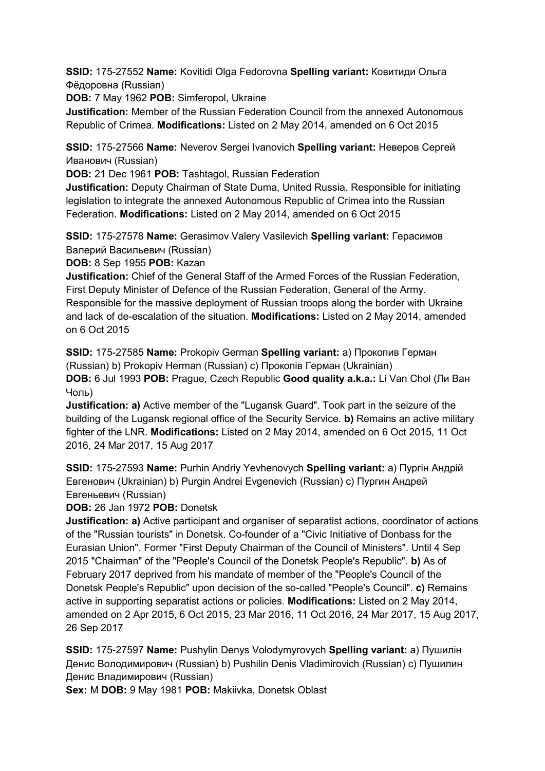**SSID:** 175-27552 **Name:** Kovitidi Olga Fedorovna **Spelling variant:** Ковитиди Ольга Фёдоровна (Russian)

**DOB:** 7 May 1962 **POB:** Simferopol, Ukraine

**Justification:** Member of the Russian Federation Council from the annexed Autonomous Republic of Crimea. **Modifications:** Listed on 2 May 2014, amended on 6 Oct 2015

**SSID:** 175-27566 **Name:** Neverov Sergei Ivanovich **Spelling variant:** Неверов Сергей Иванович (Russian)

**DOB:** 21 Dec 1961 **POB:** Tashtagol, Russian Federation

**Justification:** Deputy Chairman of State Duma, United Russia. Responsible for initiating legislation to integrate the annexed Autonomous Republic of Crimea into the Russian Federation. **Modifications:** Listed on 2 May 2014, amended on 6 Oct 2015

**SSID:** 175-27578 **Name:** Gerasimov Valery Vasilevich **Spelling variant:** Герасимов Валерий Васильевич (Russian)

**DOB:** 8 Sep 1955 **POB:** Kazan

**Justification:** Chief of the General Staff of the Armed Forces of the Russian Federation, First Deputy Minister of Defence of the Russian Federation, General of the Army. Responsible for the massive deployment of Russian troops along the border with Ukraine and lack of de-escalation of the situation. **Modifications:** Listed on 2 May 2014, amended on 6 Oct 2015

**SSID:** 175-27585 **Name:** Prokopiv German **Spelling variant:** a) Прокопив Герман (Russian) b) Prokopiv Herman (Russian) c) Прокопів Герман (Ukrainian)

**DOB:** 6 Jul 1993 **POB:** Prague, Czech Republic **Good quality a.k.a.:** Li Van Chol (Ли Ван Чоль)

**Justification: a)** Active member of the "Lugansk Guard". Took part in the seizure of the building of the Lugansk regional office of the Security Service. **b)** Remains an active military fighter of the LNR. **Modifications:** Listed on 2 May 2014, amended on 6 Oct 2015, 11 Oct 2016, 24 Mar 2017, 15 Aug 2017

**SSID:** 175-27593 **Name:** Purhin Andriy Yevhenovych **Spelling variant:** a) Пургін Андрій Евгенович (Ukrainian) b) Purgin Andrei Evgenevich (Russian) c) Пургин Андрей Евгеньевич (Russian)

**DOB:** 26 Jan 1972 **POB:** Donetsk

**Justification: a)** Active participant and organiser of separatist actions, coordinator of actions of the "Russian tourists" in Donetsk. Co-founder of a "Civic Initiative of Donbass for the Eurasian Union". Former "First Deputy Chairman of the Council of Ministers". Until 4 Sep 2015 "Chairman" of the "People's Council of the Donetsk People's Republic". **b)** As of February 2017 deprived from his mandate of member of the "People's Council of the Donetsk People's Republic" upon decision of the so-called "People's Council". **c)** Remains active in supporting separatist actions or policies. **Modifications:** Listed on 2 May 2014, amended on 2 Apr 2015, 6 Oct 2015, 23 Mar 2016, 11 Oct 2016, 24 Mar 2017, 15 Aug 2017, 26 Sep 2017

**SSID:** 175-27597 **Name:** Pushylin Denys Volodymyrovych **Spelling variant:** a) Пушилін Денис Володимирович (Russian) b) Pushilin Denis Vladimirovich (Russian) c) Пушилин Денис Владимирович (Russian)

**Sex:** M **DOB:** 9 May 1981 **POB:** Makiivka, Donetsk Oblast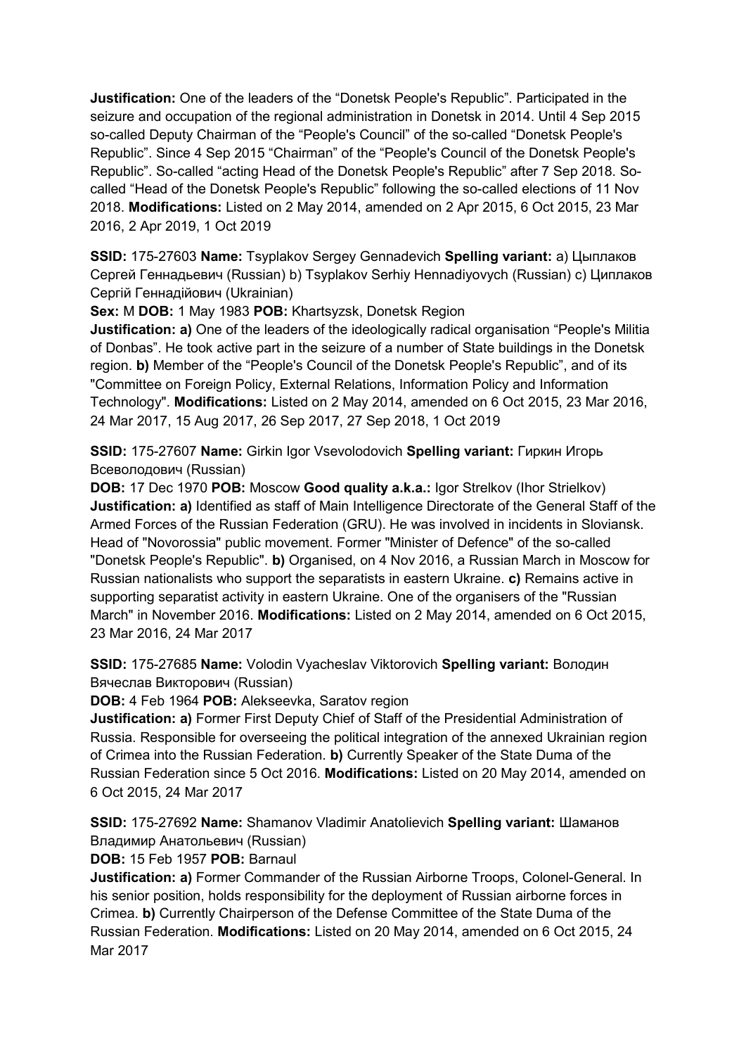**Justification:** One of the leaders of the “Donetsk People's Republic”. Participated in the seizure and occupation of the regional administration in Donetsk in 2014. Until 4 Sep 2015 so-called Deputy Chairman of the “People's Council” of the so-called “Donetsk People's Republic”. Since 4 Sep 2015 “Chairman” of the “People's Council of the Donetsk People's Republic”. So-called “acting Head of the Donetsk People's Republic” after 7 Sep 2018. So-called “Head of the Donetsk People's Republic” following the so-called elections of 11 Nov 2018. **Modifications:** Listed on 2 May 2014, amended on 2 Apr 2015, 6 Oct 2015, 23 Mar 2016, 2 Apr 2019, 1 Oct 2019

**SSID:** 175-27603 **Name:** Tsyplakov Sergey Gennadevich **Spelling variant:** a) Цыплаков Сергей Геннадьевич (Russian) b) Tsyplakov Serhiy Hennadiyovych (Russian) c) Циплаков Сергій Геннадійович (Ukrainian)
**Sex:** M **DOB:** 1 May 1983 **POB:** Khartsyzsk, Donetsk Region
**Justification: a)** One of the leaders of the ideologically radical organisation “People's Militia of Donbas”. He took active part in the seizure of a number of State buildings in the Donetsk region. **b)** Member of the “People's Council of the Donetsk People's Republic”, and of its "Committee on Foreign Policy, External Relations, Information Policy and Information Technology". **Modifications:** Listed on 2 May 2014, amended on 6 Oct 2015, 23 Mar 2016, 24 Mar 2017, 15 Aug 2017, 26 Sep 2017, 27 Sep 2018, 1 Oct 2019

**SSID:** 175-27607 **Name:** Girkin Igor Vsevolodovich **Spelling variant:** Гиркин Игорь Всеволодович (Russian)
**DOB:** 17 Dec 1970 **POB:** Moscow **Good quality a.k.a.:** Igor Strelkov (Ihor Strielkov)
**Justification: a)** Identified as staff of Main Intelligence Directorate of the General Staff of the Armed Forces of the Russian Federation (GRU). He was involved in incidents in Sloviansk. Head of "Novorossia" public movement. Former "Minister of Defence" of the so-called "Donetsk People's Republic". **b)** Organised, on 4 Nov 2016, a Russian March in Moscow for Russian nationalists who support the separatists in eastern Ukraine. **c)** Remains active in supporting separatist activity in eastern Ukraine. One of the organisers of the "Russian March" in November 2016. **Modifications:** Listed on 2 May 2014, amended on 6 Oct 2015, 23 Mar 2016, 24 Mar 2017

**SSID:** 175-27685 **Name:** Volodin Vyacheslav Viktorovich **Spelling variant:** Володин Вячеслав Викторович (Russian)
**DOB:** 4 Feb 1964 **POB:** Alekseevka, Saratov region
**Justification: a)** Former First Deputy Chief of Staff of the Presidential Administration of Russia. Responsible for overseeing the political integration of the annexed Ukrainian region of Crimea into the Russian Federation. **b)** Currently Speaker of the State Duma of the Russian Federation since 5 Oct 2016. **Modifications:** Listed on 20 May 2014, amended on 6 Oct 2015, 24 Mar 2017

**SSID:** 175-27692 **Name:** Shamanov Vladimir Anatolievich **Spelling variant:** Шаманов Владимир Анатольевич (Russian)
**DOB:** 15 Feb 1957 **POB:** Barnaul
**Justification: a)** Former Commander of the Russian Airborne Troops, Colonel-General. In his senior position, holds responsibility for the deployment of Russian airborne forces in Crimea. **b)** Currently Chairperson of the Defense Committee of the State Duma of the Russian Federation. **Modifications:** Listed on 20 May 2014, amended on 6 Oct 2015, 24 Mar 2017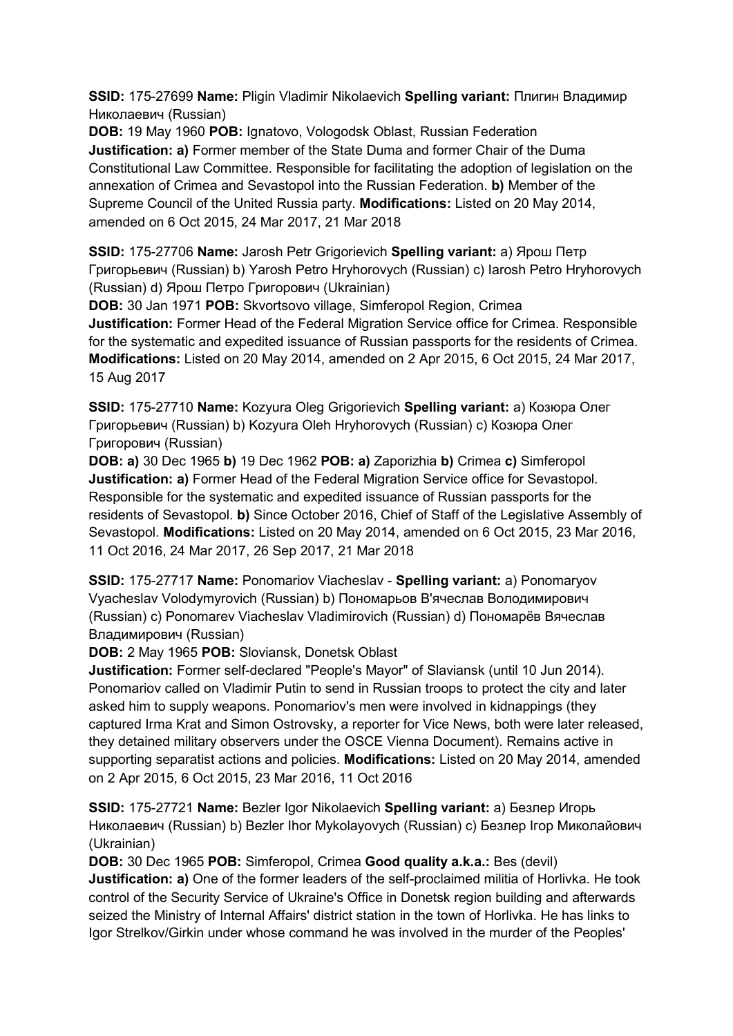**SSID:** 175-27699 **Name:** Pligin Vladimir Nikolaevich **Spelling variant:** Плигин Владимир Николаевич (Russian)
**DOB:** 19 May 1960 **POB:** Ignatovo, Vologodsk Oblast, Russian Federation
**Justification: a)** Former member of the State Duma and former Chair of the Duma Constitutional Law Committee. Responsible for facilitating the adoption of legislation on the annexation of Crimea and Sevastopol into the Russian Federation. **b)** Member of the Supreme Council of the United Russia party. **Modifications:** Listed on 20 May 2014, amended on 6 Oct 2015, 24 Mar 2017, 21 Mar 2018

**SSID:** 175-27706 **Name:** Jarosh Petr Grigorievich **Spelling variant:** a) Ярош Петр Григорьевич (Russian) b) Yarosh Petro Hryhorovych (Russian) c) Iarosh Petro Hryhorovych (Russian) d) Ярош Петро Григорович (Ukrainian)
**DOB:** 30 Jan 1971 **POB:** Skvortsovo village, Simferopol Region, Crimea
**Justification:** Former Head of the Federal Migration Service office for Crimea. Responsible for the systematic and expedited issuance of Russian passports for the residents of Crimea. **Modifications:** Listed on 20 May 2014, amended on 2 Apr 2015, 6 Oct 2015, 24 Mar 2017, 15 Aug 2017

**SSID:** 175-27710 **Name:** Kozyura Oleg Grigorievich **Spelling variant:** a) Козюра Олег Григорьевич (Russian) b) Kozyura Oleh Hryhorovych (Russian) c) Козюра Олег Григорович (Russian)
**DOB: a)** 30 Dec 1965 **b)** 19 Dec 1962 **POB: a)** Zaporizhia **b)** Crimea **c)** Simferopol
**Justification: a)** Former Head of the Federal Migration Service office for Sevastopol. Responsible for the systematic and expedited issuance of Russian passports for the residents of Sevastopol. **b)** Since October 2016, Chief of Staff of the Legislative Assembly of Sevastopol. **Modifications:** Listed on 20 May 2014, amended on 6 Oct 2015, 23 Mar 2016, 11 Oct 2016, 24 Mar 2017, 26 Sep 2017, 21 Mar 2018

**SSID:** 175-27717 **Name:** Ponomariov Viacheslav - **Spelling variant:** a) Ponomaryov Vyacheslav Volodymyrovich (Russian) b) Пономарьов В'ячеслав Володимирович (Russian) c) Ponomarev Viacheslav Vladimirovich (Russian) d) Пономарёв Вячеслав Владимирович (Russian)
**DOB:** 2 May 1965 **POB:** Sloviansk, Donetsk Oblast
**Justification:** Former self-declared "People's Mayor" of Slaviansk (until 10 Jun 2014). Ponomariov called on Vladimir Putin to send in Russian troops to protect the city and later asked him to supply weapons. Ponomariov's men were involved in kidnappings (they captured Irma Krat and Simon Ostrovsky, a reporter for Vice News, both were later released, they detained military observers under the OSCE Vienna Document). Remains active in supporting separatist actions and policies. **Modifications:** Listed on 20 May 2014, amended on 2 Apr 2015, 6 Oct 2015, 23 Mar 2016, 11 Oct 2016

**SSID:** 175-27721 **Name:** Bezler Igor Nikolaevich **Spelling variant:** a) Безлер Игорь Николаевич (Russian) b) Bezler Ihor Mykolayovych (Russian) c) Безлер Ігор Миколайович (Ukrainian)
**DOB:** 30 Dec 1965 **POB:** Simferopol, Crimea **Good quality a.k.a.:** Bes (devil)
**Justification: a)** One of the former leaders of the self-proclaimed militia of Horlivka. He took control of the Security Service of Ukraine's Office in Donetsk region building and afterwards seized the Ministry of Internal Affairs' district station in the town of Horlivka. He has links to Igor Strelkov/Girkin under whose command he was involved in the murder of the Peoples'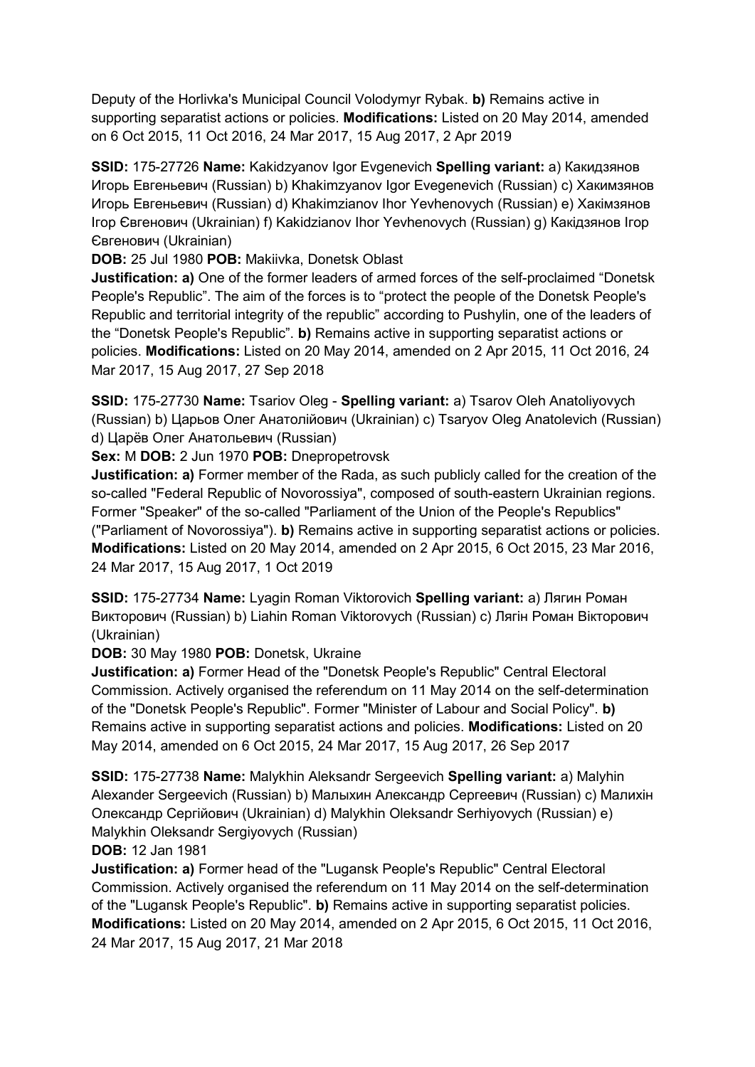Deputy of the Horlivka's Municipal Council Volodymyr Rybak. **b)** Remains active in supporting separatist actions or policies. **Modifications:** Listed on 20 May 2014, amended on 6 Oct 2015, 11 Oct 2016, 24 Mar 2017, 15 Aug 2017, 2 Apr 2019

**SSID:** 175-27726 **Name:** Kakidzyanov Igor Evgenevich **Spelling variant:** a) Какидзянов Игорь Евгеньевич (Russian) b) Khakimzyanov Igor Evegenevich (Russian) c) Хакимзянов Игорь Евгеньевич (Russian) d) Khakimzianov Ihor Yevhenovych (Russian) e) Хакімзянов Ігор Євгенович (Ukrainian) f) Kakidzianov Ihor Yevhenovych (Russian) g) Какідзянов Ігор Євгенович (Ukrainian)

**DOB:** 25 Jul 1980 **POB:** Makiivka, Donetsk Oblast

**Justification: a)** One of the former leaders of armed forces of the self-proclaimed “Donetsk People's Republic”. The aim of the forces is to “protect the people of the Donetsk People's Republic and territorial integrity of the republic” according to Pushylin, one of the leaders of the “Donetsk People's Republic”. **b)** Remains active in supporting separatist actions or policies. **Modifications:** Listed on 20 May 2014, amended on 2 Apr 2015, 11 Oct 2016, 24 Mar 2017, 15 Aug 2017, 27 Sep 2018

**SSID:** 175-27730 **Name:** Tsariov Oleg - **Spelling variant:** a) Tsarov Oleh Anatoliyovych (Russian) b) Царьов Олег Анатолійович (Ukrainian) c) Tsaryov Oleg Anatolevich (Russian) d) Царёв Олег Анатольевич (Russian)

**Sex:** M **DOB:** 2 Jun 1970 **POB:** Dnepropetrovsk

**Justification: a)** Former member of the Rada, as such publicly called for the creation of the so-called "Federal Republic of Novorossiya", composed of south-eastern Ukrainian regions. Former "Speaker" of the so-called "Parliament of the Union of the People's Republics" ("Parliament of Novorossiya"). **b)** Remains active in supporting separatist actions or policies. **Modifications:** Listed on 20 May 2014, amended on 2 Apr 2015, 6 Oct 2015, 23 Mar 2016, 24 Mar 2017, 15 Aug 2017, 1 Oct 2019

**SSID:** 175-27734 **Name:** Lyagin Roman Viktorovich **Spelling variant:** a) Лягин Роман Викторович (Russian) b) Liahin Roman Viktorovych (Russian) c) Лягін Роман Вікторович (Ukrainian)

**DOB:** 30 May 1980 **POB:** Donetsk, Ukraine

**Justification: a)** Former Head of the "Donetsk People's Republic" Central Electoral Commission. Actively organised the referendum on 11 May 2014 on the self-determination of the "Donetsk People's Republic". Former "Minister of Labour and Social Policy". **b)** Remains active in supporting separatist actions and policies. **Modifications:** Listed on 20 May 2014, amended on 6 Oct 2015, 24 Mar 2017, 15 Aug 2017, 26 Sep 2017

**SSID:** 175-27738 **Name:** Malykhin Aleksandr Sergeevich **Spelling variant:** a) Malyhin Alexander Sergeevich (Russian) b) Малыхин Александр Сергеевич (Russian) c) Малихін Олександр Сергійович (Ukrainian) d) Malykhin Oleksandr Serhiyovych (Russian) e) Malykhin Oleksandr Sergiyovych (Russian)

**DOB:** 12 Jan 1981

**Justification: a)** Former head of the "Lugansk People's Republic" Central Electoral Commission. Actively organised the referendum on 11 May 2014 on the self-determination of the "Lugansk People's Republic". **b)** Remains active in supporting separatist policies. **Modifications:** Listed on 20 May 2014, amended on 2 Apr 2015, 6 Oct 2015, 11 Oct 2016, 24 Mar 2017, 15 Aug 2017, 21 Mar 2018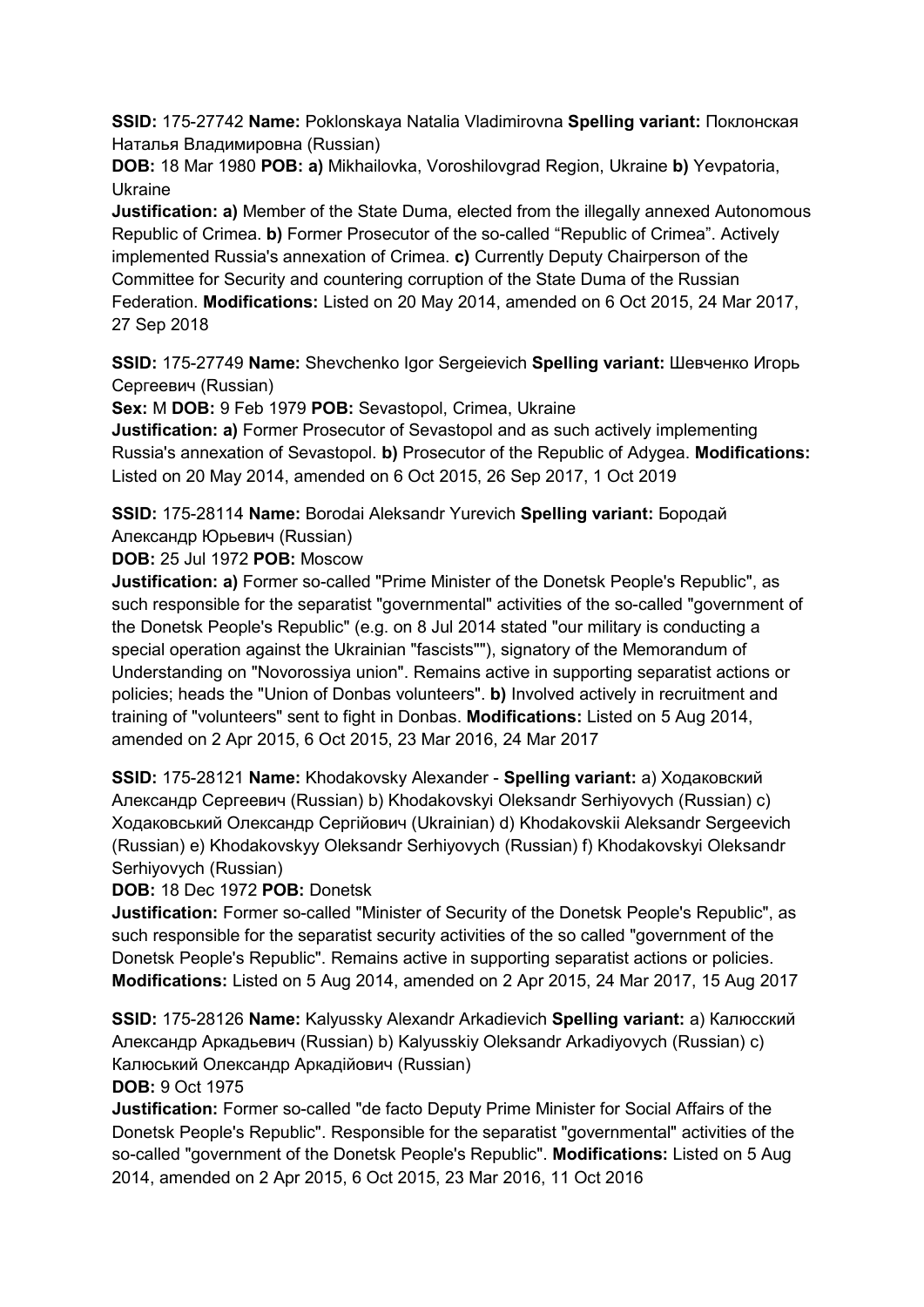**SSID:** 175-27742 **Name:** Poklonskaya Natalia Vladimirovna **Spelling variant:** Поклонская Наталья Владимировна (Russian)

**DOB:** 18 Mar 1980 **POB:** **a)** Mikhailovka, Voroshilovgrad Region, Ukraine **b)** Yevpatoria, Ukraine

**Justification:** **a)** Member of the State Duma, elected from the illegally annexed Autonomous Republic of Crimea. **b)** Former Prosecutor of the so-called "Republic of Crimea". Actively implemented Russia's annexation of Crimea. **c)** Currently Deputy Chairperson of the Committee for Security and countering corruption of the State Duma of the Russian Federation. **Modifications:** Listed on 20 May 2014, amended on 6 Oct 2015, 24 Mar 2017, 27 Sep 2018

**SSID:** 175-27749 **Name:** Shevchenko Igor Sergeievich **Spelling variant:** Шевченко Игорь Сергеевич (Russian)

**Sex:** M **DOB:** 9 Feb 1979 **POB:** Sevastopol, Crimea, Ukraine

**Justification:** **a)** Former Prosecutor of Sevastopol and as such actively implementing Russia's annexation of Sevastopol. **b)** Prosecutor of the Republic of Adygea. **Modifications:** Listed on 20 May 2014, amended on 6 Oct 2015, 26 Sep 2017, 1 Oct 2019

**SSID:** 175-28114 **Name:** Borodai Aleksandr Yurevich **Spelling variant:** Бородай Александр Юрьевич (Russian)

**DOB:** 25 Jul 1972 **POB:** Moscow

**Justification:** **a)** Former so-called "Prime Minister of the Donetsk People's Republic", as such responsible for the separatist "governmental" activities of the so-called "government of the Donetsk People's Republic" (e.g. on 8 Jul 2014 stated "our military is conducting a special operation against the Ukrainian "fascists""), signatory of the Memorandum of Understanding on "Novorossiya union". Remains active in supporting separatist actions or policies; heads the "Union of Donbas volunteers". **b)** Involved actively in recruitment and training of "volunteers" sent to fight in Donbas. **Modifications:** Listed on 5 Aug 2014, amended on 2 Apr 2015, 6 Oct 2015, 23 Mar 2016, 24 Mar 2017

**SSID:** 175-28121 **Name:** Khodakovsky Alexander - **Spelling variant:** a) Ходаковский Александр Сергеевич (Russian) b) Khodakovskyi Oleksandr Serhiyovych (Russian) c) Ходаковський Олександр Сергійович (Ukrainian) d) Khodakovskii Aleksandr Sergeevich (Russian) e) Khodakovskyy Oleksandr Serhiyovych (Russian) f) Khodakovskyi Oleksandr Serhiyovych (Russian)

**DOB:** 18 Dec 1972 **POB:** Donetsk

**Justification:** Former so-called "Minister of Security of the Donetsk People's Republic", as such responsible for the separatist security activities of the so called "government of the Donetsk People's Republic". Remains active in supporting separatist actions or policies. **Modifications:** Listed on 5 Aug 2014, amended on 2 Apr 2015, 24 Mar 2017, 15 Aug 2017

**SSID:** 175-28126 **Name:** Kalyussky Alexandr Arkadievich **Spelling variant:** a) Калюсский Александр Аркадьевич (Russian) b) Kalyusskiy Oleksandr Arkadiyovych (Russian) c) Калюський Олександр Аркадійович (Russian)

**DOB:** 9 Oct 1975

**Justification:** Former so-called "de facto Deputy Prime Minister for Social Affairs of the Donetsk People's Republic". Responsible for the separatist "governmental" activities of the so-called "government of the Donetsk People's Republic". **Modifications:** Listed on 5 Aug 2014, amended on 2 Apr 2015, 6 Oct 2015, 23 Mar 2016, 11 Oct 2016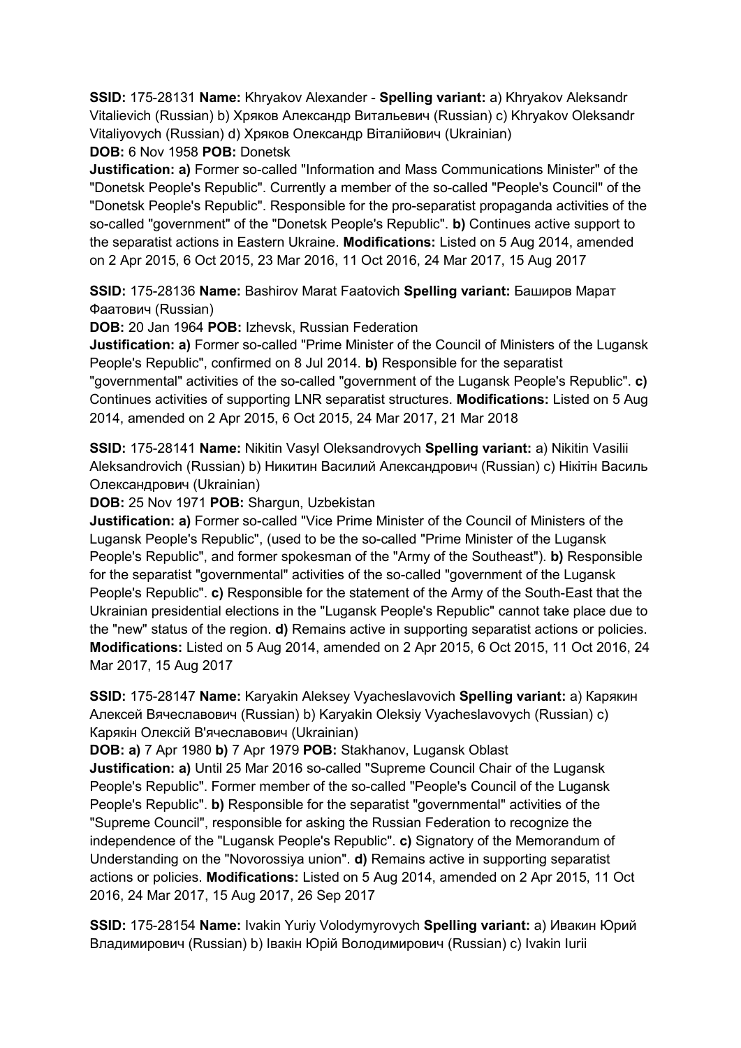**SSID:** 175-28131 **Name:** Khryakov Alexander - **Spelling variant:** a) Khryakov Aleksandr Vitalievich (Russian) b) Хряков Александр Витальевич (Russian) c) Khryakov Oleksandr Vitaliyovych (Russian) d) Хряков Олександр Віталійович (Ukrainian)
**DOB:** 6 Nov 1958 **POB:** Donetsk
**Justification: a)** Former so-called "Information and Mass Communications Minister" of the "Donetsk People's Republic". Currently a member of the so-called "People's Council" of the "Donetsk People's Republic". Responsible for the pro-separatist propaganda activities of the so-called "government" of the "Donetsk People's Republic". **b)** Continues active support to the separatist actions in Eastern Ukraine. **Modifications:** Listed on 5 Aug 2014, amended on 2 Apr 2015, 6 Oct 2015, 23 Mar 2016, 11 Oct 2016, 24 Mar 2017, 15 Aug 2017

**SSID:** 175-28136 **Name:** Bashirov Marat Faatovich **Spelling variant:** Баширов Марат Фаатович (Russian)
**DOB:** 20 Jan 1964 **POB:** Izhevsk, Russian Federation
**Justification: a)** Former so-called "Prime Minister of the Council of Ministers of the Lugansk People's Republic", confirmed on 8 Jul 2014. **b)** Responsible for the separatist "governmental" activities of the so-called "government of the Lugansk People's Republic". **c)** Continues activities of supporting LNR separatist structures. **Modifications:** Listed on 5 Aug 2014, amended on 2 Apr 2015, 6 Oct 2015, 24 Mar 2017, 21 Mar 2018

**SSID:** 175-28141 **Name:** Nikitin Vasyl Oleksandrovych **Spelling variant:** a) Nikitin Vasilii Aleksandrovich (Russian) b) Никитин Василий Александрович (Russian) c) Нікітін Василь Олександрович (Ukrainian)
**DOB:** 25 Nov 1971 **POB:** Shargun, Uzbekistan
**Justification: a)** Former so-called "Vice Prime Minister of the Council of Ministers of the Lugansk People's Republic", (used to be the so-called "Prime Minister of the Lugansk People's Republic", and former spokesman of the "Army of the Southeast"). **b)** Responsible for the separatist "governmental" activities of the so-called "government of the Lugansk People's Republic". **c)** Responsible for the statement of the Army of the South-East that the Ukrainian presidential elections in the "Lugansk People's Republic" cannot take place due to the "new" status of the region. **d)** Remains active in supporting separatist actions or policies. **Modifications:** Listed on 5 Aug 2014, amended on 2 Apr 2015, 6 Oct 2015, 11 Oct 2016, 24 Mar 2017, 15 Aug 2017

**SSID:** 175-28147 **Name:** Karyakin Aleksey Vyacheslavovich **Spelling variant:** a) Карякин Алексей Вячеславович (Russian) b) Karyakin Oleksiy Vyacheslavovych (Russian) c) Карякін Олексій В'ячеславович (Ukrainian)
**DOB: a)** 7 Apr 1980 **b)** 7 Apr 1979 **POB:** Stakhanov, Lugansk Oblast
**Justification: a)** Until 25 Mar 2016 so-called "Supreme Council Chair of the Lugansk People's Republic". Former member of the so-called "People's Council of the Lugansk People's Republic". **b)** Responsible for the separatist "governmental" activities of the "Supreme Council", responsible for asking the Russian Federation to recognize the independence of the "Lugansk People's Republic". **c)** Signatory of the Memorandum of Understanding on the "Novorossiya union". **d)** Remains active in supporting separatist actions or policies. **Modifications:** Listed on 5 Aug 2014, amended on 2 Apr 2015, 11 Oct 2016, 24 Mar 2017, 15 Aug 2017, 26 Sep 2017

**SSID:** 175-28154 **Name:** Ivakin Yuriy Volodymyrovych **Spelling variant:** a) Ивакин Юрий Владимирович (Russian) b) Івакін Юрій Володимирович (Russian) c) Ivakin Iurii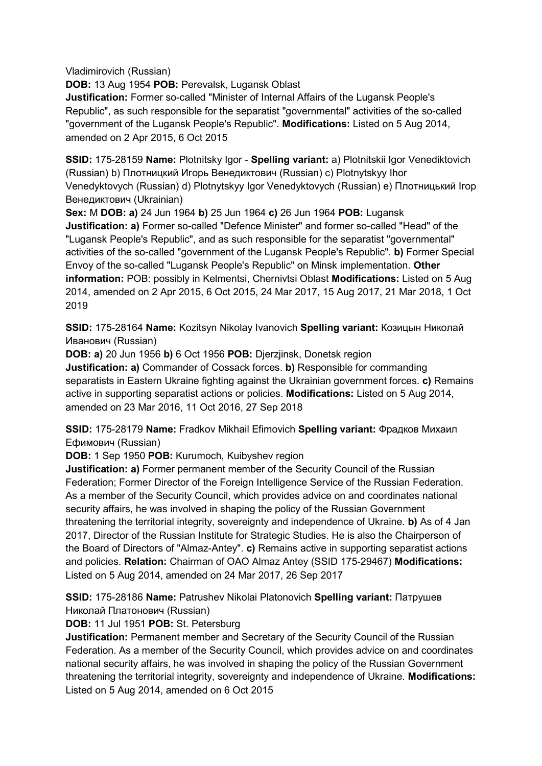Vladimirovich (Russian)

**DOB:** 13 Aug 1954 **POB:** Perevalsk, Lugansk Oblast

**Justification:** Former so-called "Minister of Internal Affairs of the Lugansk People's Republic", as such responsible for the separatist "governmental" activities of the so-called "government of the Lugansk People's Republic". **Modifications:** Listed on 5 Aug 2014, amended on 2 Apr 2015, 6 Oct 2015

**SSID:** 175-28159 **Name:** Plotnitsky Igor - **Spelling variant:** a) Plotnitskii Igor Venediktovich (Russian) b) Плотницкий Игорь Венедиктович (Russian) c) Plotnytskyy Ihor Venedyktovych (Russian) d) Plotnytskyy Igor Venedyktovych (Russian) e) Плотницький Iгор Венедиктович (Ukrainian)

**Sex:** M **DOB:** **a)** 24 Jun 1964 **b)** 25 Jun 1964 **c)** 26 Jun 1964 **POB:** Lugansk

**Justification:** **a)** Former so-called "Defence Minister" and former so-called "Head" of the "Lugansk People's Republic", and as such responsible for the separatist "governmental" activities of the so-called "government of the Lugansk People's Republic". **b)** Former Special Envoy of the so-called "Lugansk People's Republic" on Minsk implementation. **Other information:** POB: possibly in Kelmentsi, Chernivtsi Oblast **Modifications:** Listed on 5 Aug 2014, amended on 2 Apr 2015, 6 Oct 2015, 24 Mar 2017, 15 Aug 2017, 21 Mar 2018, 1 Oct 2019

**SSID:** 175-28164 **Name:** Kozitsyn Nikolay Ivanovich **Spelling variant:** Козицын Николай Иванович (Russian)

**DOB:** **a)** 20 Jun 1956 **b)** 6 Oct 1956 **POB:** Djerzjinsk, Donetsk region

**Justification:** **a)** Commander of Cossack forces. **b)** Responsible for commanding separatists in Eastern Ukraine fighting against the Ukrainian government forces. **c)** Remains active in supporting separatist actions or policies. **Modifications:** Listed on 5 Aug 2014, amended on 23 Mar 2016, 11 Oct 2016, 27 Sep 2018

**SSID:** 175-28179 **Name:** Fradkov Mikhail Efimovich **Spelling variant:** Фрадков Михаил Ефимович (Russian)

**DOB:** 1 Sep 1950 **POB:** Kurumoch, Kuibyshev region

**Justification:** **a)** Former permanent member of the Security Council of the Russian Federation; Former Director of the Foreign Intelligence Service of the Russian Federation. As a member of the Security Council, which provides advice on and coordinates national security affairs, he was involved in shaping the policy of the Russian Government threatening the territorial integrity, sovereignty and independence of Ukraine. **b)** As of 4 Jan 2017, Director of the Russian Institute for Strategic Studies. He is also the Chairperson of the Board of Directors of "Almaz-Antey". **c)** Remains active in supporting separatist actions and policies. **Relation:** Chairman of OAO Almaz Antey (SSID 175-29467) **Modifications:** Listed on 5 Aug 2014, amended on 24 Mar 2017, 26 Sep 2017

**SSID:** 175-28186 **Name:** Patrushev Nikolai Platonovich **Spelling variant:** Патрушев Николай Платонович (Russian)

**DOB:** 11 Jul 1951 **POB:** St. Petersburg

**Justification:** Permanent member and Secretary of the Security Council of the Russian Federation. As a member of the Security Council, which provides advice on and coordinates national security affairs, he was involved in shaping the policy of the Russian Government threatening the territorial integrity, sovereignty and independence of Ukraine. **Modifications:** Listed on 5 Aug 2014, amended on 6 Oct 2015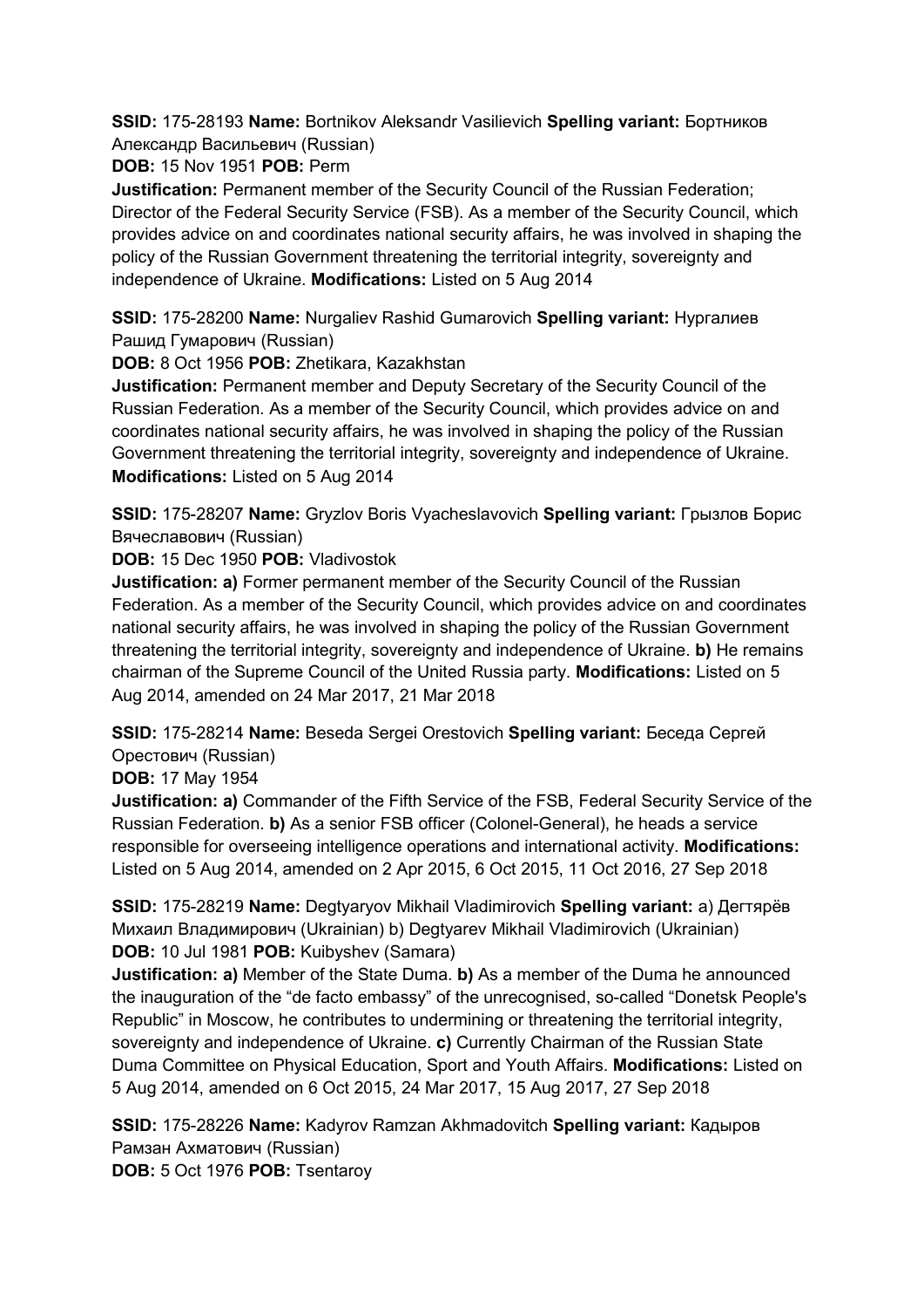**SSID:** 175-28193 **Name:** Bortnikov Aleksandr Vasilievich **Spelling variant:** Бортников Александр Васильевич (Russian)
**DOB:** 15 Nov 1951 **POB:** Perm
**Justification:** Permanent member of the Security Council of the Russian Federation; Director of the Federal Security Service (FSB). As a member of the Security Council, which provides advice on and coordinates national security affairs, he was involved in shaping the policy of the Russian Government threatening the territorial integrity, sovereignty and independence of Ukraine. **Modifications:** Listed on 5 Aug 2014

**SSID:** 175-28200 **Name:** Nurgaliev Rashid Gumarovich **Spelling variant:** Нургалиев Рашид Гумарович (Russian)
**DOB:** 8 Oct 1956 **POB:** Zhetikara, Kazakhstan
**Justification:** Permanent member and Deputy Secretary of the Security Council of the Russian Federation. As a member of the Security Council, which provides advice on and coordinates national security affairs, he was involved in shaping the policy of the Russian Government threatening the territorial integrity, sovereignty and independence of Ukraine. **Modifications:** Listed on 5 Aug 2014

**SSID:** 175-28207 **Name:** Gryzlov Boris Vyacheslavovich **Spelling variant:** Грызлов Борис Вячеславович (Russian)
**DOB:** 15 Dec 1950 **POB:** Vladivostok
**Justification: a)** Former permanent member of the Security Council of the Russian Federation. As a member of the Security Council, which provides advice on and coordinates national security affairs, he was involved in shaping the policy of the Russian Government threatening the territorial integrity, sovereignty and independence of Ukraine. **b)** He remains chairman of the Supreme Council of the United Russia party. **Modifications:** Listed on 5 Aug 2014, amended on 24 Mar 2017, 21 Mar 2018

**SSID:** 175-28214 **Name:** Beseda Sergei Orestovich **Spelling variant:** Беседа Сергей Орестович (Russian)
**DOB:** 17 May 1954
**Justification: a)** Commander of the Fifth Service of the FSB, Federal Security Service of the Russian Federation. **b)** As a senior FSB officer (Colonel-General), he heads a service responsible for overseeing intelligence operations and international activity. **Modifications:** Listed on 5 Aug 2014, amended on 2 Apr 2015, 6 Oct 2015, 11 Oct 2016, 27 Sep 2018

**SSID:** 175-28219 **Name:** Degtyaryov Mikhail Vladimirovich **Spelling variant:** a) Дегтярёв Михаил Владимирович (Ukrainian) b) Degtyarev Mikhail Vladimirovich (Ukrainian)
**DOB:** 10 Jul 1981 **POB:** Kuibyshev (Samara)
**Justification: a)** Member of the State Duma. **b)** As a member of the Duma he announced the inauguration of the "de facto embassy" of the unrecognised, so-called "Donetsk People's Republic" in Moscow, he contributes to undermining or threatening the territorial integrity, sovereignty and independence of Ukraine. **c)** Currently Chairman of the Russian State Duma Committee on Physical Education, Sport and Youth Affairs. **Modifications:** Listed on 5 Aug 2014, amended on 6 Oct 2015, 24 Mar 2017, 15 Aug 2017, 27 Sep 2018

**SSID:** 175-28226 **Name:** Kadyrov Ramzan Akhmadovitch **Spelling variant:** Кадыров Рамзан Ахматович (Russian)
**DOB:** 5 Oct 1976 **POB:** Tsentaroy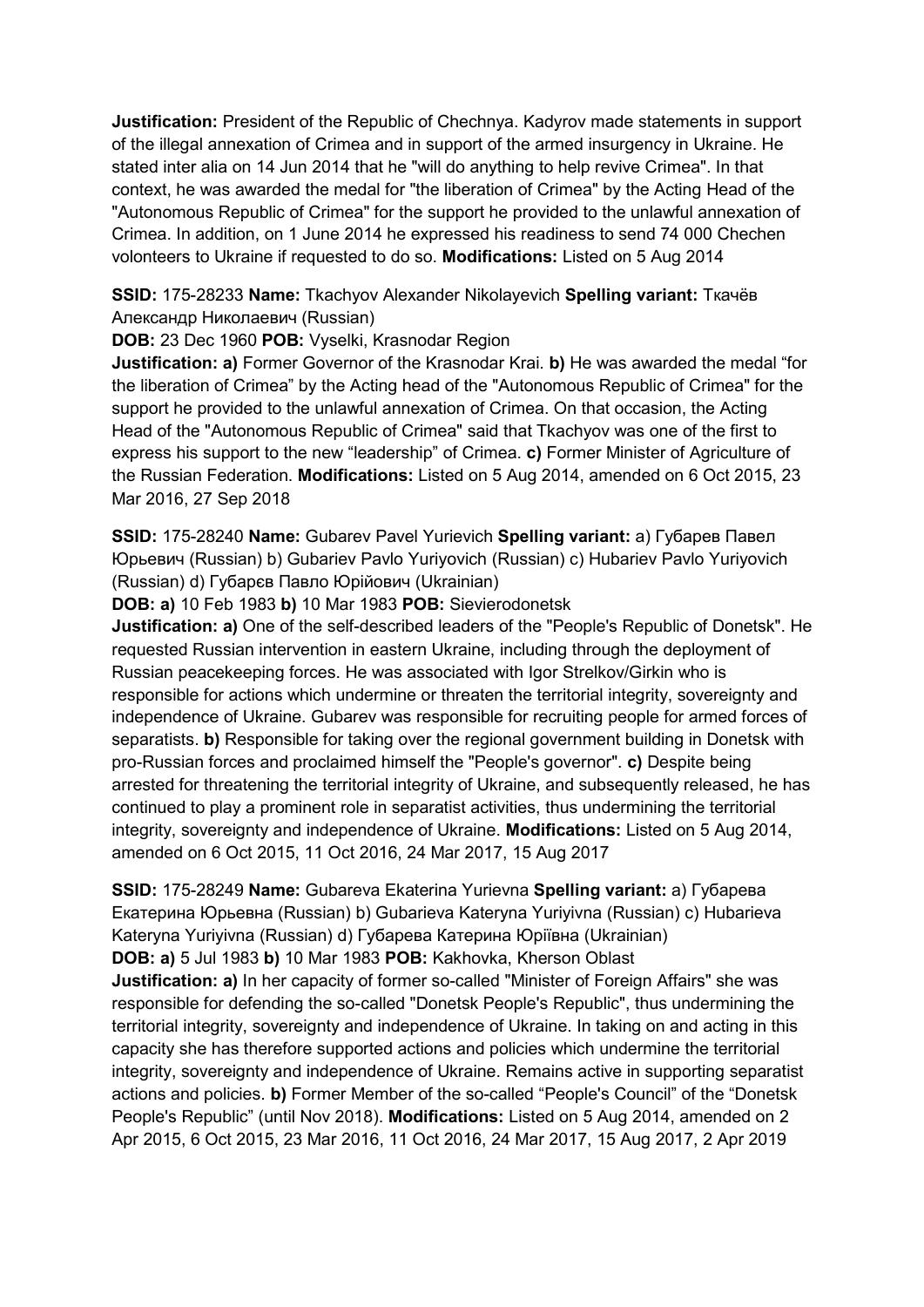**Justification:** President of the Republic of Chechnya. Kadyrov made statements in support of the illegal annexation of Crimea and in support of the armed insurgency in Ukraine. He stated inter alia on 14 Jun 2014 that he "will do anything to help revive Crimea". In that context, he was awarded the medal for "the liberation of Crimea" by the Acting Head of the "Autonomous Republic of Crimea" for the support he provided to the unlawful annexation of Crimea. In addition, on 1 June 2014 he expressed his readiness to send 74 000 Chechen volonteers to Ukraine if requested to do so. **Modifications:** Listed on 5 Aug 2014

**SSID:** 175-28233 **Name:** Tkachyov Alexander Nikolayevich **Spelling variant:** Ткачёв Александр Николаевич (Russian)

**DOB:** 23 Dec 1960 **POB:** Vyselki, Krasnodar Region

**Justification: a)** Former Governor of the Krasnodar Krai. **b)** He was awarded the medal "for the liberation of Crimea" by the Acting head of the "Autonomous Republic of Crimea" for the support he provided to the unlawful annexation of Crimea. On that occasion, the Acting Head of the "Autonomous Republic of Crimea" said that Tkachyov was one of the first to express his support to the new "leadership" of Crimea. **c)** Former Minister of Agriculture of the Russian Federation. **Modifications:** Listed on 5 Aug 2014, amended on 6 Oct 2015, 23 Mar 2016, 27 Sep 2018

**SSID:** 175-28240 **Name:** Gubarev Pavel Yurievich **Spelling variant:** a) Губарев Павел Юрьевич (Russian) b) Gubariev Pavlo Yuriyovich (Russian) c) Hubariev Pavlo Yuriyovich (Russian) d) Губарєв Павло Юрійович (Ukrainian)

**DOB: a)** 10 Feb 1983 **b)** 10 Mar 1983 **POB:** Sievierodonetsk

**Justification: a)** One of the self-described leaders of the "People's Republic of Donetsk". He requested Russian intervention in eastern Ukraine, including through the deployment of Russian peacekeeping forces. He was associated with Igor Strelkov/Girkin who is responsible for actions which undermine or threaten the territorial integrity, sovereignty and independence of Ukraine. Gubarev was responsible for recruiting people for armed forces of separatists. **b)** Responsible for taking over the regional government building in Donetsk with pro-Russian forces and proclaimed himself the "People's governor". **c)** Despite being arrested for threatening the territorial integrity of Ukraine, and subsequently released, he has continued to play a prominent role in separatist activities, thus undermining the territorial integrity, sovereignty and independence of Ukraine. **Modifications:** Listed on 5 Aug 2014, amended on 6 Oct 2015, 11 Oct 2016, 24 Mar 2017, 15 Aug 2017

**SSID:** 175-28249 **Name:** Gubareva Ekaterina Yurievna **Spelling variant:** a) Губарева Екатерина Юрьевна (Russian) b) Gubarieva Kateryna Yuriyivna (Russian) c) Hubarieva Kateryna Yuriyivna (Russian) d) Губарева Катерина Юріївна (Ukrainian)

**DOB: a)** 5 Jul 1983 **b)** 10 Mar 1983 **POB:** Kakhovka, Kherson Oblast

**Justification: a)** In her capacity of former so-called "Minister of Foreign Affairs" she was responsible for defending the so-called "Donetsk People's Republic", thus undermining the territorial integrity, sovereignty and independence of Ukraine. In taking on and acting in this capacity she has therefore supported actions and policies which undermine the territorial integrity, sovereignty and independence of Ukraine. Remains active in supporting separatist actions and policies. **b)** Former Member of the so-called "People's Council" of the "Donetsk People's Republic" (until Nov 2018). **Modifications:** Listed on 5 Aug 2014, amended on 2 Apr 2015, 6 Oct 2015, 23 Mar 2016, 11 Oct 2016, 24 Mar 2017, 15 Aug 2017, 2 Apr 2019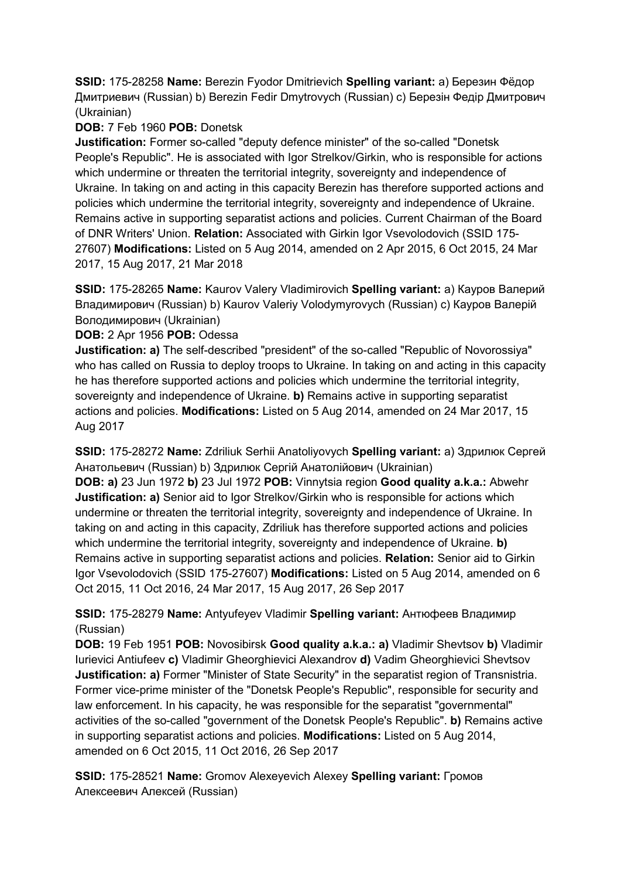**SSID:** 175-28258 **Name:** Berezin Fyodor Dmitrievich **Spelling variant:** a) Березин Фёдор Дмитриевич (Russian) b) Berezin Fedir Dmytrovych (Russian) c) Березін Федір Дмитрович (Ukrainian)

**DOB:** 7 Feb 1960 **POB:** Donetsk

**Justification:** Former so-called "deputy defence minister" of the so-called "Donetsk People's Republic". He is associated with Igor Strelkov/Girkin, who is responsible for actions which undermine or threaten the territorial integrity, sovereignty and independence of Ukraine. In taking on and acting in this capacity Berezin has therefore supported actions and policies which undermine the territorial integrity, sovereignty and independence of Ukraine. Remains active in supporting separatist actions and policies. Current Chairman of the Board of DNR Writers' Union. **Relation:** Associated with Girkin Igor Vsevolodovich (SSID 175-27607) **Modifications:** Listed on 5 Aug 2014, amended on 2 Apr 2015, 6 Oct 2015, 24 Mar 2017, 15 Aug 2017, 21 Mar 2018

**SSID:** 175-28265 **Name:** Kaurov Valery Vladimirovich **Spelling variant:** a) Кауров Валерий Владимирович (Russian) b) Kaurov Valeriy Volodymyrovych (Russian) c) Кауров Валерій Володимирович (Ukrainian)

**DOB:** 2 Apr 1956 **POB:** Odessa

**Justification: a)** The self-described "president" of the so-called "Republic of Novorossiya" who has called on Russia to deploy troops to Ukraine. In taking on and acting in this capacity he has therefore supported actions and policies which undermine the territorial integrity, sovereignty and independence of Ukraine. **b)** Remains active in supporting separatist actions and policies. **Modifications:** Listed on 5 Aug 2014, amended on 24 Mar 2017, 15 Aug 2017

**SSID:** 175-28272 **Name:** Zdriliuk Serhii Anatoliyovych **Spelling variant:** a) Здрилюк Сергей Анатольевич (Russian) b) Здрилюк Сергій Анатолійович (Ukrainian)

**DOB: a)** 23 Jun 1972 **b)** 23 Jul 1972 **POB:** Vinnytsia region **Good quality a.k.a.:** Abwehr

**Justification: a)** Senior aid to Igor Strelkov/Girkin who is responsible for actions which undermine or threaten the territorial integrity, sovereignty and independence of Ukraine. In taking on and acting in this capacity, Zdriliuk has therefore supported actions and policies which undermine the territorial integrity, sovereignty and independence of Ukraine. **b)** Remains active in supporting separatist actions and policies. **Relation:** Senior aid to Girkin Igor Vsevolodovich (SSID 175-27607) **Modifications:** Listed on 5 Aug 2014, amended on 6 Oct 2015, 11 Oct 2016, 24 Mar 2017, 15 Aug 2017, 26 Sep 2017

**SSID:** 175-28279 **Name:** Antyufeyev Vladimir **Spelling variant:** Антюфеев Владимир (Russian)

**DOB:** 19 Feb 1951 **POB:** Novosibirsk **Good quality a.k.a.: a)** Vladimir Shevtsov **b)** Vladimir Iurievici Antiufeev **c)** Vladimir Gheorghievici Alexandrov **d)** Vadim Gheorghievici Shevtsov

**Justification: a)** Former "Minister of State Security" in the separatist region of Transnistria. Former vice-prime minister of the "Donetsk People's Republic", responsible for security and law enforcement. In his capacity, he was responsible for the separatist "governmental" activities of the so-called "government of the Donetsk People's Republic". **b)** Remains active in supporting separatist actions and policies. **Modifications:** Listed on 5 Aug 2014, amended on 6 Oct 2015, 11 Oct 2016, 26 Sep 2017

**SSID:** 175-28521 **Name:** Gromov Alexeyevich Alexey **Spelling variant:** Громов Алексеевич Алексей (Russian)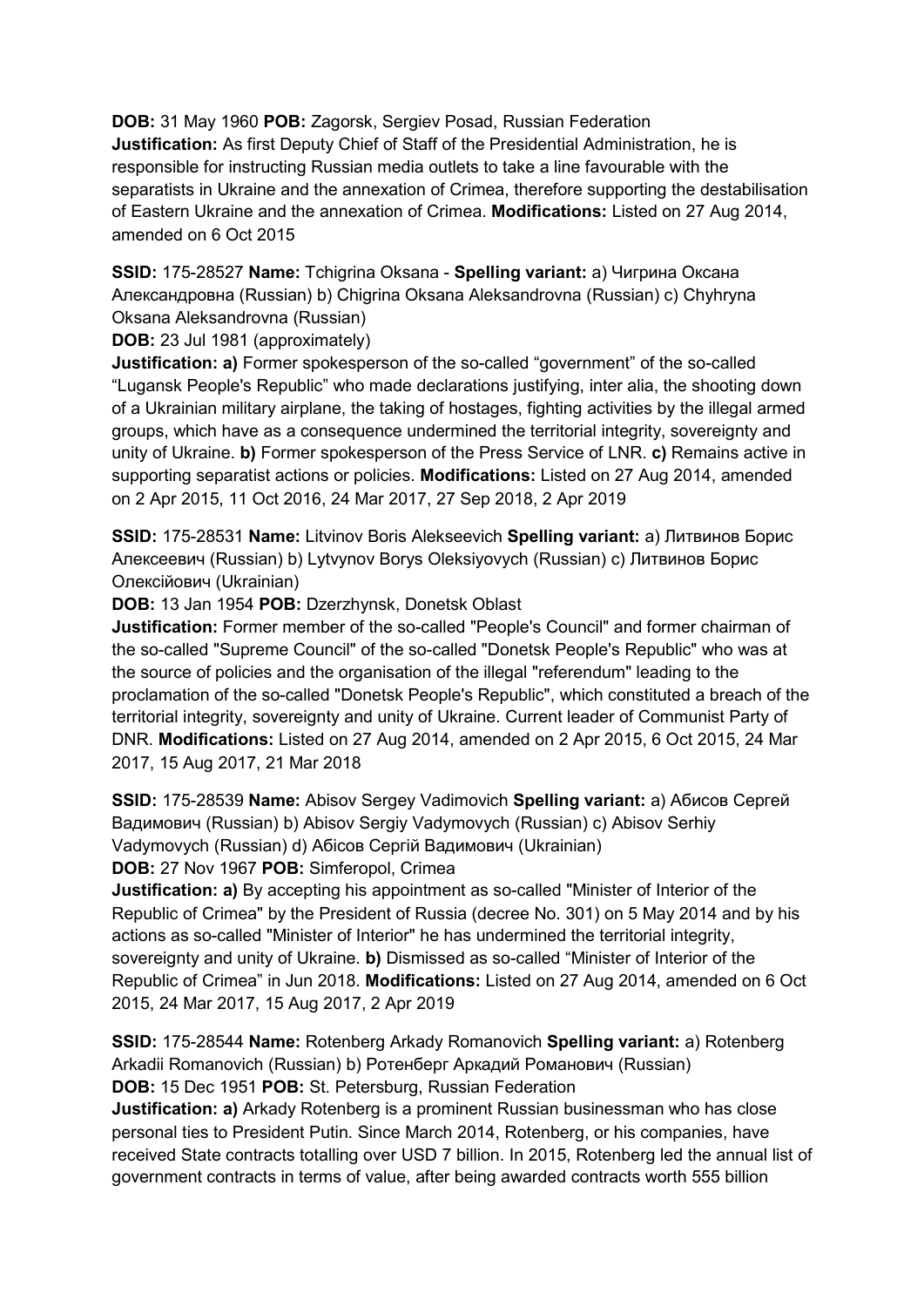**DOB:** 31 May 1960 **POB:** Zagorsk, Sergiev Posad, Russian Federation
**Justification:** As first Deputy Chief of Staff of the Presidential Administration, he is responsible for instructing Russian media outlets to take a line favourable with the separatists in Ukraine and the annexation of Crimea, therefore supporting the destabilisation of Eastern Ukraine and the annexation of Crimea. **Modifications:** Listed on 27 Aug 2014, amended on 6 Oct 2015

**SSID:** 175-28527 **Name:** Tchigrina Oksana - **Spelling variant:** a) Чигрина Оксана Александровна (Russian) b) Chigrina Oksana Aleksandrovna (Russian) c) Chyhryna Oksana Aleksandrovna (Russian)
**DOB:** 23 Jul 1981 (approximately)
**Justification: a)** Former spokesperson of the so-called "government" of the so-called "Lugansk People's Republic" who made declarations justifying, inter alia, the shooting down of a Ukrainian military airplane, the taking of hostages, fighting activities by the illegal armed groups, which have as a consequence undermined the territorial integrity, sovereignty and unity of Ukraine. **b)** Former spokesperson of the Press Service of LNR. **c)** Remains active in supporting separatist actions or policies. **Modifications:** Listed on 27 Aug 2014, amended on 2 Apr 2015, 11 Oct 2016, 24 Mar 2017, 27 Sep 2018, 2 Apr 2019

**SSID:** 175-28531 **Name:** Litvinov Boris Alekseevich **Spelling variant:** a) Литвинов Борис Алексеевич (Russian) b) Lytvynov Borys Oleksiyovych (Russian) c) Литвинов Борис Олексійович (Ukrainian)
**DOB:** 13 Jan 1954 **POB:** Dzerzhynsk, Donetsk Oblast
**Justification:** Former member of the so-called "People's Council" and former chairman of the so-called "Supreme Council" of the so-called "Donetsk People's Republic" who was at the source of policies and the organisation of the illegal "referendum" leading to the proclamation of the so-called "Donetsk People's Republic", which constituted a breach of the territorial integrity, sovereignty and unity of Ukraine. Current leader of Communist Party of DNR. **Modifications:** Listed on 27 Aug 2014, amended on 2 Apr 2015, 6 Oct 2015, 24 Mar 2017, 15 Aug 2017, 21 Mar 2018

**SSID:** 175-28539 **Name:** Abisov Sergey Vadimovich **Spelling variant:** a) Абисов Сергей Вадимович (Russian) b) Abisov Sergiy Vadymovych (Russian) c) Abisov Serhiy Vadymovych (Russian) d) Абісов Сергій Вадимович (Ukrainian)
**DOB:** 27 Nov 1967 **POB:** Simferopol, Crimea
**Justification: a)** By accepting his appointment as so-called "Minister of Interior of the Republic of Crimea" by the President of Russia (decree No. 301) on 5 May 2014 and by his actions as so-called "Minister of Interior" he has undermined the territorial integrity, sovereignty and unity of Ukraine. **b)** Dismissed as so-called "Minister of Interior of the Republic of Crimea" in Jun 2018. **Modifications:** Listed on 27 Aug 2014, amended on 6 Oct 2015, 24 Mar 2017, 15 Aug 2017, 2 Apr 2019

**SSID:** 175-28544 **Name:** Rotenberg Arkady Romanovich **Spelling variant:** a) Rotenberg Arkadii Romanovich (Russian) b) Ротенберг Аркадий Романович (Russian)
**DOB:** 15 Dec 1951 **POB:** St. Petersburg, Russian Federation
**Justification: a)** Arkady Rotenberg is a prominent Russian businessman who has close personal ties to President Putin. Since March 2014, Rotenberg, or his companies, have received State contracts totalling over USD 7 billion. In 2015, Rotenberg led the annual list of government contracts in terms of value, after being awarded contracts worth 555 billion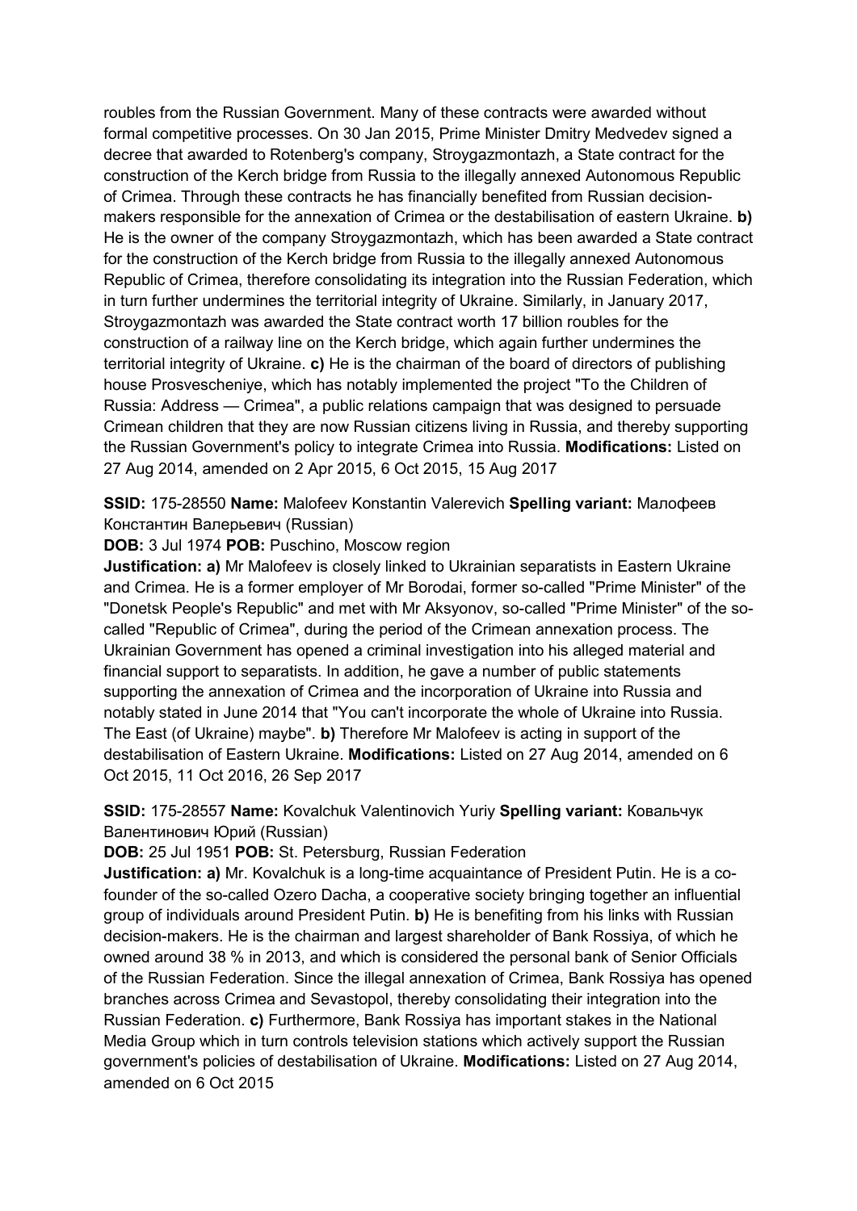roubles from the Russian Government. Many of these contracts were awarded without formal competitive processes. On 30 Jan 2015, Prime Minister Dmitry Medvedev signed a decree that awarded to Rotenberg's company, Stroygazmontazh, a State contract for the construction of the Kerch bridge from Russia to the illegally annexed Autonomous Republic of Crimea. Through these contracts he has financially benefited from Russian decision-makers responsible for the annexation of Crimea or the destabilisation of eastern Ukraine. **b)** He is the owner of the company Stroygazmontazh, which has been awarded a State contract for the construction of the Kerch bridge from Russia to the illegally annexed Autonomous Republic of Crimea, therefore consolidating its integration into the Russian Federation, which in turn further undermines the territorial integrity of Ukraine. Similarly, in January 2017, Stroygazmontazh was awarded the State contract worth 17 billion roubles for the construction of a railway line on the Kerch bridge, which again further undermines the territorial integrity of Ukraine. **c)** He is the chairman of the board of directors of publishing house Prosvescheniye, which has notably implemented the project "To the Children of Russia: Address — Crimea", a public relations campaign that was designed to persuade Crimean children that they are now Russian citizens living in Russia, and thereby supporting the Russian Government's policy to integrate Crimea into Russia. **Modifications:** Listed on 27 Aug 2014, amended on 2 Apr 2015, 6 Oct 2015, 15 Aug 2017

**SSID:** 175-28550 **Name:** Malofeev Konstantin Valerevich **Spelling variant:** Малофеев Константин Валерьевич (Russian)
**DOB:** 3 Jul 1974 **POB:** Puschino, Moscow region
**Justification: a)** Mr Malofeev is closely linked to Ukrainian separatists in Eastern Ukraine and Crimea. He is a former employer of Mr Borodai, former so-called "Prime Minister" of the "Donetsk People's Republic" and met with Mr Aksyonov, so-called "Prime Minister" of the so-called "Republic of Crimea", during the period of the Crimean annexation process. The Ukrainian Government has opened a criminal investigation into his alleged material and financial support to separatists. In addition, he gave a number of public statements supporting the annexation of Crimea and the incorporation of Ukraine into Russia and notably stated in June 2014 that "You can't incorporate the whole of Ukraine into Russia. The East (of Ukraine) maybe". **b)** Therefore Mr Malofeev is acting in support of the destabilisation of Eastern Ukraine. **Modifications:** Listed on 27 Aug 2014, amended on 6 Oct 2015, 11 Oct 2016, 26 Sep 2017

**SSID:** 175-28557 **Name:** Kovalchuk Valentinovich Yuriy **Spelling variant:** Ковальчук Валентинович Юрий (Russian)
**DOB:** 25 Jul 1951 **POB:** St. Petersburg, Russian Federation
**Justification: a)** Mr. Kovalchuk is a long-time acquaintance of President Putin. He is a co-founder of the so-called Ozero Dacha, a cooperative society bringing together an influential group of individuals around President Putin. **b)** He is benefiting from his links with Russian decision-makers. He is the chairman and largest shareholder of Bank Rossiya, of which he owned around 38 % in 2013, and which is considered the personal bank of Senior Officials of the Russian Federation. Since the illegal annexation of Crimea, Bank Rossiya has opened branches across Crimea and Sevastopol, thereby consolidating their integration into the Russian Federation. **c)** Furthermore, Bank Rossiya has important stakes in the National Media Group which in turn controls television stations which actively support the Russian government's policies of destabilisation of Ukraine. **Modifications:** Listed on 27 Aug 2014, amended on 6 Oct 2015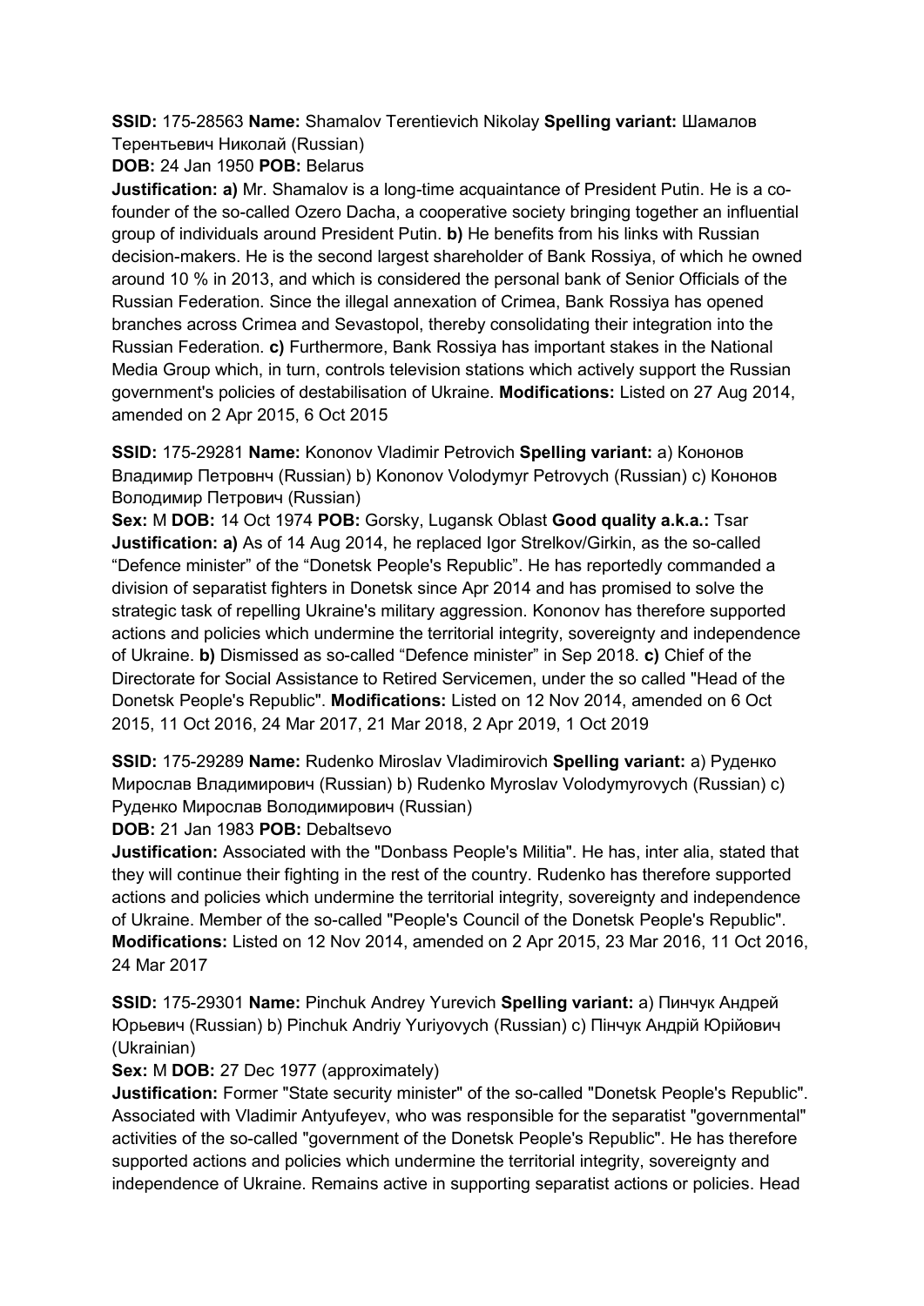**SSID:** 175-28563 **Name:** Shamalov Terentievich Nikolay **Spelling variant:** Шамалов Терентьевич Николай (Russian)
**DOB:** 24 Jan 1950 **POB:** Belarus
**Justification: a)** Mr. Shamalov is a long-time acquaintance of President Putin. He is a co-founder of the so-called Ozero Dacha, a cooperative society bringing together an influential group of individuals around President Putin. **b)** He benefits from his links with Russian decision-makers. He is the second largest shareholder of Bank Rossiya, of which he owned around 10 % in 2013, and which is considered the personal bank of Senior Officials of the Russian Federation. Since the illegal annexation of Crimea, Bank Rossiya has opened branches across Crimea and Sevastopol, thereby consolidating their integration into the Russian Federation. **c)** Furthermore, Bank Rossiya has important stakes in the National Media Group which, in turn, controls television stations which actively support the Russian government's policies of destabilisation of Ukraine. **Modifications:** Listed on 27 Aug 2014, amended on 2 Apr 2015, 6 Oct 2015

**SSID:** 175-29281 **Name:** Kononov Vladimir Petrovich **Spelling variant:** a) Кононов Владимир Петровнч (Russian) b) Kononov Volodymyr Petrovych (Russian) c) Кононов Володимир Петрович (Russian)
**Sex:** M **DOB:** 14 Oct 1974 **POB:** Gorsky, Lugansk Oblast **Good quality a.k.a.:** Tsar
**Justification: a)** As of 14 Aug 2014, he replaced Igor Strelkov/Girkin, as the so-called "Defence minister" of the "Donetsk People's Republic". He has reportedly commanded a division of separatist fighters in Donetsk since Apr 2014 and has promised to solve the strategic task of repelling Ukraine's military aggression. Kononov has therefore supported actions and policies which undermine the territorial integrity, sovereignty and independence of Ukraine. **b)** Dismissed as so-called "Defence minister" in Sep 2018. **c)** Chief of the Directorate for Social Assistance to Retired Servicemen, under the so called "Head of the Donetsk People's Republic". **Modifications:** Listed on 12 Nov 2014, amended on 6 Oct 2015, 11 Oct 2016, 24 Mar 2017, 21 Mar 2018, 2 Apr 2019, 1 Oct 2019

**SSID:** 175-29289 **Name:** Rudenko Miroslav Vladimirovich **Spelling variant:** a) Руденко Мирослав Владимирович (Russian) b) Rudenko Myroslav Volodymyrovych (Russian) c) Руденко Мирослав Володимирович (Russian)
**DOB:** 21 Jan 1983 **POB:** Debaltsevo
**Justification:** Associated with the "Donbass People's Militia". He has, inter alia, stated that they will continue their fighting in the rest of the country. Rudenko has therefore supported actions and policies which undermine the territorial integrity, sovereignty and independence of Ukraine. Member of the so-called "People's Council of the Donetsk People's Republic". **Modifications:** Listed on 12 Nov 2014, amended on 2 Apr 2015, 23 Mar 2016, 11 Oct 2016, 24 Mar 2017

**SSID:** 175-29301 **Name:** Pinchuk Andrey Yurevich **Spelling variant:** a) Пинчук Андрей Юрьевич (Russian) b) Pinchuk Andriy Yuriyovych (Russian) c) Пінчук Андрій Юрійович (Ukrainian)
**Sex:** M **DOB:** 27 Dec 1977 (approximately)
**Justification:** Former "State security minister" of the so-called "Donetsk People's Republic". Associated with Vladimir Antyufeyev, who was responsible for the separatist "governmental" activities of the so-called "government of the Donetsk People's Republic". He has therefore supported actions and policies which undermine the territorial integrity, sovereignty and independence of Ukraine. Remains active in supporting separatist actions or policies. Head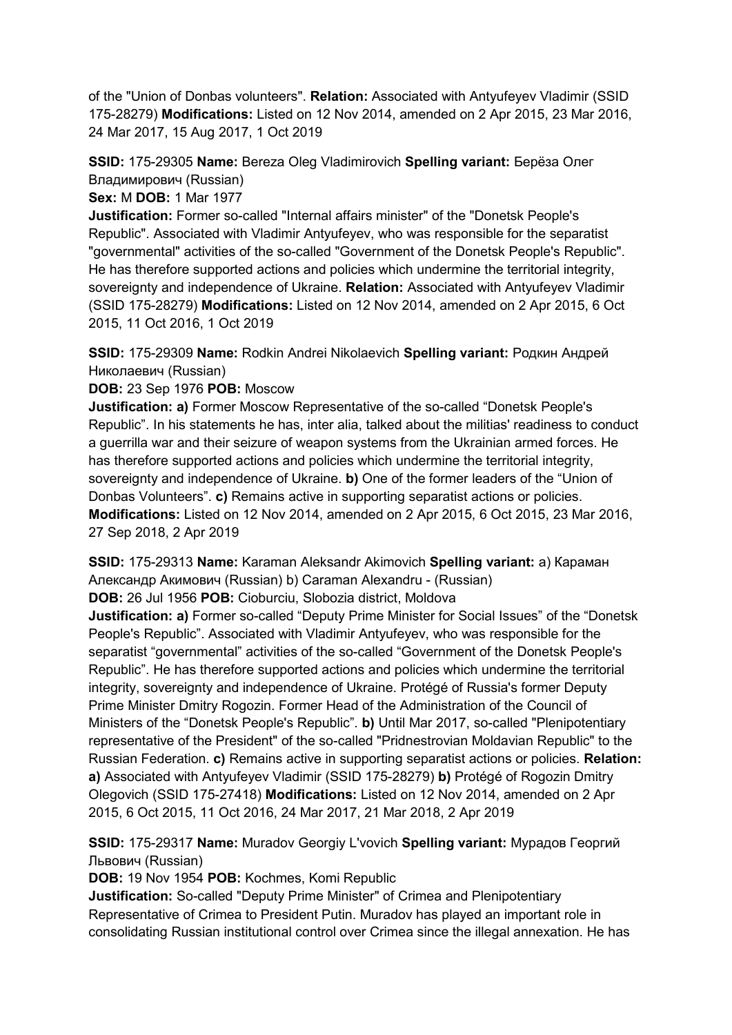of the "Union of Donbas volunteers". **Relation:** Associated with Antyufeyev Vladimir (SSID 175-28279) **Modifications:** Listed on 12 Nov 2014, amended on 2 Apr 2015, 23 Mar 2016, 24 Mar 2017, 15 Aug 2017, 1 Oct 2019

**SSID:** 175-29305 **Name:** Bereza Oleg Vladimirovich **Spelling variant:** Берёза Олег Владимирович (Russian)
**Sex:** M **DOB:** 1 Mar 1977
**Justification:** Former so-called "Internal affairs minister" of the "Donetsk People's Republic". Associated with Vladimir Antyufeyev, who was responsible for the separatist "governmental" activities of the so-called "Government of the Donetsk People's Republic". He has therefore supported actions and policies which undermine the territorial integrity, sovereignty and independence of Ukraine. **Relation:** Associated with Antyufeyev Vladimir (SSID 175-28279) **Modifications:** Listed on 12 Nov 2014, amended on 2 Apr 2015, 6 Oct 2015, 11 Oct 2016, 1 Oct 2019

**SSID:** 175-29309 **Name:** Rodkin Andrei Nikolaevich **Spelling variant:** Родкин Андрей Николаевич (Russian)
**DOB:** 23 Sep 1976 **POB:** Moscow
**Justification:** **a)** Former Moscow Representative of the so-called "Donetsk People's Republic". In his statements he has, inter alia, talked about the militias' readiness to conduct a guerrilla war and their seizure of weapon systems from the Ukrainian armed forces. He has therefore supported actions and policies which undermine the territorial integrity, sovereignty and independence of Ukraine. **b)** One of the former leaders of the "Union of Donbas Volunteers". **c)** Remains active in supporting separatist actions or policies. **Modifications:** Listed on 12 Nov 2014, amended on 2 Apr 2015, 6 Oct 2015, 23 Mar 2016, 27 Sep 2018, 2 Apr 2019

**SSID:** 175-29313 **Name:** Karaman Aleksandr Akimovich **Spelling variant:** a) Караман Александр Акимович (Russian) b) Caraman Alexandru - (Russian)
**DOB:** 26 Jul 1956 **POB:** Cioburciu, Slobozia district, Moldova
**Justification:** **a)** Former so-called "Deputy Prime Minister for Social Issues" of the "Donetsk People's Republic". Associated with Vladimir Antyufeyev, who was responsible for the separatist "governmental" activities of the so-called "Government of the Donetsk People's Republic". He has therefore supported actions and policies which undermine the territorial integrity, sovereignty and independence of Ukraine. Protégé of Russia's former Deputy Prime Minister Dmitry Rogozin. Former Head of the Administration of the Council of Ministers of the "Donetsk People's Republic". **b)** Until Mar 2017, so-called "Plenipotentiary representative of the President" of the so-called "Pridnestrovian Moldavian Republic" to the Russian Federation. **c)** Remains active in supporting separatist actions or policies. **Relation:** **a)** Associated with Antyufeyev Vladimir (SSID 175-28279) **b)** Protégé of Rogozin Dmitry Olegovich (SSID 175-27418) **Modifications:** Listed on 12 Nov 2014, amended on 2 Apr 2015, 6 Oct 2015, 11 Oct 2016, 24 Mar 2017, 21 Mar 2018, 2 Apr 2019

**SSID:** 175-29317 **Name:** Muradov Georgiy L'vovich **Spelling variant:** Мурадов Георгий Львович (Russian)
**DOB:** 19 Nov 1954 **POB:** Kochmes, Komi Republic
**Justification:** So-called "Deputy Prime Minister" of Crimea and Plenipotentiary Representative of Crimea to President Putin. Muradov has played an important role in consolidating Russian institutional control over Crimea since the illegal annexation. He has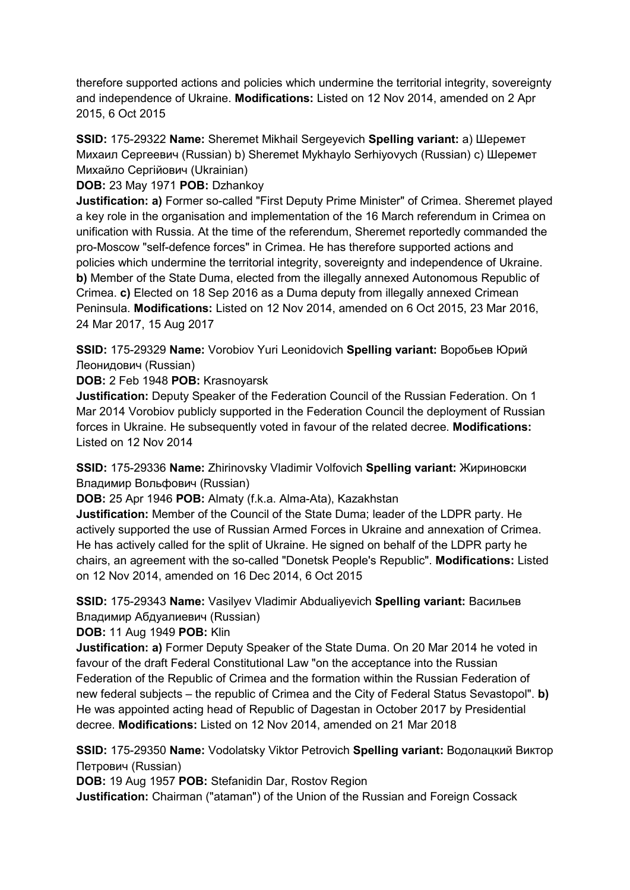therefore supported actions and policies which undermine the territorial integrity, sovereignty and independence of Ukraine. **Modifications:** Listed on 12 Nov 2014, amended on 2 Apr 2015, 6 Oct 2015

**SSID:** 175-29322 **Name:** Sheremet Mikhail Sergeyevich **Spelling variant:** a) Шеремет Михаил Сергеевич (Russian) b) Sheremet Mykhaylo Serhiyovych (Russian) c) Шеремет Михайло Сергійович (Ukrainian)
**DOB:** 23 May 1971 **POB:** Dzhankoy
**Justification: a)** Former so-called "First Deputy Prime Minister" of Crimea. Sheremet played a key role in the organisation and implementation of the 16 March referendum in Crimea on unification with Russia. At the time of the referendum, Sheremet reportedly commanded the pro-Moscow "self-defence forces" in Crimea. He has therefore supported actions and policies which undermine the territorial integrity, sovereignty and independence of Ukraine. **b)** Member of the State Duma, elected from the illegally annexed Autonomous Republic of Crimea. **c)** Elected on 18 Sep 2016 as a Duma deputy from illegally annexed Crimean Peninsula. **Modifications:** Listed on 12 Nov 2014, amended on 6 Oct 2015, 23 Mar 2016, 24 Mar 2017, 15 Aug 2017

**SSID:** 175-29329 **Name:** Vorobiov Yuri Leonidovich **Spelling variant:** Воробьев Юрий Леонидович (Russian)
**DOB:** 2 Feb 1948 **POB:** Krasnoyarsk
**Justification:** Deputy Speaker of the Federation Council of the Russian Federation. On 1 Mar 2014 Vorobiov publicly supported in the Federation Council the deployment of Russian forces in Ukraine. He subsequently voted in favour of the related decree. **Modifications:** Listed on 12 Nov 2014

**SSID:** 175-29336 **Name:** Zhirinovsky Vladimir Volfovich **Spelling variant:** Жириновски Владимир Вольфович (Russian)
**DOB:** 25 Apr 1946 **POB:** Almaty (f.k.a. Alma-Ata), Kazakhstan
**Justification:** Member of the Council of the State Duma; leader of the LDPR party. He actively supported the use of Russian Armed Forces in Ukraine and annexation of Crimea. He has actively called for the split of Ukraine. He signed on behalf of the LDPR party he chairs, an agreement with the so-called "Donetsk People's Republic". **Modifications:** Listed on 12 Nov 2014, amended on 16 Dec 2014, 6 Oct 2015

**SSID:** 175-29343 **Name:** Vasilyev Vladimir Abdualiyevich **Spelling variant:** Васильев Владимир Абдуалиевич (Russian)
**DOB:** 11 Aug 1949 **POB:** Klin
**Justification: a)** Former Deputy Speaker of the State Duma. On 20 Mar 2014 he voted in favour of the draft Federal Constitutional Law "on the acceptance into the Russian Federation of the Republic of Crimea and the formation within the Russian Federation of new federal subjects – the republic of Crimea and the City of Federal Status Sevastopol". **b)** He was appointed acting head of Republic of Dagestan in October 2017 by Presidential decree. **Modifications:** Listed on 12 Nov 2014, amended on 21 Mar 2018

**SSID:** 175-29350 **Name:** Vodolatsky Viktor Petrovich **Spelling variant:** Водолацкий Виктор Петрович (Russian)
**DOB:** 19 Aug 1957 **POB:** Stefanidin Dar, Rostov Region
**Justification:** Chairman ("ataman") of the Union of the Russian and Foreign Cossack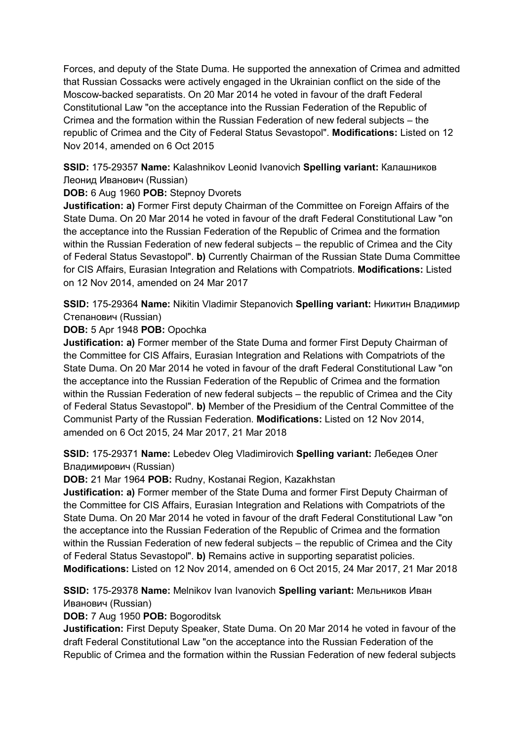Forces, and deputy of the State Duma. He supported the annexation of Crimea and admitted that Russian Cossacks were actively engaged in the Ukrainian conflict on the side of the Moscow-backed separatists. On 20 Mar 2014 he voted in favour of the draft Federal Constitutional Law "on the acceptance into the Russian Federation of the Republic of Crimea and the formation within the Russian Federation of new federal subjects – the republic of Crimea and the City of Federal Status Sevastopol". **Modifications:** Listed on 12 Nov 2014, amended on 6 Oct 2015

**SSID:** 175-29357 **Name:** Kalashnikov Leonid Ivanovich **Spelling variant:** Калашников Леонид Иванович (Russian)

**DOB:** 6 Aug 1960 **POB:** Stepnoy Dvorets

**Justification: a)** Former First deputy Chairman of the Committee on Foreign Affairs of the State Duma. On 20 Mar 2014 he voted in favour of the draft Federal Constitutional Law "on the acceptance into the Russian Federation of the Republic of Crimea and the formation within the Russian Federation of new federal subjects – the republic of Crimea and the City of Federal Status Sevastopol". **b)** Currently Chairman of the Russian State Duma Committee for CIS Affairs, Eurasian Integration and Relations with Compatriots. **Modifications:** Listed on 12 Nov 2014, amended on 24 Mar 2017

**SSID:** 175-29364 **Name:** Nikitin Vladimir Stepanovich **Spelling variant:** Никитин Владимир Степанович (Russian)

**DOB:** 5 Apr 1948 **POB:** Opochka

**Justification: a)** Former member of the State Duma and former First Deputy Chairman of the Committee for CIS Affairs, Eurasian Integration and Relations with Compatriots of the State Duma. On 20 Mar 2014 he voted in favour of the draft Federal Constitutional Law "on the acceptance into the Russian Federation of the Republic of Crimea and the formation within the Russian Federation of new federal subjects – the republic of Crimea and the City of Federal Status Sevastopol". **b)** Member of the Presidium of the Central Committee of the Communist Party of the Russian Federation. **Modifications:** Listed on 12 Nov 2014, amended on 6 Oct 2015, 24 Mar 2017, 21 Mar 2018

**SSID:** 175-29371 **Name:** Lebedev Oleg Vladimirovich **Spelling variant:** Лебедев Олег Владимирович (Russian)

**DOB:** 21 Mar 1964 **POB:** Rudny, Kostanai Region, Kazakhstan

**Justification: a)** Former member of the State Duma and former First Deputy Chairman of the Committee for CIS Affairs, Eurasian Integration and Relations with Compatriots of the State Duma. On 20 Mar 2014 he voted in favour of the draft Federal Constitutional Law "on the acceptance into the Russian Federation of the Republic of Crimea and the formation within the Russian Federation of new federal subjects – the republic of Crimea and the City of Federal Status Sevastopol". **b)** Remains active in supporting separatist policies. **Modifications:** Listed on 12 Nov 2014, amended on 6 Oct 2015, 24 Mar 2017, 21 Mar 2018

**SSID:** 175-29378 **Name:** Melnikov Ivan Ivanovich **Spelling variant:** Мельников Иван Иванович (Russian)

**DOB:** 7 Aug 1950 **POB:** Bogoroditsk

**Justification:** First Deputy Speaker, State Duma. On 20 Mar 2014 he voted in favour of the draft Federal Constitutional Law "on the acceptance into the Russian Federation of the Republic of Crimea and the formation within the Russian Federation of new federal subjects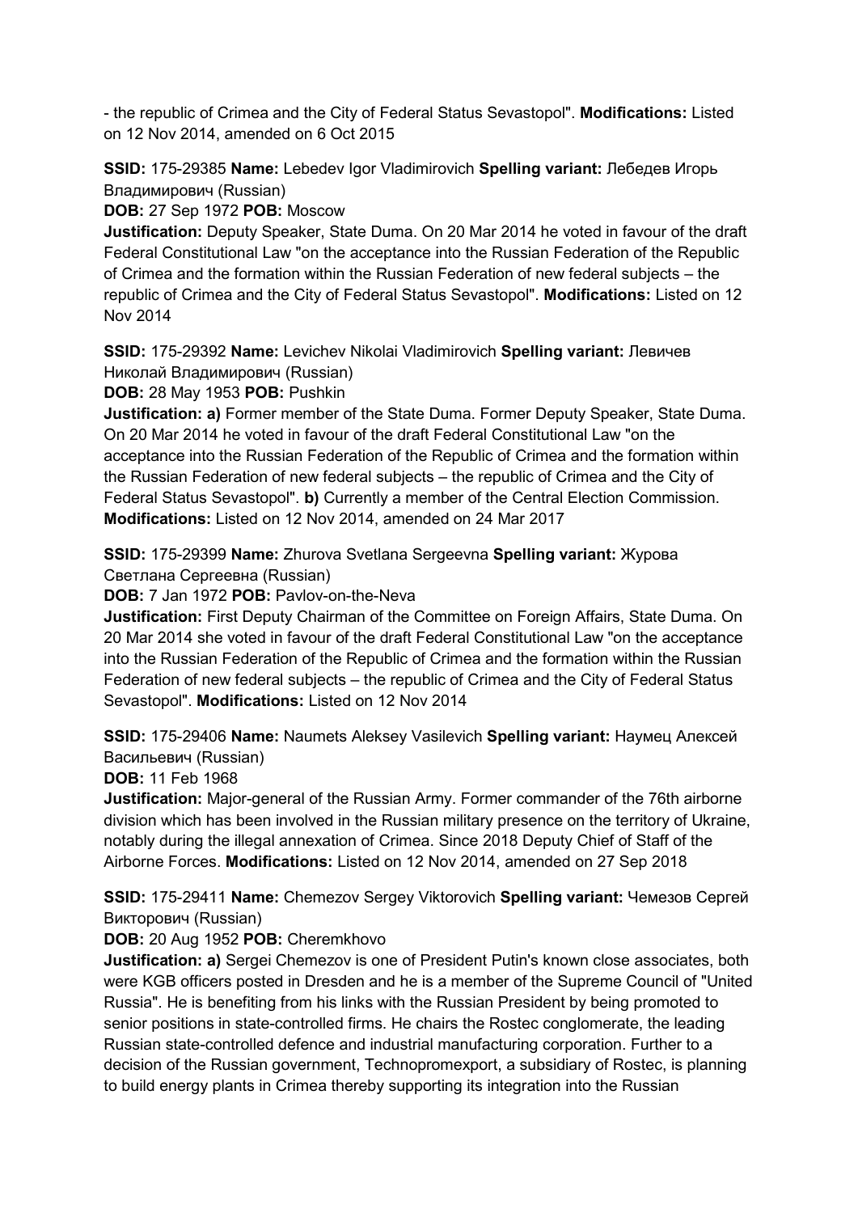- the republic of Crimea and the City of Federal Status Sevastopol". **Modifications:** Listed on 12 Nov 2014, amended on 6 Oct 2015

**SSID:** 175-29385 **Name:** Lebedev Igor Vladimirovich **Spelling variant:** Лебедев Игорь Владимирович (Russian)

**DOB:** 27 Sep 1972 **POB:** Moscow

**Justification:** Deputy Speaker, State Duma. On 20 Mar 2014 he voted in favour of the draft Federal Constitutional Law "on the acceptance into the Russian Federation of the Republic of Crimea and the formation within the Russian Federation of new federal subjects – the republic of Crimea and the City of Federal Status Sevastopol". **Modifications:** Listed on 12 Nov 2014

**SSID:** 175-29392 **Name:** Levichev Nikolai Vladimirovich **Spelling variant:** Левичев Николай Владимирович (Russian)

**DOB:** 28 May 1953 **POB:** Pushkin

**Justification: a)** Former member of the State Duma. Former Deputy Speaker, State Duma. On 20 Mar 2014 he voted in favour of the draft Federal Constitutional Law "on the acceptance into the Russian Federation of the Republic of Crimea and the formation within the Russian Federation of new federal subjects – the republic of Crimea and the City of Federal Status Sevastopol". **b)** Currently a member of the Central Election Commission. **Modifications:** Listed on 12 Nov 2014, amended on 24 Mar 2017

**SSID:** 175-29399 **Name:** Zhurova Svetlana Sergeevna **Spelling variant:** Журова Светлана Сергеевна (Russian)

**DOB:** 7 Jan 1972 **POB:** Pavlov-on-the-Neva

**Justification:** First Deputy Chairman of the Committee on Foreign Affairs, State Duma. On 20 Mar 2014 she voted in favour of the draft Federal Constitutional Law "on the acceptance into the Russian Federation of the Republic of Crimea and the formation within the Russian Federation of new federal subjects – the republic of Crimea and the City of Federal Status Sevastopol". **Modifications:** Listed on 12 Nov 2014

**SSID:** 175-29406 **Name:** Naumets Aleksey Vasilevich **Spelling variant:** Наумец Алексей Васильевич (Russian)

**DOB:** 11 Feb 1968

**Justification:** Major-general of the Russian Army. Former commander of the 76th airborne division which has been involved in the Russian military presence on the territory of Ukraine, notably during the illegal annexation of Crimea. Since 2018 Deputy Chief of Staff of the Airborne Forces. **Modifications:** Listed on 12 Nov 2014, amended on 27 Sep 2018

**SSID:** 175-29411 **Name:** Chemezov Sergey Viktorovich **Spelling variant:** Чемезов Сергей Викторович (Russian)

**DOB:** 20 Aug 1952 **POB:** Cheremkhovo

**Justification: a)** Sergei Chemezov is one of President Putin's known close associates, both were KGB officers posted in Dresden and he is a member of the Supreme Council of "United Russia". He is benefiting from his links with the Russian President by being promoted to senior positions in state-controlled firms. He chairs the Rostec conglomerate, the leading Russian state-controlled defence and industrial manufacturing corporation. Further to a decision of the Russian government, Technopromexport, a subsidiary of Rostec, is planning to build energy plants in Crimea thereby supporting its integration into the Russian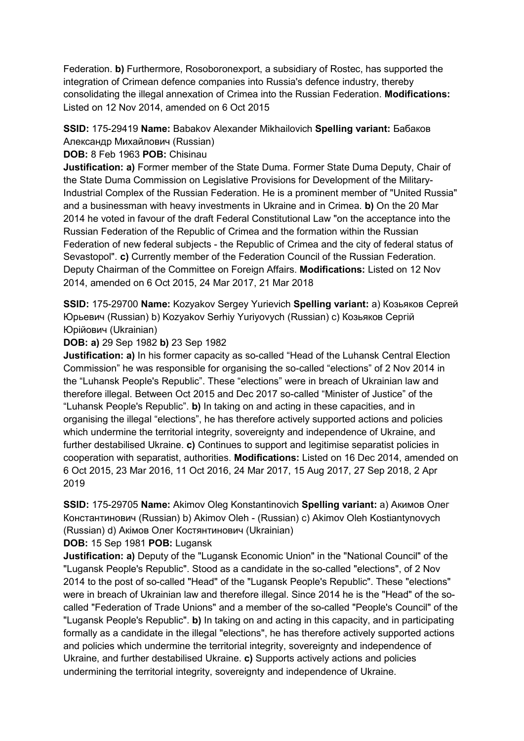Federation. **b)** Furthermore, Rosoboronexport, a subsidiary of Rostec, has supported the integration of Crimean defence companies into Russia's defence industry, thereby consolidating the illegal annexation of Crimea into the Russian Federation. **Modifications:** Listed on 12 Nov 2014, amended on 6 Oct 2015

**SSID:** 175-29419 **Name:** Babakov Alexander Mikhailovich **Spelling variant:** Бабаков Александр Михайлович (Russian)

**DOB:** 8 Feb 1963 **POB:** Chisinau

**Justification: a)** Former member of the State Duma. Former State Duma Deputy, Chair of the State Duma Commission on Legislative Provisions for Development of the Military-Industrial Complex of the Russian Federation. He is a prominent member of "United Russia" and a businessman with heavy investments in Ukraine and in Crimea. **b)** On the 20 Mar 2014 he voted in favour of the draft Federal Constitutional Law "on the acceptance into the Russian Federation of the Republic of Crimea and the formation within the Russian Federation of new federal subjects - the Republic of Crimea and the city of federal status of Sevastopol". **c)** Currently member of the Federation Council of the Russian Federation. Deputy Chairman of the Committee on Foreign Affairs. **Modifications:** Listed on 12 Nov 2014, amended on 6 Oct 2015, 24 Mar 2017, 21 Mar 2018

**SSID:** 175-29700 **Name:** Kozyakov Sergey Yurievich **Spelling variant:** a) Козьяков Сергей Юрьевич (Russian) b) Kozyakov Serhiy Yuriyovych (Russian) c) Козьяков Сергій Юрійович (Ukrainian)

**DOB: a)** 29 Sep 1982 **b)** 23 Sep 1982

**Justification: a)** In his former capacity as so-called "Head of the Luhansk Central Election Commission" he was responsible for organising the so-called "elections" of 2 Nov 2014 in the "Luhansk People's Republic". These "elections" were in breach of Ukrainian law and therefore illegal. Between Oct 2015 and Dec 2017 so-called "Minister of Justice" of the "Luhansk People's Republic". **b)** In taking on and acting in these capacities, and in organising the illegal "elections", he has therefore actively supported actions and policies which undermine the territorial integrity, sovereignty and independence of Ukraine, and further destabilised Ukraine. **c)** Continues to support and legitimise separatist policies in cooperation with separatist, authorities. **Modifications:** Listed on 16 Dec 2014, amended on 6 Oct 2015, 23 Mar 2016, 11 Oct 2016, 24 Mar 2017, 15 Aug 2017, 27 Sep 2018, 2 Apr 2019

**SSID:** 175-29705 **Name:** Akimov Oleg Konstantinovich **Spelling variant:** a) Акимов Олег Константинович (Russian) b) Akimov Oleh - (Russian) c) Akimov Oleh Kostiantynovych (Russian) d) Акімов Олег Костянтинович (Ukrainian)

**DOB:** 15 Sep 1981 **POB:** Lugansk

**Justification: a)** Deputy of the "Lugansk Economic Union" in the "National Council" of the "Lugansk People's Republic". Stood as a candidate in the so-called "elections", of 2 Nov 2014 to the post of so-called "Head" of the "Lugansk People's Republic". These "elections" were in breach of Ukrainian law and therefore illegal. Since 2014 he is the "Head" of the so-called "Federation of Trade Unions" and a member of the so-called "People's Council" of the "Lugansk People's Republic". **b)** In taking on and acting in this capacity, and in participating formally as a candidate in the illegal "elections", he has therefore actively supported actions and policies which undermine the territorial integrity, sovereignty and independence of Ukraine, and further destabilised Ukraine. **c)** Supports actively actions and policies undermining the territorial integrity, sovereignty and independence of Ukraine.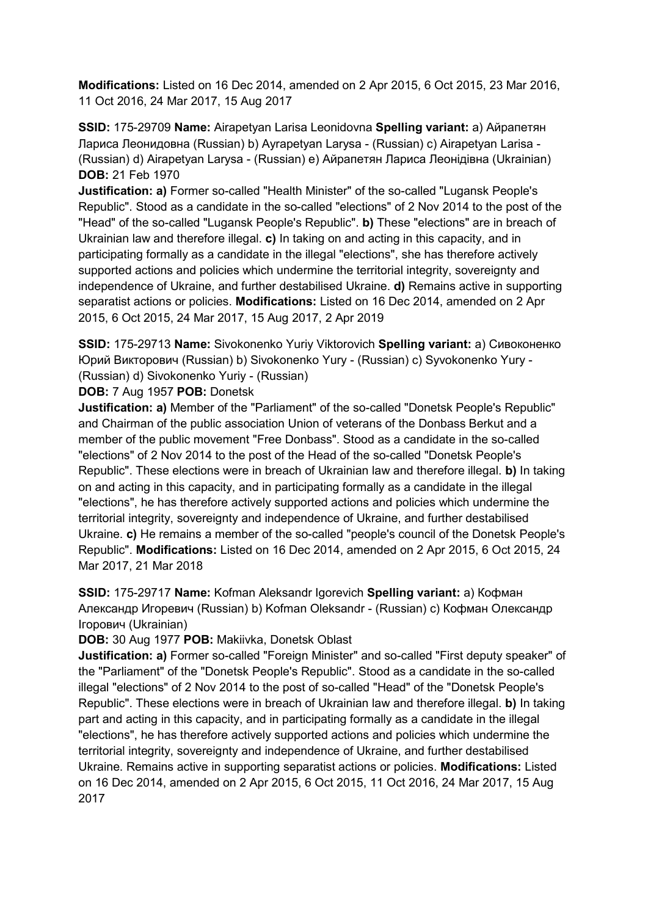**Modifications:** Listed on 16 Dec 2014, amended on 2 Apr 2015, 6 Oct 2015, 23 Mar 2016, 11 Oct 2016, 24 Mar 2017, 15 Aug 2017

**SSID:** 175-29709 **Name:** Airapetyan Larisa Leonidovna **Spelling variant:** a) Айрапетян Лариса Леонидовна (Russian) b) Ayrapetyan Larysa - (Russian) c) Airapetyan Larisa - (Russian) d) Airapetyan Larysa - (Russian) e) Айрапетян Лариса Леонідівна (Ukrainian)
**DOB:** 21 Feb 1970
**Justification: a)** Former so-called "Health Minister" of the so-called "Lugansk People's Republic". Stood as a candidate in the so-called "elections" of 2 Nov 2014 to the post of the "Head" of the so-called "Lugansk People's Republic". **b)** These "elections" are in breach of Ukrainian law and therefore illegal. **c)** In taking on and acting in this capacity, and in participating formally as a candidate in the illegal "elections", she has therefore actively supported actions and policies which undermine the territorial integrity, sovereignty and independence of Ukraine, and further destabilised Ukraine. **d)** Remains active in supporting separatist actions or policies. **Modifications:** Listed on 16 Dec 2014, amended on 2 Apr 2015, 6 Oct 2015, 24 Mar 2017, 15 Aug 2017, 2 Apr 2019

**SSID:** 175-29713 **Name:** Sivokonenko Yuriy Viktorovich **Spelling variant:** a) Сивоконенко Юрий Викторович (Russian) b) Sivokonenko Yury - (Russian) c) Syvokonenko Yury - (Russian) d) Sivokonenko Yuriy - (Russian)
**DOB:** 7 Aug 1957 **POB:** Donetsk
**Justification: a)** Member of the "Parliament" of the so-called "Donetsk People's Republic" and Chairman of the public association Union of veterans of the Donbass Berkut and a member of the public movement "Free Donbass". Stood as a candidate in the so-called "elections" of 2 Nov 2014 to the post of the Head of the so-called "Donetsk People's Republic". These elections were in breach of Ukrainian law and therefore illegal. **b)** In taking on and acting in this capacity, and in participating formally as a candidate in the illegal "elections", he has therefore actively supported actions and policies which undermine the territorial integrity, sovereignty and independence of Ukraine, and further destabilised Ukraine. **c)** He remains a member of the so-called "people's council of the Donetsk People's Republic". **Modifications:** Listed on 16 Dec 2014, amended on 2 Apr 2015, 6 Oct 2015, 24 Mar 2017, 21 Mar 2018

**SSID:** 175-29717 **Name:** Kofman Aleksandr Igorevich **Spelling variant:** a) Кофман Александр Игоревич (Russian) b) Kofman Oleksandr - (Russian) c) Кофман Олександр Ігорович (Ukrainian)
**DOB:** 30 Aug 1977 **POB:** Makiivka, Donetsk Oblast
**Justification: a)** Former so-called "Foreign Minister" and so-called "First deputy speaker" of the "Parliament" of the "Donetsk People's Republic". Stood as a candidate in the so-called illegal "elections" of 2 Nov 2014 to the post of so-called "Head" of the "Donetsk People's Republic". These elections were in breach of Ukrainian law and therefore illegal. **b)** In taking part and acting in this capacity, and in participating formally as a candidate in the illegal "elections", he has therefore actively supported actions and policies which undermine the territorial integrity, sovereignty and independence of Ukraine, and further destabilised Ukraine. Remains active in supporting separatist actions or policies. **Modifications:** Listed on 16 Dec 2014, amended on 2 Apr 2015, 6 Oct 2015, 11 Oct 2016, 24 Mar 2017, 15 Aug 2017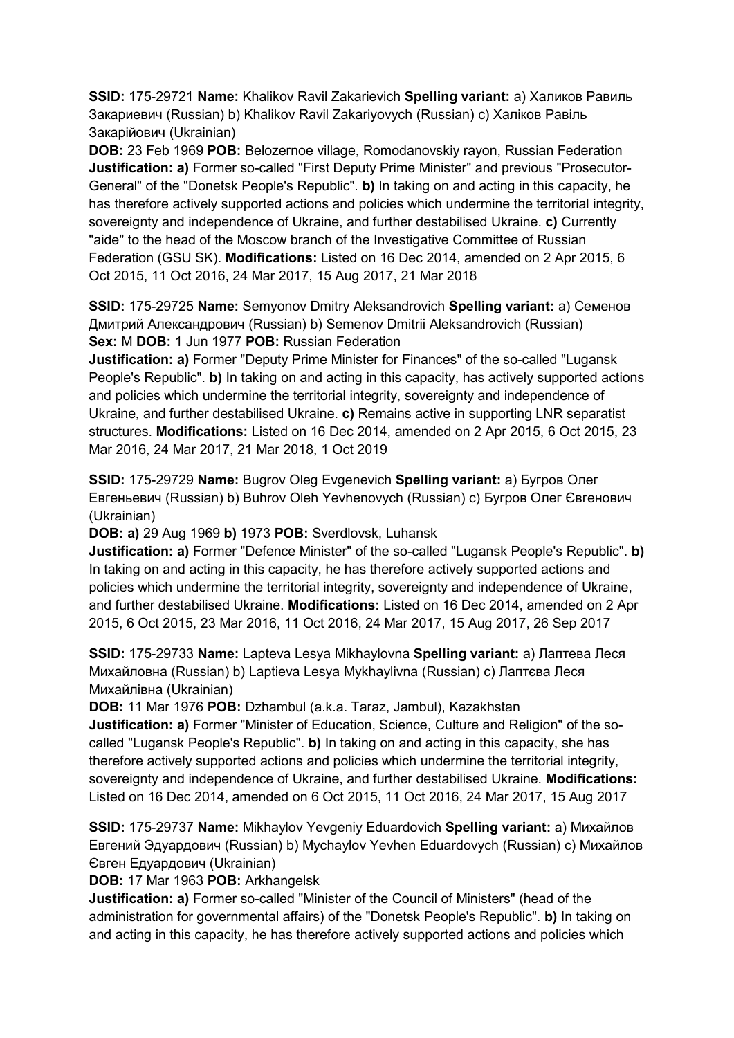**SSID:** 175-29721 **Name:** Khalikov Ravil Zakarievich **Spelling variant:** a) Халиков Равиль Закариевич (Russian) b) Khalikov Ravil Zakariyovych (Russian) c) Халіков Равіль Закарійович (Ukrainian)

**DOB:** 23 Feb 1969 **POB:** Belozernoe village, Romodanovskiy rayon, Russian Federation **Justification: a)** Former so-called "First Deputy Prime Minister" and previous "Prosecutor-General" of the "Donetsk People's Republic". **b)** In taking on and acting in this capacity, he has therefore actively supported actions and policies which undermine the territorial integrity, sovereignty and independence of Ukraine, and further destabilised Ukraine. **c)** Currently "aide" to the head of the Moscow branch of the Investigative Committee of Russian Federation (GSU SK). **Modifications:** Listed on 16 Dec 2014, amended on 2 Apr 2015, 6 Oct 2015, 11 Oct 2016, 24 Mar 2017, 15 Aug 2017, 21 Mar 2018

**SSID:** 175-29725 **Name:** Semyonov Dmitry Aleksandrovich **Spelling variant:** a) Семенов Дмитрий Александрович (Russian) b) Semenov Dmitrii Aleksandrovich (Russian) **Sex:** M **DOB:** 1 Jun 1977 **POB:** Russian Federation

**Justification: a)** Former "Deputy Prime Minister for Finances" of the so-called "Lugansk People's Republic". **b)** In taking on and acting in this capacity, has actively supported actions and policies which undermine the territorial integrity, sovereignty and independence of Ukraine, and further destabilised Ukraine. **c)** Remains active in supporting LNR separatist structures. **Modifications:** Listed on 16 Dec 2014, amended on 2 Apr 2015, 6 Oct 2015, 23 Mar 2016, 24 Mar 2017, 21 Mar 2018, 1 Oct 2019

**SSID:** 175-29729 **Name:** Bugrov Oleg Evgenevich **Spelling variant:** a) Бугров Олег Евгеньевич (Russian) b) Buhrov Oleh Yevhenovych (Russian) c) Бугров Олег Євгенович (Ukrainian)

**DOB: a)** 29 Aug 1969 **b)** 1973 **POB:** Sverdlovsk, Luhansk

**Justification: a)** Former "Defence Minister" of the so-called "Lugansk People's Republic". **b)** In taking on and acting in this capacity, he has therefore actively supported actions and policies which undermine the territorial integrity, sovereignty and independence of Ukraine, and further destabilised Ukraine. **Modifications:** Listed on 16 Dec 2014, amended on 2 Apr 2015, 6 Oct 2015, 23 Mar 2016, 11 Oct 2016, 24 Mar 2017, 15 Aug 2017, 26 Sep 2017

**SSID:** 175-29733 **Name:** Lapteva Lesya Mikhaylovna **Spelling variant:** a) Лаптева Леся Михайловна (Russian) b) Laptieva Lesya Mykhaylivna (Russian) c) Лаптєва Леся Михайлівна (Ukrainian)

**DOB:** 11 Mar 1976 **POB:** Dzhambul (a.k.a. Taraz, Jambul), Kazakhstan

**Justification: a)** Former "Minister of Education, Science, Culture and Religion" of the so-called "Lugansk People's Republic". **b)** In taking on and acting in this capacity, she has therefore actively supported actions and policies which undermine the territorial integrity, sovereignty and independence of Ukraine, and further destabilised Ukraine. **Modifications:** Listed on 16 Dec 2014, amended on 6 Oct 2015, 11 Oct 2016, 24 Mar 2017, 15 Aug 2017

**SSID:** 175-29737 **Name:** Mikhaylov Yevgeniy Eduardovich **Spelling variant:** a) Михайлов Евгений Эдуардович (Russian) b) Mychaylov Yevhen Eduardovych (Russian) c) Михайлов Євген Едуардович (Ukrainian)

**DOB:** 17 Mar 1963 **POB:** Arkhangelsk

**Justification: a)** Former so-called "Minister of the Council of Ministers" (head of the administration for governmental affairs) of the "Donetsk People's Republic". **b)** In taking on and acting in this capacity, he has therefore actively supported actions and policies which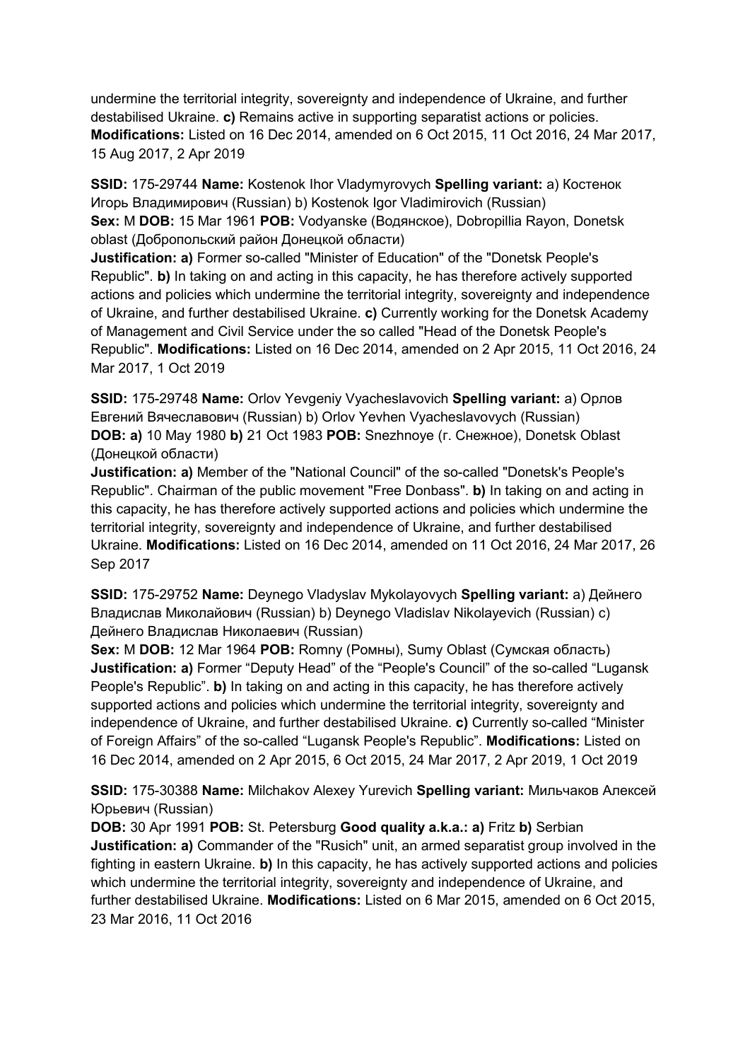undermine the territorial integrity, sovereignty and independence of Ukraine, and further destabilised Ukraine. **c)** Remains active in supporting separatist actions or policies. **Modifications:** Listed on 16 Dec 2014, amended on 6 Oct 2015, 11 Oct 2016, 24 Mar 2017, 15 Aug 2017, 2 Apr 2019

**SSID:** 175-29744 **Name:** Kostenok Ihor Vladymyrovych **Spelling variant:** a) Костенок Игорь Владимирович (Russian) b) Kostenok Igor Vladimirovich (Russian)
**Sex:** M **DOB:** 15 Mar 1961 **POB:** Vodyanske (Водянское), Dobropillia Rayon, Donetsk oblast (Добропольский район Донецкой области)
**Justification: a)** Former so-called "Minister of Education" of the "Donetsk People's Republic". **b)** In taking on and acting in this capacity, he has therefore actively supported actions and policies which undermine the territorial integrity, sovereignty and independence of Ukraine, and further destabilised Ukraine. **c)** Currently working for the Donetsk Academy of Management and Civil Service under the so called "Head of the Donetsk People's Republic". **Modifications:** Listed on 16 Dec 2014, amended on 2 Apr 2015, 11 Oct 2016, 24 Mar 2017, 1 Oct 2019

**SSID:** 175-29748 **Name:** Orlov Yevgeniy Vyacheslavovich **Spelling variant:** a) Орлов Евгений Вячеславович (Russian) b) Orlov Yevhen Vyacheslavovych (Russian)
**DOB: a)** 10 May 1980 **b)** 21 Oct 1983 **POB:** Snezhnoye (г. Снежное), Donetsk Oblast (Донецкой области)
**Justification: a)** Member of the "National Council" of the so-called "Donetsk's People's Republic". Chairman of the public movement "Free Donbass". **b)** In taking on and acting in this capacity, he has therefore actively supported actions and policies which undermine the territorial integrity, sovereignty and independence of Ukraine, and further destabilised Ukraine. **Modifications:** Listed on 16 Dec 2014, amended on 11 Oct 2016, 24 Mar 2017, 26 Sep 2017

**SSID:** 175-29752 **Name:** Deynego Vladyslav Mykolayovych **Spelling variant:** a) Дейнего Владислав Миколайович (Russian) b) Deynego Vladislav Nikolayevich (Russian) c) Дейнего Владислав Николаевич (Russian)
**Sex:** M **DOB:** 12 Mar 1964 **POB:** Romny (Ромны), Sumy Oblast (Сумская область)
**Justification: a)** Former "Deputy Head" of the "People's Council" of the so-called "Lugansk People's Republic". **b)** In taking on and acting in this capacity, he has therefore actively supported actions and policies which undermine the territorial integrity, sovereignty and independence of Ukraine, and further destabilised Ukraine. **c)** Currently so-called "Minister of Foreign Affairs" of the so-called "Lugansk People's Republic". **Modifications:** Listed on 16 Dec 2014, amended on 2 Apr 2015, 6 Oct 2015, 24 Mar 2017, 2 Apr 2019, 1 Oct 2019

**SSID:** 175-30388 **Name:** Milchakov Alexey Yurevich **Spelling variant:** Мильчаков Алексей Юрьевич (Russian)
**DOB:** 30 Apr 1991 **POB:** St. Petersburg **Good quality a.k.a.: a)** Fritz **b)** Serbian
**Justification: a)** Commander of the "Rusich" unit, an armed separatist group involved in the fighting in eastern Ukraine. **b)** In this capacity, he has actively supported actions and policies which undermine the territorial integrity, sovereignty and independence of Ukraine, and further destabilised Ukraine. **Modifications:** Listed on 6 Mar 2015, amended on 6 Oct 2015, 23 Mar 2016, 11 Oct 2016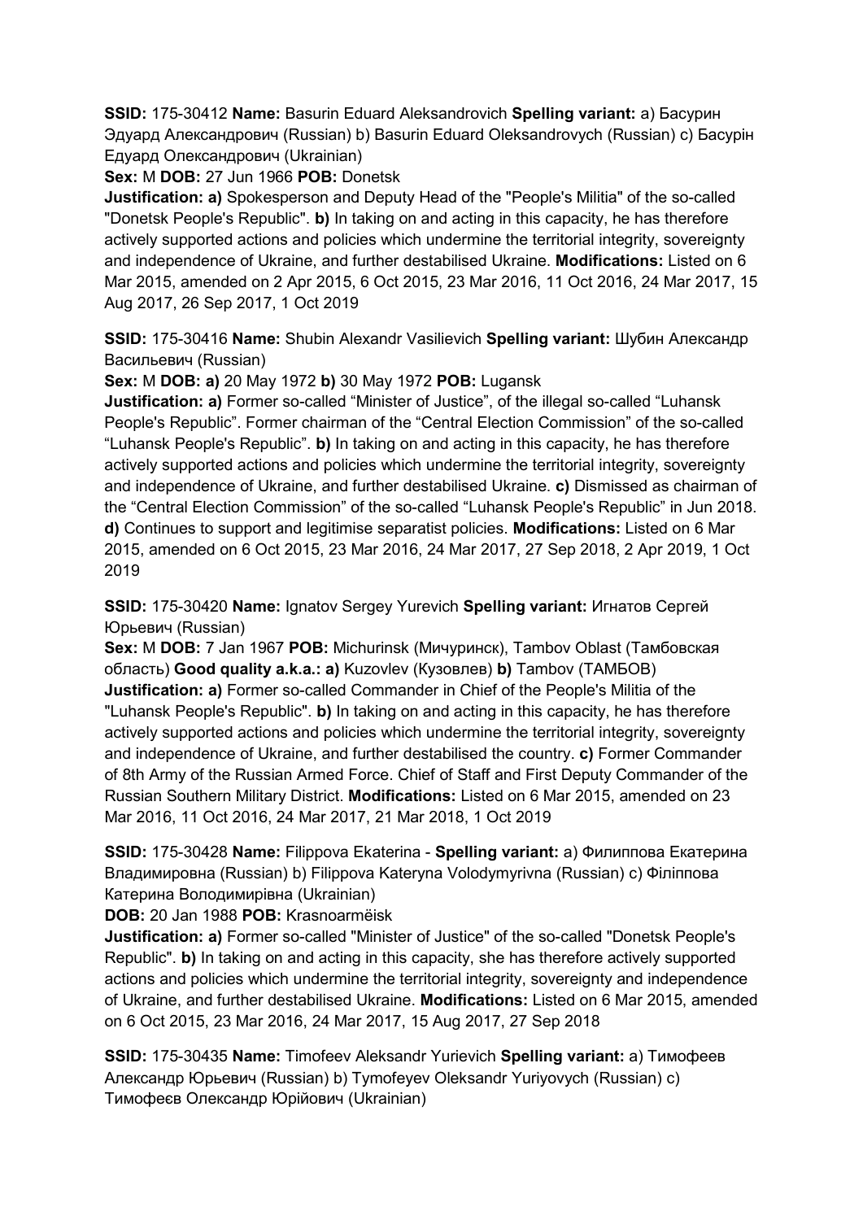**SSID:** 175-30412 **Name:** Basurin Eduard Aleksandrovich **Spelling variant:** a) Басурин Эдуард Александрович (Russian) b) Basurin Eduard Oleksandrovych (Russian) c) Басурін Едуард Олександрович (Ukrainian)

**Sex:** M **DOB:** 27 Jun 1966 **POB:** Donetsk

**Justification: a)** Spokesperson and Deputy Head of the "People's Militia" of the so-called "Donetsk People's Republic". **b)** In taking on and acting in this capacity, he has therefore actively supported actions and policies which undermine the territorial integrity, sovereignty and independence of Ukraine, and further destabilised Ukraine. **Modifications:** Listed on 6 Mar 2015, amended on 2 Apr 2015, 6 Oct 2015, 23 Mar 2016, 11 Oct 2016, 24 Mar 2017, 15 Aug 2017, 26 Sep 2017, 1 Oct 2019

**SSID:** 175-30416 **Name:** Shubin Alexandr Vasilievich **Spelling variant:** Шубин Александр Васильевич (Russian)

**Sex:** M **DOB: a)** 20 May 1972 **b)** 30 May 1972 **POB:** Lugansk

**Justification: a)** Former so-called "Minister of Justice", of the illegal so-called "Luhansk People's Republic". Former chairman of the "Central Election Commission" of the so-called "Luhansk People's Republic". **b)** In taking on and acting in this capacity, he has therefore actively supported actions and policies which undermine the territorial integrity, sovereignty and independence of Ukraine, and further destabilised Ukraine. **c)** Dismissed as chairman of the "Central Election Commission" of the so-called "Luhansk People's Republic" in Jun 2018. **d)** Continues to support and legitimise separatist policies. **Modifications:** Listed on 6 Mar 2015, amended on 6 Oct 2015, 23 Mar 2016, 24 Mar 2017, 27 Sep 2018, 2 Apr 2019, 1 Oct 2019

**SSID:** 175-30420 **Name:** Ignatov Sergey Yurevich **Spelling variant:** Игнатов Сергей Юрьевич (Russian)

**Sex:** M **DOB:** 7 Jan 1967 **POB:** Michurinsk (Мичуринск), Tambov Oblast (Тамбовская область) **Good quality a.k.a.: a)** Kuzovlev (Кузовлев) **b)** Tambov (ТАМБОВ)

**Justification: a)** Former so-called Commander in Chief of the People's Militia of the "Luhansk People's Republic". **b)** In taking on and acting in this capacity, he has therefore actively supported actions and policies which undermine the territorial integrity, sovereignty and independence of Ukraine, and further destabilised the country. **c)** Former Commander of 8th Army of the Russian Armed Force. Chief of Staff and First Deputy Commander of the Russian Southern Military District. **Modifications:** Listed on 6 Mar 2015, amended on 23 Mar 2016, 11 Oct 2016, 24 Mar 2017, 21 Mar 2018, 1 Oct 2019

**SSID:** 175-30428 **Name:** Filippova Ekaterina - **Spelling variant:** a) Филиппова Екатерина Владимировна (Russian) b) Filippova Kateryna Volodymyrivna (Russian) c) Філіппова Катерина Володимирівна (Ukrainian)

**DOB:** 20 Jan 1988 **POB:** Krasnoarmëisk

**Justification: a)** Former so-called "Minister of Justice" of the so-called "Donetsk People's Republic". **b)** In taking on and acting in this capacity, she has therefore actively supported actions and policies which undermine the territorial integrity, sovereignty and independence of Ukraine, and further destabilised Ukraine. **Modifications:** Listed on 6 Mar 2015, amended on 6 Oct 2015, 23 Mar 2016, 24 Mar 2017, 15 Aug 2017, 27 Sep 2018

**SSID:** 175-30435 **Name:** Timofeev Aleksandr Yurievich **Spelling variant:** a) Тимофеев Александр Юрьевич (Russian) b) Tymofeyev Oleksandr Yuriyovych (Russian) c) Тимофєєв Олександр Юрійович (Ukrainian)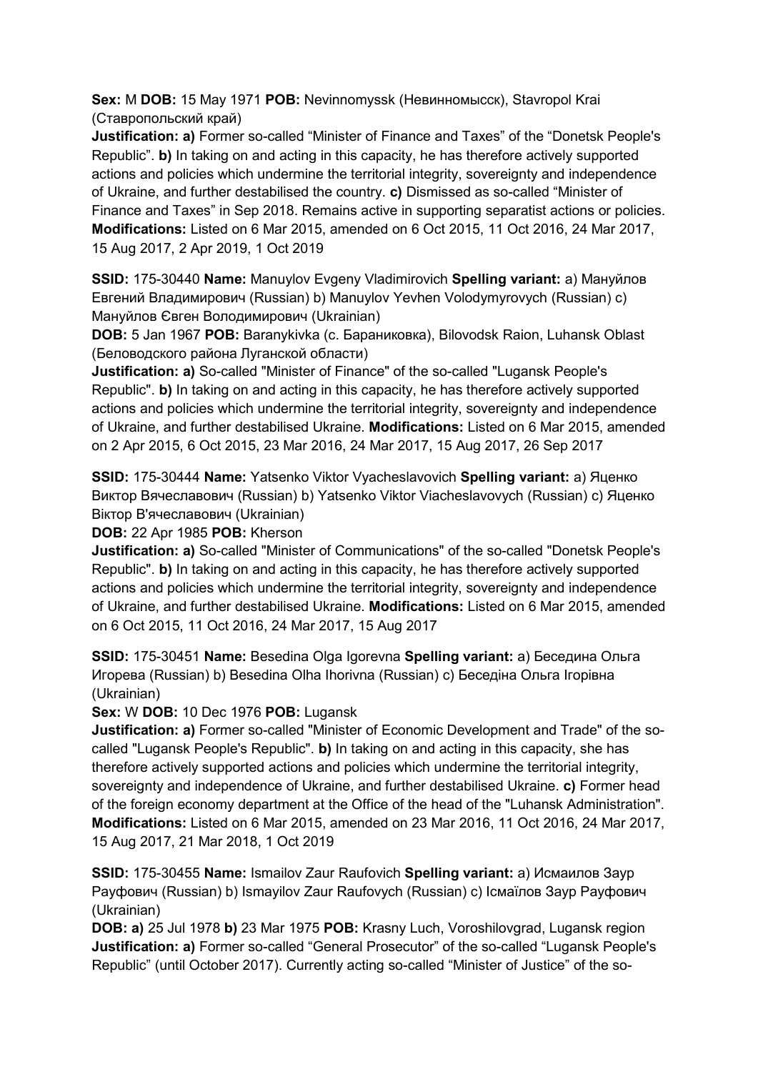**Sex:** M **DOB:** 15 May 1971 **POB:** Nevinnomyssk (Невинномысск), Stavropol Krai (Ставропольский край)

**Justification: a)** Former so-called "Minister of Finance and Taxes" of the "Donetsk People's Republic". **b)** In taking on and acting in this capacity, he has therefore actively supported actions and policies which undermine the territorial integrity, sovereignty and independence of Ukraine, and further destabilised the country. **c)** Dismissed as so-called "Minister of Finance and Taxes" in Sep 2018. Remains active in supporting separatist actions or policies. **Modifications:** Listed on 6 Mar 2015, amended on 6 Oct 2015, 11 Oct 2016, 24 Mar 2017, 15 Aug 2017, 2 Apr 2019, 1 Oct 2019

**SSID:** 175-30440 **Name:** Manuylov Evgeny Vladimirovich **Spelling variant:** a) Мануйлов Евгений Владимирович (Russian) b) Manuylov Yevhen Volodymyrovych (Russian) c) Мануйлов Євген Володимирович (Ukrainian)

**DOB:** 5 Jan 1967 **POB:** Baranykivka (с. Бараниковка), Bilovodsk Raion, Luhansk Oblast (Беловодского района Луганской области)

**Justification: a)** So-called "Minister of Finance" of the so-called "Lugansk People's Republic". **b)** In taking on and acting in this capacity, he has therefore actively supported actions and policies which undermine the territorial integrity, sovereignty and independence of Ukraine, and further destabilised Ukraine. **Modifications:** Listed on 6 Mar 2015, amended on 2 Apr 2015, 6 Oct 2015, 23 Mar 2016, 24 Mar 2017, 15 Aug 2017, 26 Sep 2017

**SSID:** 175-30444 **Name:** Yatsenko Viktor Vyacheslavovich **Spelling variant:** a) Яценко Виктор Вячеславович (Russian) b) Yatsenko Viktor Viacheslavovych (Russian) c) Яценко Віктор В'ячеславович (Ukrainian)

**DOB:** 22 Apr 1985 **POB:** Kherson

**Justification: a)** So-called "Minister of Communications" of the so-called "Donetsk People's Republic". **b)** In taking on and acting in this capacity, he has therefore actively supported actions and policies which undermine the territorial integrity, sovereignty and independence of Ukraine, and further destabilised Ukraine. **Modifications:** Listed on 6 Mar 2015, amended on 6 Oct 2015, 11 Oct 2016, 24 Mar 2017, 15 Aug 2017

**SSID:** 175-30451 **Name:** Besedina Olga Igorevna **Spelling variant:** a) Беседина Ольга Игорева (Russian) b) Besedina Olha Ihorivna (Russian) c) Беседіна Ольга Ігорівна (Ukrainian)

**Sex:** W **DOB:** 10 Dec 1976 **POB:** Lugansk

**Justification: a)** Former so-called "Minister of Economic Development and Trade" of the so-called "Lugansk People's Republic". **b)** In taking on and acting in this capacity, she has therefore actively supported actions and policies which undermine the territorial integrity, sovereignty and independence of Ukraine, and further destabilised Ukraine. **c)** Former head of the foreign economy department at the Office of the head of the "Luhansk Administration". **Modifications:** Listed on 6 Mar 2015, amended on 23 Mar 2016, 11 Oct 2016, 24 Mar 2017, 15 Aug 2017, 21 Mar 2018, 1 Oct 2019

**SSID:** 175-30455 **Name:** Ismailov Zaur Raufovich **Spelling variant:** a) Исмаилов Заур Рауфович (Russian) b) Ismayilov Zaur Raufovych (Russian) c) Ісмаїлов Заур Рауфович (Ukrainian)

**DOB: a)** 25 Jul 1978 **b)** 23 Mar 1975 **POB:** Krasny Luch, Voroshilovgrad, Lugansk region

**Justification: a)** Former so-called "General Prosecutor" of the so-called "Lugansk People's Republic" (until October 2017). Currently acting so-called "Minister of Justice" of the so-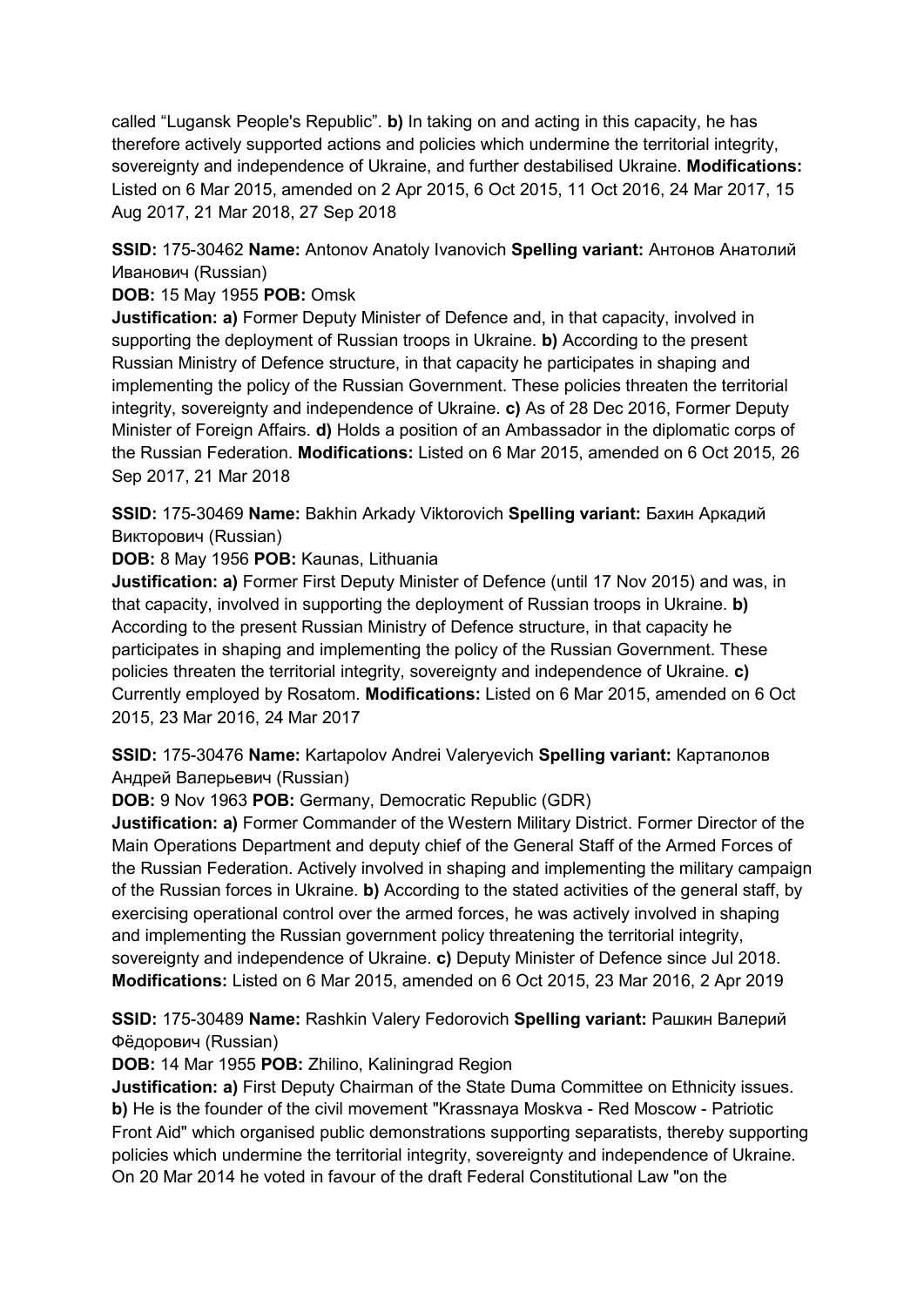called “Lugansk People's Republic”. **b)** In taking on and acting in this capacity, he has therefore actively supported actions and policies which undermine the territorial integrity, sovereignty and independence of Ukraine, and further destabilised Ukraine. **Modifications:** Listed on 6 Mar 2015, amended on 2 Apr 2015, 6 Oct 2015, 11 Oct 2016, 24 Mar 2017, 15 Aug 2017, 21 Mar 2018, 27 Sep 2018

**SSID:** 175-30462 **Name:** Antonov Anatoly Ivanovich **Spelling variant:** Антонов Анатолий Иванович (Russian)

**DOB:** 15 May 1955 **POB:** Omsk

**Justification: a)** Former Deputy Minister of Defence and, in that capacity, involved in supporting the deployment of Russian troops in Ukraine. **b)** According to the present Russian Ministry of Defence structure, in that capacity he participates in shaping and implementing the policy of the Russian Government. These policies threaten the territorial integrity, sovereignty and independence of Ukraine. **c)** As of 28 Dec 2016, Former Deputy Minister of Foreign Affairs. **d)** Holds a position of an Ambassador in the diplomatic corps of the Russian Federation. **Modifications:** Listed on 6 Mar 2015, amended on 6 Oct 2015, 26 Sep 2017, 21 Mar 2018

**SSID:** 175-30469 **Name:** Bakhin Arkady Viktorovich **Spelling variant:** Бахин Аркадий Викторович (Russian)

**DOB:** 8 May 1956 **POB:** Kaunas, Lithuania

**Justification: a)** Former First Deputy Minister of Defence (until 17 Nov 2015) and was, in that capacity, involved in supporting the deployment of Russian troops in Ukraine. **b)** According to the present Russian Ministry of Defence structure, in that capacity he participates in shaping and implementing the policy of the Russian Government. These policies threaten the territorial integrity, sovereignty and independence of Ukraine. **c)** Currently employed by Rosatom. **Modifications:** Listed on 6 Mar 2015, amended on 6 Oct 2015, 23 Mar 2016, 24 Mar 2017

**SSID:** 175-30476 **Name:** Kartapolov Andrei Valeryevich **Spelling variant:** Картаполов Андрей Валерьевич (Russian)

**DOB:** 9 Nov 1963 **POB:** Germany, Democratic Republic (GDR)

**Justification: a)** Former Commander of the Western Military District. Former Director of the Main Operations Department and deputy chief of the General Staff of the Armed Forces of the Russian Federation. Actively involved in shaping and implementing the military campaign of the Russian forces in Ukraine. **b)** According to the stated activities of the general staff, by exercising operational control over the armed forces, he was actively involved in shaping and implementing the Russian government policy threatening the territorial integrity, sovereignty and independence of Ukraine. **c)** Deputy Minister of Defence since Jul 2018. **Modifications:** Listed on 6 Mar 2015, amended on 6 Oct 2015, 23 Mar 2016, 2 Apr 2019

**SSID:** 175-30489 **Name:** Rashkin Valery Fedorovich **Spelling variant:** Рашкин Валерий Фёдорович (Russian)

**DOB:** 14 Mar 1955 **POB:** Zhilino, Kaliningrad Region

**Justification: a)** First Deputy Chairman of the State Duma Committee on Ethnicity issues. **b)** He is the founder of the civil movement "Krassnaya Moskva - Red Moscow - Patriotic Front Aid" which organised public demonstrations supporting separatists, thereby supporting policies which undermine the territorial integrity, sovereignty and independence of Ukraine. On 20 Mar 2014 he voted in favour of the draft Federal Constitutional Law "on the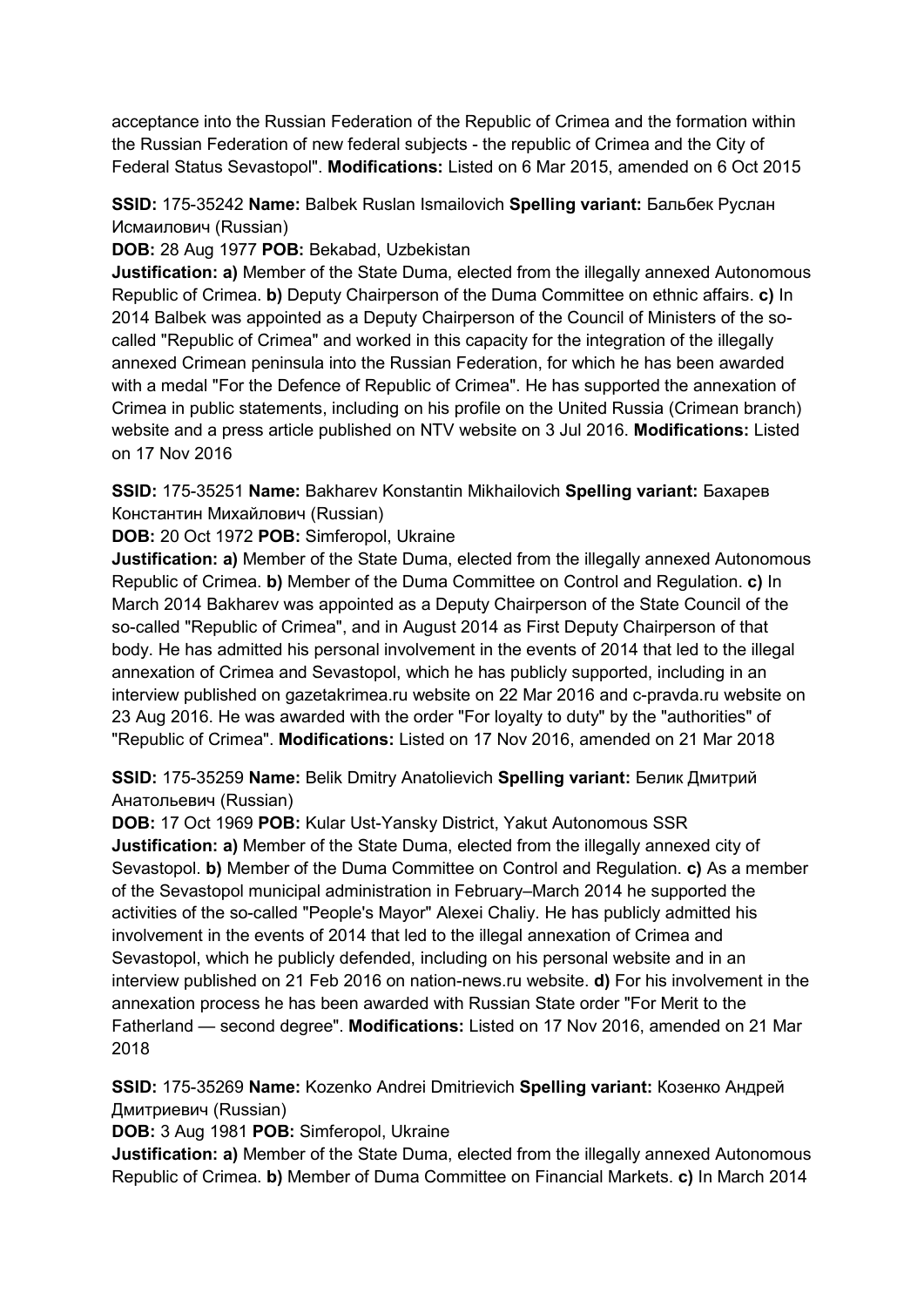acceptance into the Russian Federation of the Republic of Crimea and the formation within the Russian Federation of new federal subjects - the republic of Crimea and the City of Federal Status Sevastopol". **Modifications:** Listed on 6 Mar 2015, amended on 6 Oct 2015

**SSID:** 175-35242 **Name:** Balbek Ruslan Ismailovich **Spelling variant:** Бальбек Руслан Исмаилович (Russian)

**DOB:** 28 Aug 1977 **POB:** Bekabad, Uzbekistan

**Justification: a)** Member of the State Duma, elected from the illegally annexed Autonomous Republic of Crimea. **b)** Deputy Chairperson of the Duma Committee on ethnic affairs. **c)** In 2014 Balbek was appointed as a Deputy Chairperson of the Council of Ministers of the so-called "Republic of Crimea" and worked in this capacity for the integration of the illegally annexed Crimean peninsula into the Russian Federation, for which he has been awarded with a medal "For the Defence of Republic of Crimea". He has supported the annexation of Crimea in public statements, including on his profile on the United Russia (Crimean branch) website and a press article published on NTV website on 3 Jul 2016. **Modifications:** Listed on 17 Nov 2016

**SSID:** 175-35251 **Name:** Bakharev Konstantin Mikhailovich **Spelling variant:** Бахарев Константин Михайлович (Russian)

**DOB:** 20 Oct 1972 **POB:** Simferopol, Ukraine

**Justification: a)** Member of the State Duma, elected from the illegally annexed Autonomous Republic of Crimea. **b)** Member of the Duma Committee on Control and Regulation. **c)** In March 2014 Bakharev was appointed as a Deputy Chairperson of the State Council of the so-called "Republic of Crimea", and in August 2014 as First Deputy Chairperson of that body. He has admitted his personal involvement in the events of 2014 that led to the illegal annexation of Crimea and Sevastopol, which he has publicly supported, including in an interview published on gazetakrimea.ru website on 22 Mar 2016 and c-pravda.ru website on 23 Aug 2016. He was awarded with the order "For loyalty to duty" by the "authorities" of "Republic of Crimea". **Modifications:** Listed on 17 Nov 2016, amended on 21 Mar 2018

**SSID:** 175-35259 **Name:** Belik Dmitry Anatolievich **Spelling variant:** Белик Дмитрий Анатольевич (Russian)

**DOB:** 17 Oct 1969 **POB:** Kular Ust-Yansky District, Yakut Autonomous SSR

**Justification: a)** Member of the State Duma, elected from the illegally annexed city of Sevastopol. **b)** Member of the Duma Committee on Control and Regulation. **c)** As a member of the Sevastopol municipal administration in February–March 2014 he supported the activities of the so-called "People's Mayor" Alexei Chaliy. He has publicly admitted his involvement in the events of 2014 that led to the illegal annexation of Crimea and Sevastopol, which he publicly defended, including on his personal website and in an interview published on 21 Feb 2016 on nation-news.ru website. **d)** For his involvement in the annexation process he has been awarded with Russian State order "For Merit to the Fatherland — second degree". **Modifications:** Listed on 17 Nov 2016, amended on 21 Mar 2018

**SSID:** 175-35269 **Name:** Kozenko Andrei Dmitrievich **Spelling variant:** Козенко Андрей Дмитриевич (Russian)

**DOB:** 3 Aug 1981 **POB:** Simferopol, Ukraine

**Justification: a)** Member of the State Duma, elected from the illegally annexed Autonomous Republic of Crimea. **b)** Member of Duma Committee on Financial Markets. **c)** In March 2014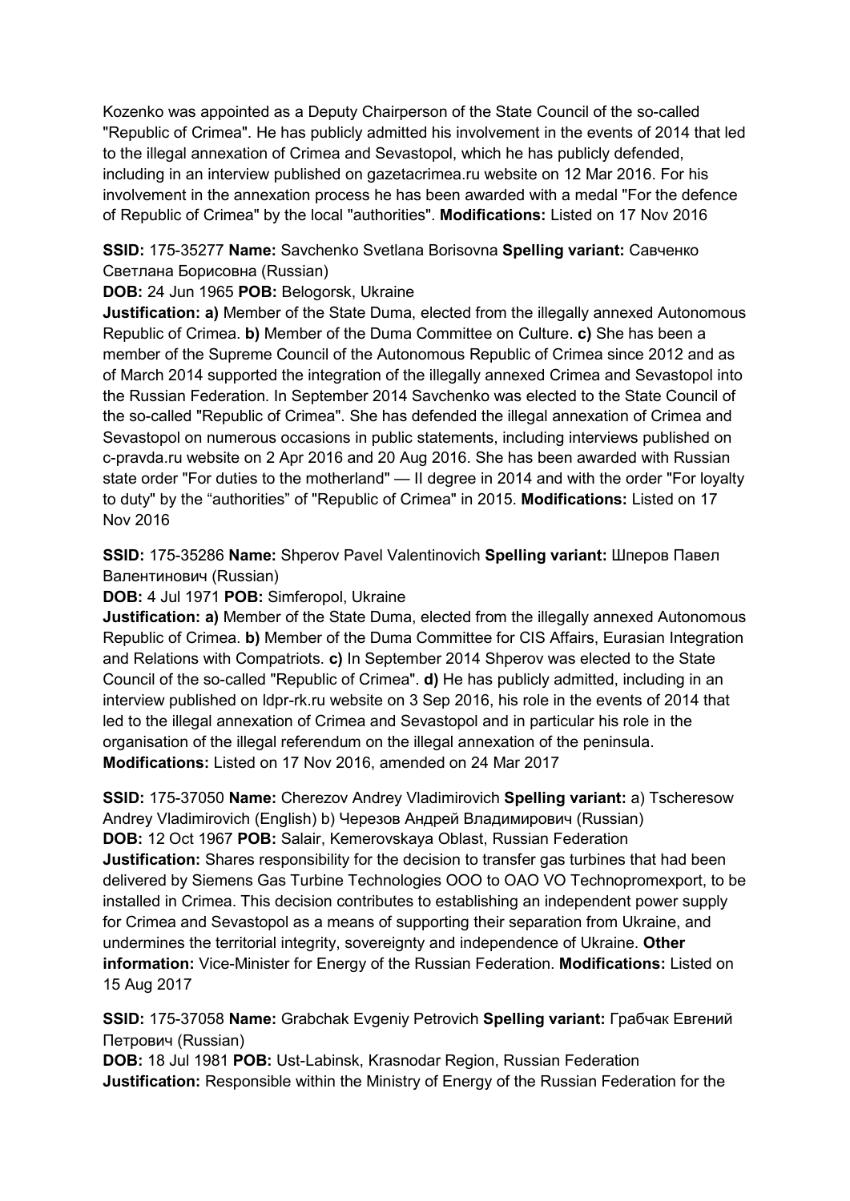Kozenko was appointed as a Deputy Chairperson of the State Council of the so-called "Republic of Crimea". He has publicly admitted his involvement in the events of 2014 that led to the illegal annexation of Crimea and Sevastopol, which he has publicly defended, including in an interview published on gazetacrimea.ru website on 12 Mar 2016. For his involvement in the annexation process he has been awarded with a medal "For the defence of Republic of Crimea" by the local "authorities". **Modifications:** Listed on 17 Nov 2016

**SSID:** 175-35277 **Name:** Savchenko Svetlana Borisovna **Spelling variant:** Савченко Светлана Борисовна (Russian)
**DOB:** 24 Jun 1965 **POB:** Belogorsk, Ukraine
**Justification: a)** Member of the State Duma, elected from the illegally annexed Autonomous Republic of Crimea. **b)** Member of the Duma Committee on Culture. **c)** She has been a member of the Supreme Council of the Autonomous Republic of Crimea since 2012 and as of March 2014 supported the integration of the illegally annexed Crimea and Sevastopol into the Russian Federation. In September 2014 Savchenko was elected to the State Council of the so-called "Republic of Crimea". She has defended the illegal annexation of Crimea and Sevastopol on numerous occasions in public statements, including interviews published on c-pravda.ru website on 2 Apr 2016 and 20 Aug 2016. She has been awarded with Russian state order "For duties to the motherland" — II degree in 2014 and with the order "For loyalty to duty" by the "authorities" of "Republic of Crimea" in 2015. **Modifications:** Listed on 17 Nov 2016

**SSID:** 175-35286 **Name:** Shperov Pavel Valentinovich **Spelling variant:** Шперов Павел Валентинович (Russian)
**DOB:** 4 Jul 1971 **POB:** Simferopol, Ukraine
**Justification: a)** Member of the State Duma, elected from the illegally annexed Autonomous Republic of Crimea. **b)** Member of the Duma Committee for CIS Affairs, Eurasian Integration and Relations with Compatriots. **c)** In September 2014 Shperov was elected to the State Council of the so-called "Republic of Crimea". **d)** He has publicly admitted, including in an interview published on ldpr-rk.ru website on 3 Sep 2016, his role in the events of 2014 that led to the illegal annexation of Crimea and Sevastopol and in particular his role in the organisation of the illegal referendum on the illegal annexation of the peninsula. **Modifications:** Listed on 17 Nov 2016, amended on 24 Mar 2017

**SSID:** 175-37050 **Name:** Cherezov Andrey Vladimirovich **Spelling variant:** a) Tscheresow Andrey Vladimirovich (English) b) Черезов Андрей Владимирович (Russian)
**DOB:** 12 Oct 1967 **POB:** Salair, Kemerovskaya Oblast, Russian Federation
**Justification:** Shares responsibility for the decision to transfer gas turbines that had been delivered by Siemens Gas Turbine Technologies OOO to OAO VO Technopromexport, to be installed in Crimea. This decision contributes to establishing an independent power supply for Crimea and Sevastopol as a means of supporting their separation from Ukraine, and undermines the territorial integrity, sovereignty and independence of Ukraine. **Other information:** Vice-Minister for Energy of the Russian Federation. **Modifications:** Listed on 15 Aug 2017

**SSID:** 175-37058 **Name:** Grabchak Evgeniy Petrovich **Spelling variant:** Грабчак Евгений Петрович (Russian)
**DOB:** 18 Jul 1981 **POB:** Ust-Labinsk, Krasnodar Region, Russian Federation
**Justification:** Responsible within the Ministry of Energy of the Russian Federation for the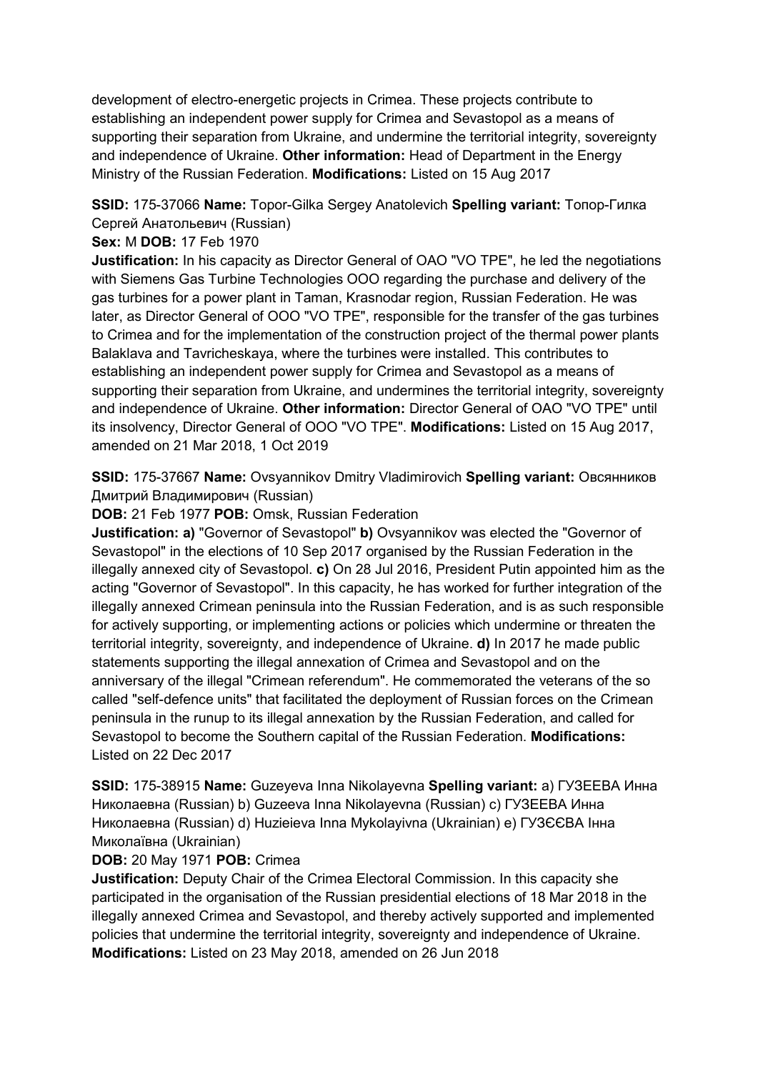development of electro-energetic projects in Crimea. These projects contribute to establishing an independent power supply for Crimea and Sevastopol as a means of supporting their separation from Ukraine, and undermine the territorial integrity, sovereignty and independence of Ukraine. **Other information:** Head of Department in the Energy Ministry of the Russian Federation. **Modifications:** Listed on 15 Aug 2017

**SSID:** 175-37066 **Name:** Topor-Gilka Sergey Anatolevich **Spelling variant:** Топор-Гилка Сергей Анатольевич (Russian)
**Sex:** M **DOB:** 17 Feb 1970
**Justification:** In his capacity as Director General of OAO "VO TPE", he led the negotiations with Siemens Gas Turbine Technologies OOO regarding the purchase and delivery of the gas turbines for a power plant in Taman, Krasnodar region, Russian Federation. He was later, as Director General of OOO "VO TPE", responsible for the transfer of the gas turbines to Crimea and for the implementation of the construction project of the thermal power plants Balaklava and Tavricheskaya, where the turbines were installed. This contributes to establishing an independent power supply for Crimea and Sevastopol as a means of supporting their separation from Ukraine, and undermines the territorial integrity, sovereignty and independence of Ukraine. **Other information:** Director General of OAO "VO TPE" until its insolvency, Director General of OOO "VO TPE". **Modifications:** Listed on 15 Aug 2017, amended on 21 Mar 2018, 1 Oct 2019

**SSID:** 175-37667 **Name:** Ovsyannikov Dmitry Vladimirovich **Spelling variant:** Овсянников Дмитрий Владимирович (Russian)
**DOB:** 21 Feb 1977 **POB:** Omsk, Russian Federation
**Justification: a)** "Governor of Sevastopol" **b)** Ovsyannikov was elected the "Governor of Sevastopol" in the elections of 10 Sep 2017 organised by the Russian Federation in the illegally annexed city of Sevastopol. **c)** On 28 Jul 2016, President Putin appointed him as the acting "Governor of Sevastopol". In this capacity, he has worked for further integration of the illegally annexed Crimean peninsula into the Russian Federation, and is as such responsible for actively supporting, or implementing actions or policies which undermine or threaten the territorial integrity, sovereignty, and independence of Ukraine. **d)** In 2017 he made public statements supporting the illegal annexation of Crimea and Sevastopol and on the anniversary of the illegal "Crimean referendum". He commemorated the veterans of the so called "self-defence units" that facilitated the deployment of Russian forces on the Crimean peninsula in the runup to its illegal annexation by the Russian Federation, and called for Sevastopol to become the Southern capital of the Russian Federation. **Modifications:** Listed on 22 Dec 2017

**SSID:** 175-38915 **Name:** Guzeyeva Inna Nikolayevna **Spelling variant:** a) ГУЗЕЕВА Инна Николаевна (Russian) b) Guzeeva Inna Nikolayevna (Russian) c) ГУЗЕЕВА Инна Николаевна (Russian) d) Huzieieva Inna Mykolayivna (Ukrainian) e) ГУЗЄЄВА Інна Миколаївна (Ukrainian)
**DOB:** 20 May 1971 **POB:** Crimea
**Justification:** Deputy Chair of the Crimea Electoral Commission. In this capacity she participated in the organisation of the Russian presidential elections of 18 Mar 2018 in the illegally annexed Crimea and Sevastopol, and thereby actively supported and implemented policies that undermine the territorial integrity, sovereignty and independence of Ukraine. **Modifications:** Listed on 23 May 2018, amended on 26 Jun 2018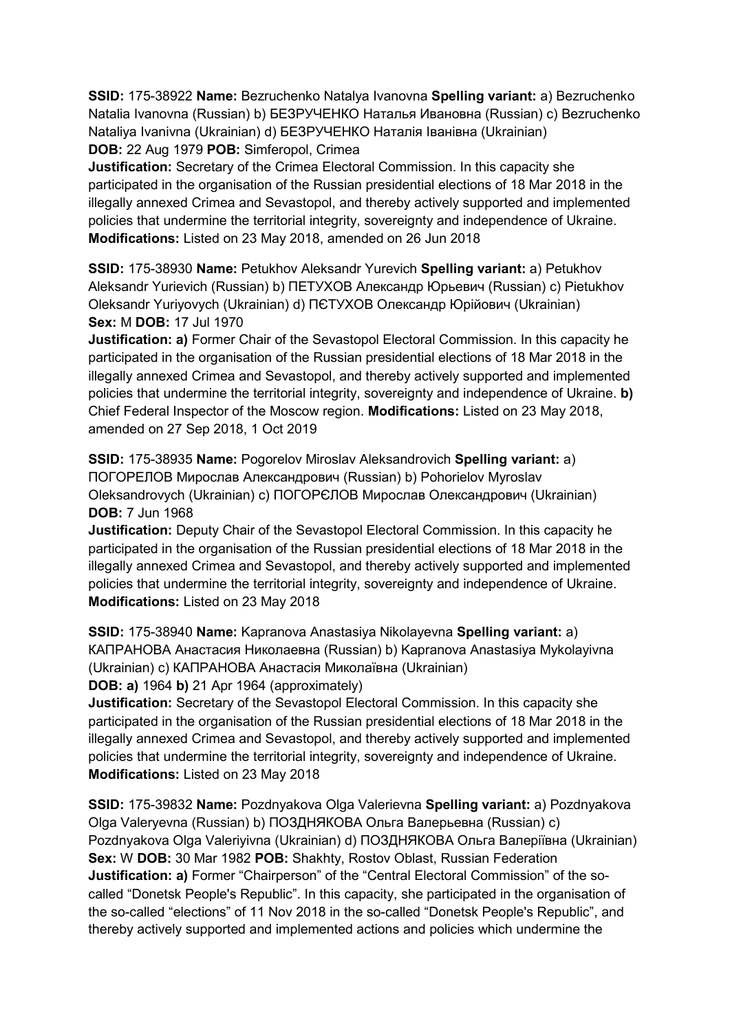**SSID:** 175-38922 **Name:** Bezruchenko Natalya Ivanovna **Spelling variant:** a) Bezruchenko Natalia Ivanovna (Russian) b) БЕЗРУЧЕНКО Наталья Ивановна (Russian) c) Bezruchenko Nataliya Ivanivna (Ukrainian) d) БЕЗРУЧЕНКО Наталія Іванівна (Ukrainian)
**DOB:** 22 Aug 1979 **POB:** Simferopol, Crimea
**Justification:** Secretary of the Crimea Electoral Commission. In this capacity she participated in the organisation of the Russian presidential elections of 18 Mar 2018 in the illegally annexed Crimea and Sevastopol, and thereby actively supported and implemented policies that undermine the territorial integrity, sovereignty and independence of Ukraine.
**Modifications:** Listed on 23 May 2018, amended on 26 Jun 2018

**SSID:** 175-38930 **Name:** Petukhov Aleksandr Yurevich **Spelling variant:** a) Petukhov Aleksandr Yurievich (Russian) b) ПЕТУХОВ Александр Юрьевич (Russian) c) Pietukhov Oleksandr Yuriyovych (Ukrainian) d) ПЄТУХОВ Олександр Юрійович (Ukrainian)
**Sex:** M **DOB:** 17 Jul 1970
**Justification: a)** Former Chair of the Sevastopol Electoral Commission. In this capacity he participated in the organisation of the Russian presidential elections of 18 Mar 2018 in the illegally annexed Crimea and Sevastopol, and thereby actively supported and implemented policies that undermine the territorial integrity, sovereignty and independence of Ukraine. **b)** Chief Federal Inspector of the Moscow region. **Modifications:** Listed on 23 May 2018, amended on 27 Sep 2018, 1 Oct 2019

**SSID:** 175-38935 **Name:** Pogorelov Miroslav Aleksandrovich **Spelling variant:** a) ПОГОРЕЛОВ Мирослав Александрович (Russian) b) Pohorielov Myroslav Oleksandrovych (Ukrainian) c) ПОГОРЄЛОВ Мирослав Олександрович (Ukrainian)
**DOB:** 7 Jun 1968
**Justification:** Deputy Chair of the Sevastopol Electoral Commission. In this capacity he participated in the organisation of the Russian presidential elections of 18 Mar 2018 in the illegally annexed Crimea and Sevastopol, and thereby actively supported and implemented policies that undermine the territorial integrity, sovereignty and independence of Ukraine.
**Modifications:** Listed on 23 May 2018

**SSID:** 175-38940 **Name:** Kapranova Anastasiya Nikolayevna **Spelling variant:** a) КАПРАНОВА Анастасия Николаевна (Russian) b) Kapranova Anastasiya Mykolayivna (Ukrainian) c) КАПРАНОВА Анастасія Миколаївна (Ukrainian)
**DOB: a)** 1964 **b)** 21 Apr 1964 (approximately)
**Justification:** Secretary of the Sevastopol Electoral Commission. In this capacity she participated in the organisation of the Russian presidential elections of 18 Mar 2018 in the illegally annexed Crimea and Sevastopol, and thereby actively supported and implemented policies that undermine the territorial integrity, sovereignty and independence of Ukraine.
**Modifications:** Listed on 23 May 2018

**SSID:** 175-39832 **Name:** Pozdnyakova Olga Valerievna **Spelling variant:** a) Pozdnyakova Olga Valeryevna (Russian) b) ПОЗДНЯКОВА Ольга Валерьевна (Russian) c) Pozdnyakova Olga Valeriyivna (Ukrainian) d) ПОЗДНЯКОВА Ольга Валеріївна (Ukrainian)
**Sex:** W **DOB:** 30 Mar 1982 **POB:** Shakhty, Rostov Oblast, Russian Federation
**Justification: a)** Former "Chairperson" of the "Central Electoral Commission" of the so-called "Donetsk People's Republic". In this capacity, she participated in the organisation of the so-called "elections" of 11 Nov 2018 in the so-called "Donetsk People's Republic", and thereby actively supported and implemented actions and policies which undermine the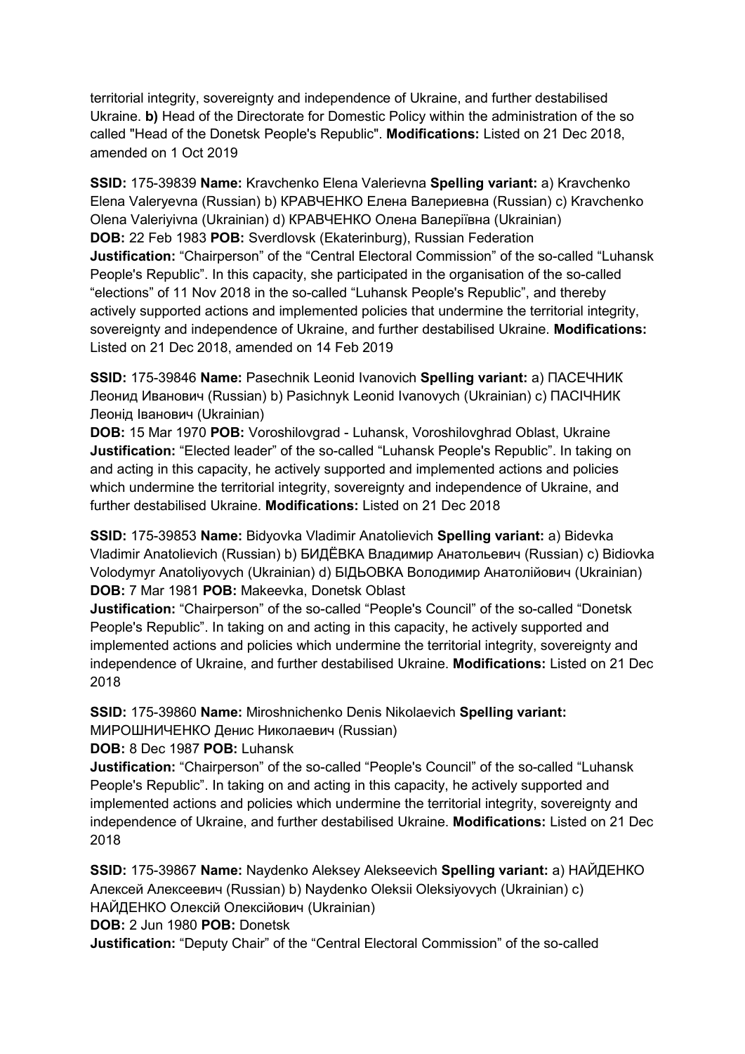territorial integrity, sovereignty and independence of Ukraine, and further destabilised Ukraine. **b)** Head of the Directorate for Domestic Policy within the administration of the so called "Head of the Donetsk People's Republic". **Modifications:** Listed on 21 Dec 2018, amended on 1 Oct 2019

**SSID:** 175-39839 **Name:** Kravchenko Elena Valerievna **Spelling variant:** a) Kravchenko Elena Valeryevna (Russian) b) КРАВЧЕНКО Елена Валериевна (Russian) c) Kravchenko Olena Valeriyivna (Ukrainian) d) КРАВЧЕНКО Олена Валеріївна (Ukrainian)
**DOB:** 22 Feb 1983 **POB:** Sverdlovsk (Ekaterinburg), Russian Federation
**Justification:** "Chairperson" of the "Central Electoral Commission" of the so-called "Luhansk People's Republic". In this capacity, she participated in the organisation of the so-called "elections" of 11 Nov 2018 in the so-called "Luhansk People's Republic", and thereby actively supported actions and implemented policies that undermine the territorial integrity, sovereignty and independence of Ukraine, and further destabilised Ukraine. **Modifications:** Listed on 21 Dec 2018, amended on 14 Feb 2019

**SSID:** 175-39846 **Name:** Pasechnik Leonid Ivanovich **Spelling variant:** a) ПАСЕЧНИК Леонид Иванович (Russian) b) Pasichnyk Leonid Ivanovych (Ukrainian) c) ПАСІЧНИК Леонід Іванович (Ukrainian)
**DOB:** 15 Mar 1970 **POB:** Voroshilovgrad - Luhansk, Voroshilovghrad Oblast, Ukraine
**Justification:** "Elected leader" of the so-called "Luhansk People's Republic". In taking on and acting in this capacity, he actively supported and implemented actions and policies which undermine the territorial integrity, sovereignty and independence of Ukraine, and further destabilised Ukraine. **Modifications:** Listed on 21 Dec 2018

**SSID:** 175-39853 **Name:** Bidyovka Vladimir Anatolievich **Spelling variant:** a) Bidevka Vladimir Anatolievich (Russian) b) БИДЁВКА Владимир Анатольевич (Russian) c) Bidiovka Volodymyr Anatoliyovych (Ukrainian) d) БІДЬОВКА Володимир Анатолійович (Ukrainian)
**DOB:** 7 Mar 1981 **POB:** Makeevka, Donetsk Oblast
**Justification:** "Chairperson" of the so-called "People's Council" of the so-called "Donetsk People's Republic". In taking on and acting in this capacity, he actively supported and implemented actions and policies which undermine the territorial integrity, sovereignty and independence of Ukraine, and further destabilised Ukraine. **Modifications:** Listed on 21 Dec 2018

**SSID:** 175-39860 **Name:** Miroshnichenko Denis Nikolaevich **Spelling variant:** МИРОШНИЧЕНКО Денис Николаевич (Russian)
**DOB:** 8 Dec 1987 **POB:** Luhansk
**Justification:** "Chairperson" of the so-called "People's Council" of the so-called "Luhansk People's Republic". In taking on and acting in this capacity, he actively supported and implemented actions and policies which undermine the territorial integrity, sovereignty and independence of Ukraine, and further destabilised Ukraine. **Modifications:** Listed on 21 Dec 2018

**SSID:** 175-39867 **Name:** Naydenko Aleksey Alekseevich **Spelling variant:** a) НАЙДЕНКО Алексей Алексеевич (Russian) b) Naydenko Oleksii Oleksiyovych (Ukrainian) c) НАЙДЕНКО Олексій Олексійович (Ukrainian)
**DOB:** 2 Jun 1980 **POB:** Donetsk
**Justification:** "Deputy Chair" of the "Central Electoral Commission" of the so-called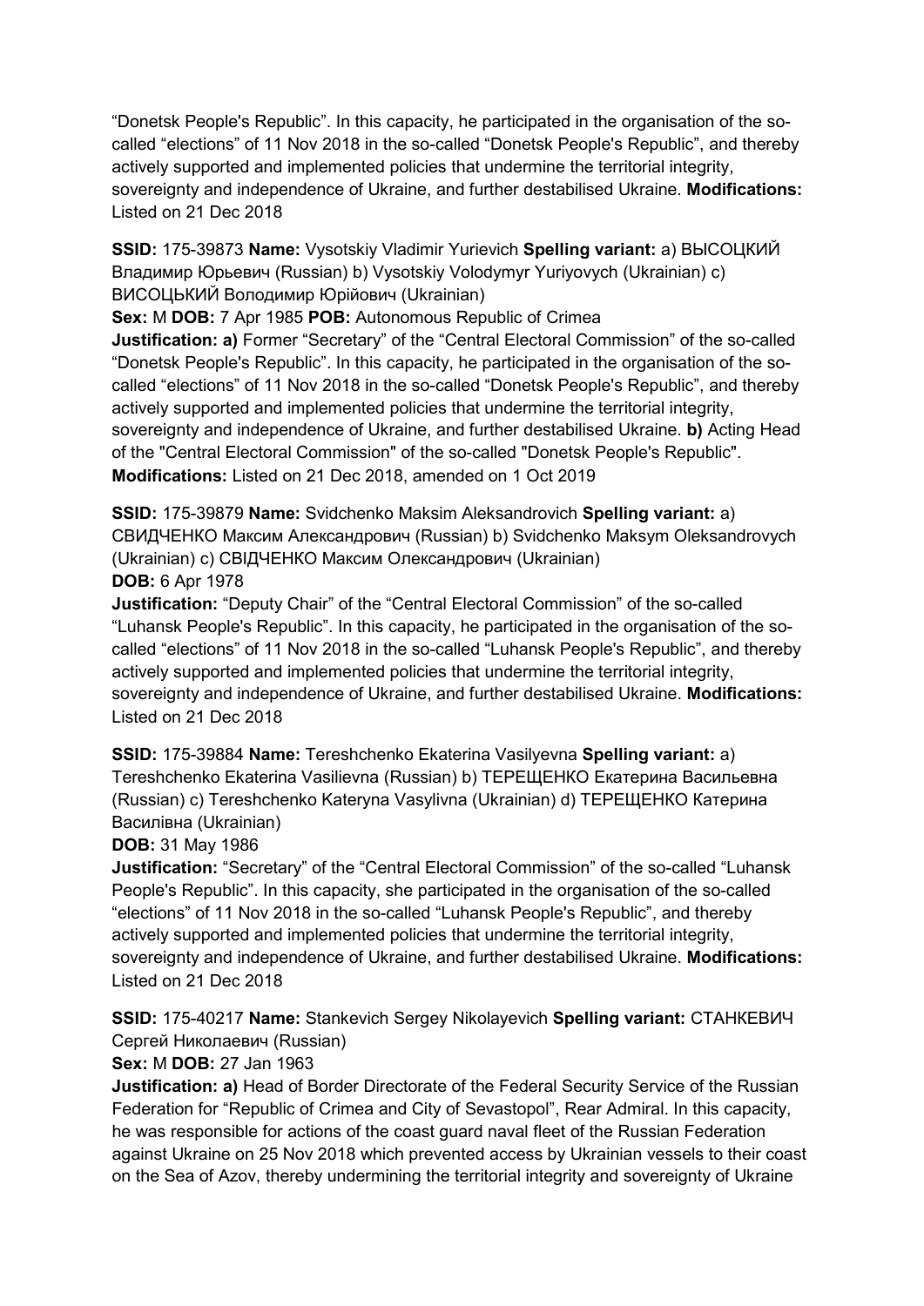“Donetsk People's Republic”. In this capacity, he participated in the organisation of the so-called “elections” of 11 Nov 2018 in the so-called “Donetsk People's Republic”, and thereby actively supported and implemented policies that undermine the territorial integrity, sovereignty and independence of Ukraine, and further destabilised Ukraine. **Modifications:** Listed on 21 Dec 2018

**SSID:** 175-39873 **Name:** Vysotskiy Vladimir Yurievich **Spelling variant:** a) ВЫСОЦКИЙ Владимир Юрьевич (Russian) b) Vysotskiy Volodymyr Yuriyovych (Ukrainian) c) ВИСОЦЬКИЙ Володимир Юрійович (Ukrainian)
**Sex:** M **DOB:** 7 Apr 1985 **POB:** Autonomous Republic of Crimea
**Justification: a)** Former “Secretary” of the “Central Electoral Commission” of the so-called “Donetsk People's Republic”. In this capacity, he participated in the organisation of the so-called “elections” of 11 Nov 2018 in the so-called “Donetsk People's Republic”, and thereby actively supported and implemented policies that undermine the territorial integrity, sovereignty and independence of Ukraine, and further destabilised Ukraine. **b)** Acting Head of the "Central Electoral Commission" of the so-called "Donetsk People's Republic". **Modifications:** Listed on 21 Dec 2018, amended on 1 Oct 2019

**SSID:** 175-39879 **Name:** Svidchenko Maksim Aleksandrovich **Spelling variant:** a) СВИДЧЕНКО Максим Александрович (Russian) b) Svidchenko Maksym Oleksandrovych (Ukrainian) c) СВІДЧЕНКО Максим Олександрович (Ukrainian)
**DOB:** 6 Apr 1978
**Justification:** “Deputy Chair” of the “Central Electoral Commission” of the so-called “Luhansk People's Republic”. In this capacity, he participated in the organisation of the so-called “elections” of 11 Nov 2018 in the so-called “Luhansk People's Republic”, and thereby actively supported and implemented policies that undermine the territorial integrity, sovereignty and independence of Ukraine, and further destabilised Ukraine. **Modifications:** Listed on 21 Dec 2018

**SSID:** 175-39884 **Name:** Tereshchenko Ekaterina Vasilyevna **Spelling variant:** a) Tereshchenko Ekaterina Vasilievna (Russian) b) ТЕРЕЩЕНКО Екатерина Васильевна (Russian) c) Tereshchenko Kateryna Vasylivna (Ukrainian) d) ТЕРЕЩЕНКО Катерина Василівна (Ukrainian)
**DOB:** 31 May 1986
**Justification:** “Secretary” of the “Central Electoral Commission” of the so-called “Luhansk People's Republic”. In this capacity, she participated in the organisation of the so-called “elections” of 11 Nov 2018 in the so-called “Luhansk People's Republic”, and thereby actively supported and implemented policies that undermine the territorial integrity, sovereignty and independence of Ukraine, and further destabilised Ukraine. **Modifications:** Listed on 21 Dec 2018

**SSID:** 175-40217 **Name:** Stankevich Sergey Nikolayevich **Spelling variant:** СТАНКЕВИЧ Сергей Николаевич (Russian)
**Sex:** M **DOB:** 27 Jan 1963
**Justification: a)** Head of Border Directorate of the Federal Security Service of the Russian Federation for “Republic of Crimea and City of Sevastopol”, Rear Admiral. In this capacity, he was responsible for actions of the coast guard naval fleet of the Russian Federation against Ukraine on 25 Nov 2018 which prevented access by Ukrainian vessels to their coast on the Sea of Azov, thereby undermining the territorial integrity and sovereignty of Ukraine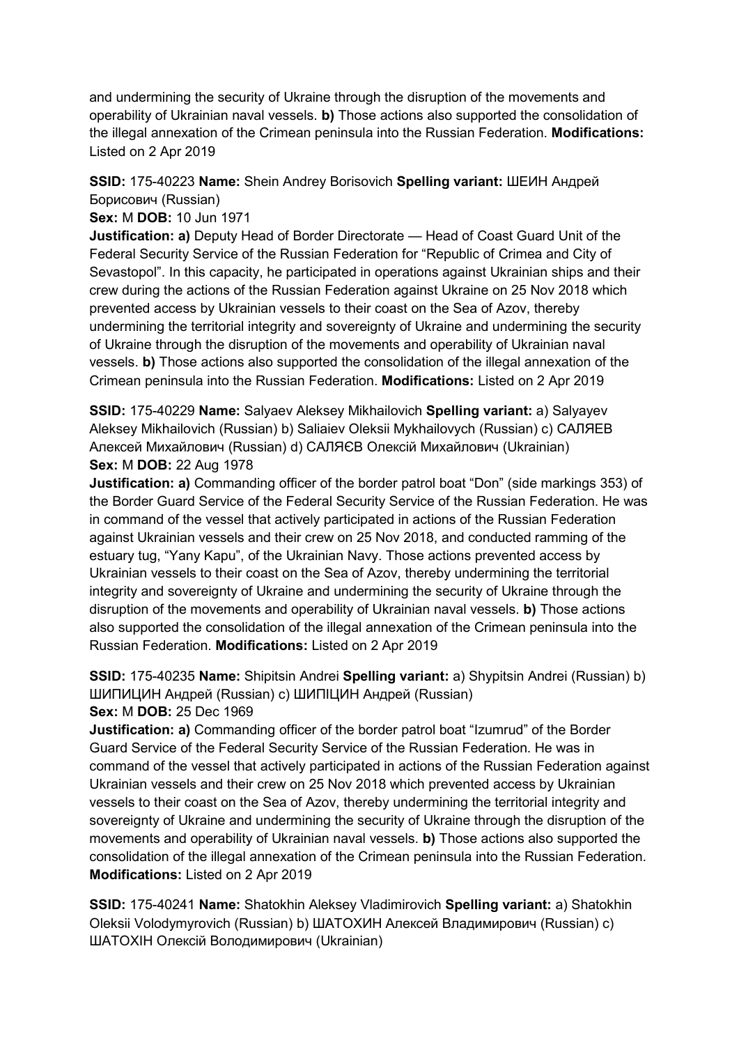and undermining the security of Ukraine through the disruption of the movements and operability of Ukrainian naval vessels. **b)** Those actions also supported the consolidation of the illegal annexation of the Crimean peninsula into the Russian Federation. **Modifications:** Listed on 2 Apr 2019

**SSID:** 175-40223 **Name:** Shein Andrey Borisovich **Spelling variant:** ШЕИН Андрей Борисович (Russian)
**Sex:** M **DOB:** 10 Jun 1971
**Justification: a)** Deputy Head of Border Directorate — Head of Coast Guard Unit of the Federal Security Service of the Russian Federation for "Republic of Crimea and City of Sevastopol". In this capacity, he participated in operations against Ukrainian ships and their crew during the actions of the Russian Federation against Ukraine on 25 Nov 2018 which prevented access by Ukrainian vessels to their coast on the Sea of Azov, thereby undermining the territorial integrity and sovereignty of Ukraine and undermining the security of Ukraine through the disruption of the movements and operability of Ukrainian naval vessels. **b)** Those actions also supported the consolidation of the illegal annexation of the Crimean peninsula into the Russian Federation. **Modifications:** Listed on 2 Apr 2019

**SSID:** 175-40229 **Name:** Salyaev Aleksey Mikhailovich **Spelling variant:** a) Salyayev Aleksey Mikhailovich (Russian) b) Saliaiev Oleksii Mykhailovych (Russian) c) САЛЯЕВ Алексей Михайлович (Russian) d) САЛЯЄВ Олексій Михайлович (Ukrainian)
**Sex:** M **DOB:** 22 Aug 1978
**Justification: a)** Commanding officer of the border patrol boat "Don" (side markings 353) of the Border Guard Service of the Federal Security Service of the Russian Federation. He was in command of the vessel that actively participated in actions of the Russian Federation against Ukrainian vessels and their crew on 25 Nov 2018, and conducted ramming of the estuary tug, "Yany Kapu", of the Ukrainian Navy. Those actions prevented access by Ukrainian vessels to their coast on the Sea of Azov, thereby undermining the territorial integrity and sovereignty of Ukraine and undermining the security of Ukraine through the disruption of the movements and operability of Ukrainian naval vessels. **b)** Those actions also supported the consolidation of the illegal annexation of the Crimean peninsula into the Russian Federation. **Modifications:** Listed on 2 Apr 2019

**SSID:** 175-40235 **Name:** Shipitsin Andrei **Spelling variant:** a) Shypitsin Andrei (Russian) b) ШИПИЦИН Андрей (Russian) c) ШИПІЦИН Андрей (Russian)
**Sex:** M **DOB:** 25 Dec 1969
**Justification: a)** Commanding officer of the border patrol boat "Izumrud" of the Border Guard Service of the Federal Security Service of the Russian Federation. He was in command of the vessel that actively participated in actions of the Russian Federation against Ukrainian vessels and their crew on 25 Nov 2018 which prevented access by Ukrainian vessels to their coast on the Sea of Azov, thereby undermining the territorial integrity and sovereignty of Ukraine and undermining the security of Ukraine through the disruption of the movements and operability of Ukrainian naval vessels. **b)** Those actions also supported the consolidation of the illegal annexation of the Crimean peninsula into the Russian Federation. **Modifications:** Listed on 2 Apr 2019

**SSID:** 175-40241 **Name:** Shatokhin Aleksey Vladimirovich **Spelling variant:** a) Shatokhin Oleksii Volodymyrovich (Russian) b) ШАТОХИН Алексей Владимирович (Russian) c) ШАТОХІН Олексій Володимирович (Ukrainian)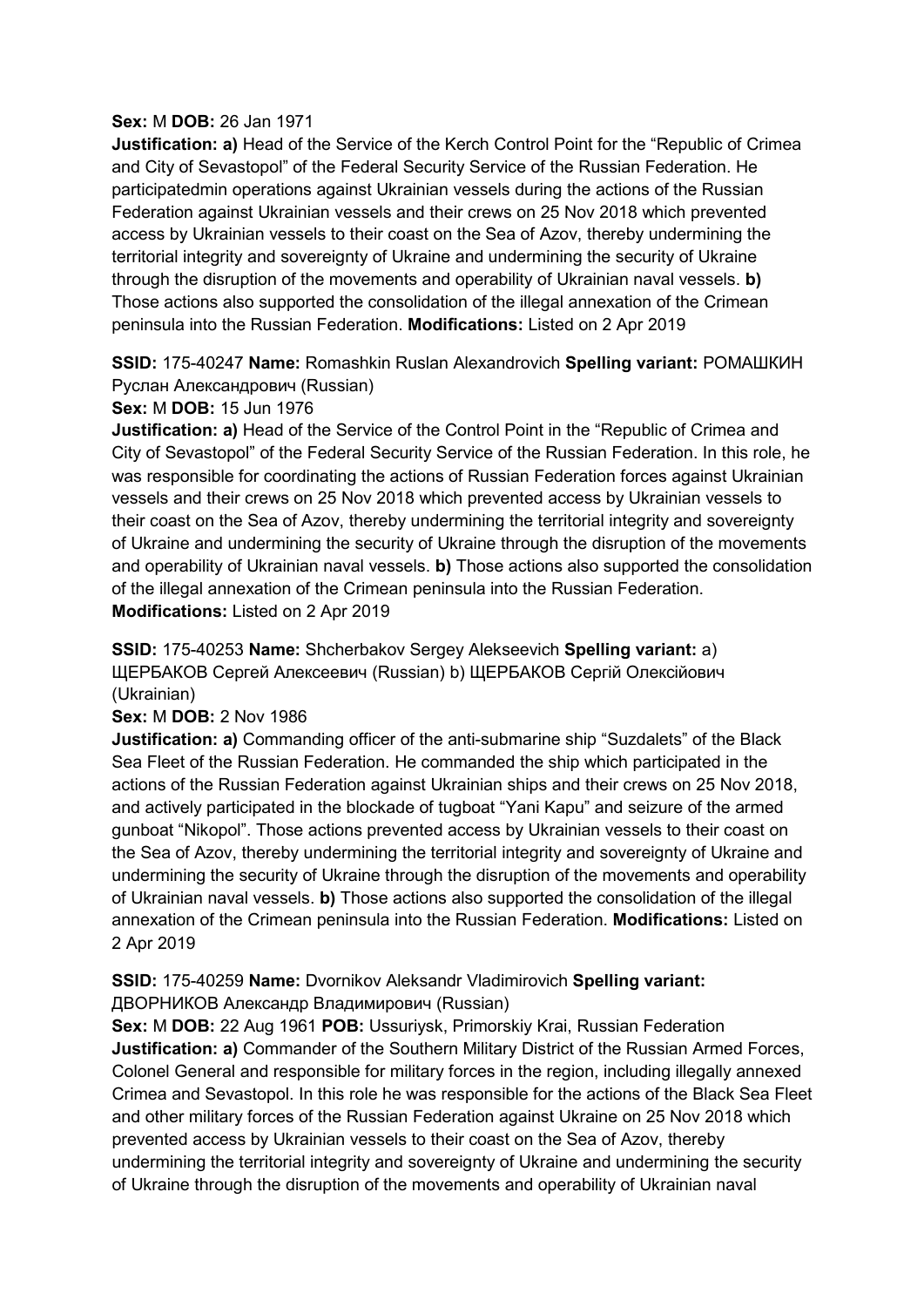**Sex:** M **DOB:** 26 Jan 1971
**Justification: a)** Head of the Service of the Kerch Control Point for the "Republic of Crimea and City of Sevastopol" of the Federal Security Service of the Russian Federation. He participatedmin operations against Ukrainian vessels during the actions of the Russian Federation against Ukrainian vessels and their crews on 25 Nov 2018 which prevented access by Ukrainian vessels to their coast on the Sea of Azov, thereby undermining the territorial integrity and sovereignty of Ukraine and undermining the security of Ukraine through the disruption of the movements and operability of Ukrainian naval vessels. **b)** Those actions also supported the consolidation of the illegal annexation of the Crimean peninsula into the Russian Federation. **Modifications:** Listed on 2 Apr 2019

**SSID:** 175-40247 **Name:** Romashkin Ruslan Alexandrovich **Spelling variant:** РОМАШКИН Руслан Александрович (Russian)
**Sex:** M **DOB:** 15 Jun 1976
**Justification: a)** Head of the Service of the Control Point in the "Republic of Crimea and City of Sevastopol" of the Federal Security Service of the Russian Federation. In this role, he was responsible for coordinating the actions of Russian Federation forces against Ukrainian vessels and their crews on 25 Nov 2018 which prevented access by Ukrainian vessels to their coast on the Sea of Azov, thereby undermining the territorial integrity and sovereignty of Ukraine and undermining the security of Ukraine through the disruption of the movements and operability of Ukrainian naval vessels. **b)** Those actions also supported the consolidation of the illegal annexation of the Crimean peninsula into the Russian Federation. **Modifications:** Listed on 2 Apr 2019

**SSID:** 175-40253 **Name:** Shcherbakov Sergey Alekseevich **Spelling variant:** a) ЩЕРБАКОВ Сергей Алексеевич (Russian) b) ЩЕРБАКОВ Сергій Олексійович (Ukrainian)
**Sex:** M **DOB:** 2 Nov 1986
**Justification: a)** Commanding officer of the anti-submarine ship "Suzdalets" of the Black Sea Fleet of the Russian Federation. He commanded the ship which participated in the actions of the Russian Federation against Ukrainian ships and their crews on 25 Nov 2018, and actively participated in the blockade of tugboat "Yani Kapu" and seizure of the armed gunboat "Nikopol". Those actions prevented access by Ukrainian vessels to their coast on the Sea of Azov, thereby undermining the territorial integrity and sovereignty of Ukraine and undermining the security of Ukraine through the disruption of the movements and operability of Ukrainian naval vessels. **b)** Those actions also supported the consolidation of the illegal annexation of the Crimean peninsula into the Russian Federation. **Modifications:** Listed on 2 Apr 2019

**SSID:** 175-40259 **Name:** Dvornikov Aleksandr Vladimirovich **Spelling variant:** ДВОРНИКОВ Александр Владимирович (Russian)
**Sex:** M **DOB:** 22 Aug 1961 **POB:** Ussuriysk, Primorskiy Krai, Russian Federation
**Justification: a)** Commander of the Southern Military District of the Russian Armed Forces, Colonel General and responsible for military forces in the region, including illegally annexed Crimea and Sevastopol. In this role he was responsible for the actions of the Black Sea Fleet and other military forces of the Russian Federation against Ukraine on 25 Nov 2018 which prevented access by Ukrainian vessels to their coast on the Sea of Azov, thereby undermining the territorial integrity and sovereignty of Ukraine and undermining the security of Ukraine through the disruption of the movements and operability of Ukrainian naval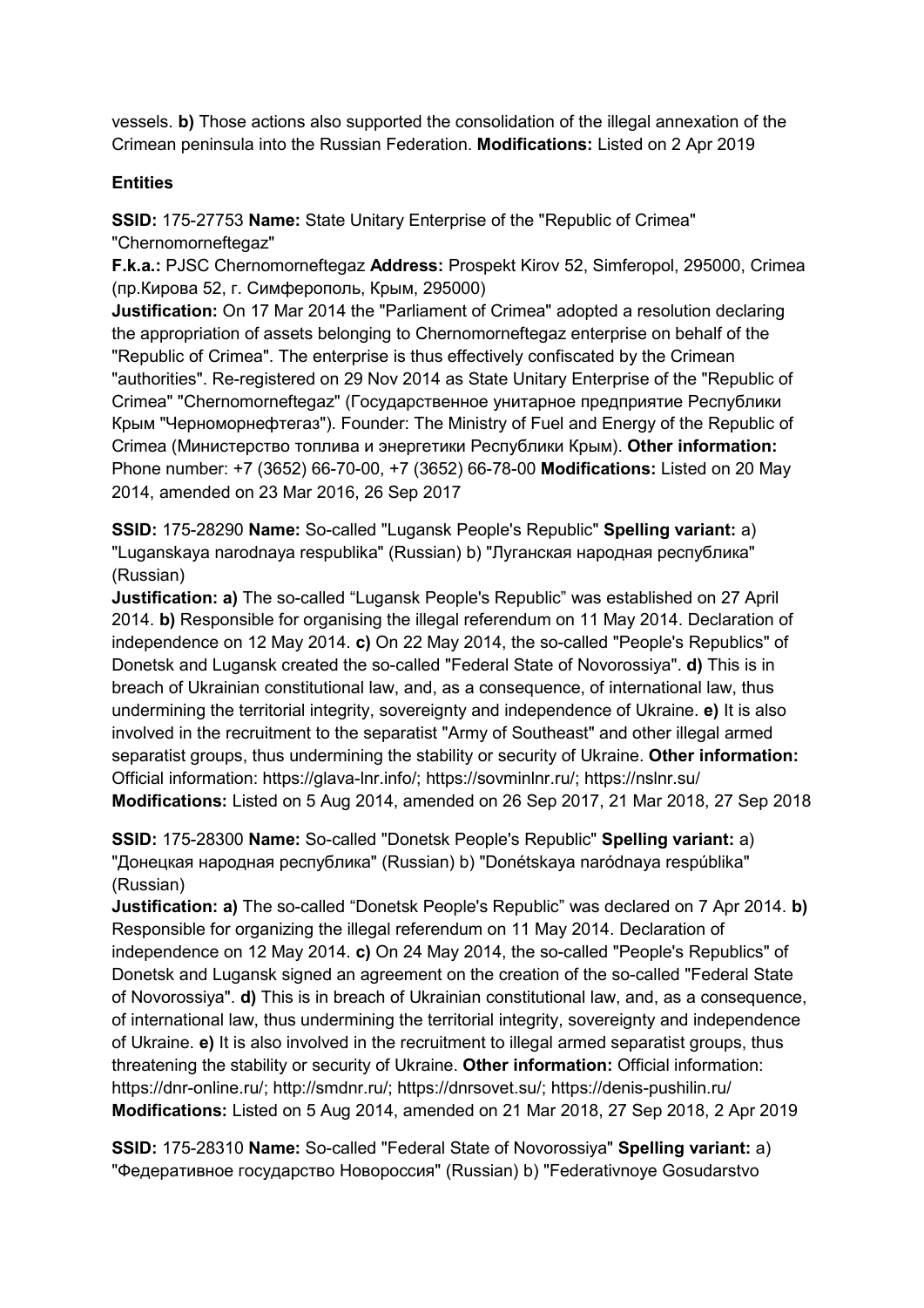vessels. **b)** Those actions also supported the consolidation of the illegal annexation of the Crimean peninsula into the Russian Federation. **Modifications:** Listed on 2 Apr 2019

## Entities

**SSID:** 175-27753 **Name:** State Unitary Enterprise of the "Republic of Crimea" "Chernomorneftegaz"
**F.k.a.:** PJSC Chernomorneftegaz **Address:** Prospekt Kirov 52, Simferopol, 295000, Crimea (пр.Кирова 52, г. Симферополь, Крым, 295000)
**Justification:** On 17 Mar 2014 the "Parliament of Crimea" adopted a resolution declaring the appropriation of assets belonging to Chernomorneftegaz enterprise on behalf of the "Republic of Crimea". The enterprise is thus effectively confiscated by the Crimean "authorities". Re-registered on 29 Nov 2014 as State Unitary Enterprise of the "Republic of Crimea" "Chernomorneftegaz" (Государственное унитарное предприятие Республики Крым "Черноморнефтегаз"). Founder: The Ministry of Fuel and Energy of the Republic of Crimea (Министерство топлива и энергетики Республики Крым). **Other information:** Phone number: +7 (3652) 66-70-00, +7 (3652) 66-78-00 **Modifications:** Listed on 20 May 2014, amended on 23 Mar 2016, 26 Sep 2017

**SSID:** 175-28290 **Name:** So-called "Lugansk People's Republic" **Spelling variant:** a) "Luganskaya narodnaya respublika" (Russian) b) "Луганская народная республика" (Russian)
**Justification: a)** The so-called "Lugansk People's Republic" was established on 27 April 2014. **b)** Responsible for organising the illegal referendum on 11 May 2014. Declaration of independence on 12 May 2014. **c)** On 22 May 2014, the so-called "People's Republics" of Donetsk and Lugansk created the so-called "Federal State of Novorossiya". **d)** This is in breach of Ukrainian constitutional law, and, as a consequence, of international law, thus undermining the territorial integrity, sovereignty and independence of Ukraine. **e)** It is also involved in the recruitment to the separatist "Army of Southeast" and other illegal armed separatist groups, thus undermining the stability or security of Ukraine. **Other information:** Official information: https://glava-lnr.info/; https://sovminlnr.ru/; https://nslnr.su/ **Modifications:** Listed on 5 Aug 2014, amended on 26 Sep 2017, 21 Mar 2018, 27 Sep 2018

**SSID:** 175-28300 **Name:** So-called "Donetsk People's Republic" **Spelling variant:** a) "Донецкая народная республика" (Russian) b) "Donétskaya naródnaya respúblika" (Russian)
**Justification: a)** The so-called "Donetsk People's Republic" was declared on 7 Apr 2014. **b)** Responsible for organizing the illegal referendum on 11 May 2014. Declaration of independence on 12 May 2014. **c)** On 24 May 2014, the so-called "People's Republics" of Donetsk and Lugansk signed an agreement on the creation of the so-called "Federal State of Novorossiya". **d)** This is in breach of Ukrainian constitutional law, and, as a consequence, of international law, thus undermining the territorial integrity, sovereignty and independence of Ukraine. **e)** It is also involved in the recruitment to illegal armed separatist groups, thus threatening the stability or security of Ukraine. **Other information:** Official information: https://dnr-online.ru/; http://smdnr.ru/; https://dnrsovet.su/; https://denis-pushilin.ru/ **Modifications:** Listed on 5 Aug 2014, amended on 21 Mar 2018, 27 Sep 2018, 2 Apr 2019

**SSID:** 175-28310 **Name:** So-called "Federal State of Novorossiya" **Spelling variant:** a) "Федеративное государство Новороссия" (Russian) b) "Federativnoye Gosudarstvo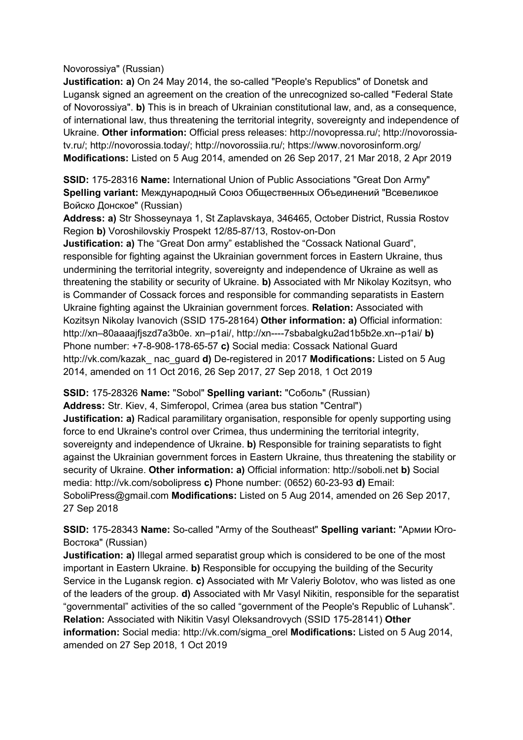Novorossiya" (Russian)
**Justification: a)** On 24 May 2014, the so-called "People's Republics" of Donetsk and Lugansk signed an agreement on the creation of the unrecognized so-called "Federal State of Novorossiya". **b)** This is in breach of Ukrainian constitutional law, and, as a consequence, of international law, thus threatening the territorial integrity, sovereignty and independence of Ukraine. **Other information:** Official press releases: http://novopressa.ru/; http://novorossia-tv.ru/; http://novorossia.today/; http://novorossiia.ru/; https://www.novorosinform.org/ **Modifications:** Listed on 5 Aug 2014, amended on 26 Sep 2017, 21 Mar 2018, 2 Apr 2019

**SSID:** 175-28316 **Name:** International Union of Public Associations "Great Don Army" **Spelling variant:** Международный Союз Общественных Объединений "Всевеликое Войско Донское" (Russian)
**Address: a)** Str Shosseynaya 1, St Zaplavskaya, 346465, October District, Russia Rostov Region **b)** Voroshilovskiy Prospekt 12/85-87/13, Rostov-on-Don
**Justification: a)** The "Great Don army" established the "Cossack National Guard", responsible for fighting against the Ukrainian government forces in Eastern Ukraine, thus undermining the territorial integrity, sovereignty and independence of Ukraine as well as threatening the stability or security of Ukraine. **b)** Associated with Mr Nikolay Kozitsyn, who is Commander of Cossack forces and responsible for commanding separatists in Eastern Ukraine fighting against the Ukrainian government forces. **Relation:** Associated with Kozitsyn Nikolay Ivanovich (SSID 175-28164) **Other information: a)** Official information: http://xn–80aaaajfjszd7a3b0e. xn–p1ai/, http://xn----7sbabalgku2ad1b5b2e.xn--p1ai/ **b)** Phone number: +7-8-908-178-65-57 **c)** Social media: Cossack National Guard http://vk.com/kazak_ nac_guard **d)** De-registered in 2017 **Modifications:** Listed on 5 Aug 2014, amended on 11 Oct 2016, 26 Sep 2017, 27 Sep 2018, 1 Oct 2019

**SSID:** 175-28326 **Name:** "Sobol" **Spelling variant:** "Соболь" (Russian)
**Address:** Str. Kiev, 4, Simferopol, Crimea (area bus station "Central")
**Justification: a)** Radical paramilitary organisation, responsible for openly supporting using force to end Ukraine's control over Crimea, thus undermining the territorial integrity, sovereignty and independence of Ukraine. **b)** Responsible for training separatists to fight against the Ukrainian government forces in Eastern Ukraine, thus threatening the stability or security of Ukraine. **Other information: a)** Official information: http://soboli.net **b)** Social media: http://vk.com/sobolipress **c)** Phone number: (0652) 60-23-93 **d)** Email: SoboliPress@gmail.com **Modifications:** Listed on 5 Aug 2014, amended on 26 Sep 2017, 27 Sep 2018

**SSID:** 175-28343 **Name:** So-called "Army of the Southeast" **Spelling variant:** "Армии Юго-Востока" (Russian)
**Justification: a)** Illegal armed separatist group which is considered to be one of the most important in Eastern Ukraine. **b)** Responsible for occupying the building of the Security Service in the Lugansk region. **c)** Associated with Mr Valeriy Bolotov, who was listed as one of the leaders of the group. **d)** Associated with Mr Vasyl Nikitin, responsible for the separatist "governmental" activities of the so called "government of the People's Republic of Luhansk". **Relation:** Associated with Nikitin Vasyl Oleksandrovych (SSID 175-28141) **Other information:** Social media: http://vk.com/sigma_orel **Modifications:** Listed on 5 Aug 2014, amended on 27 Sep 2018, 1 Oct 2019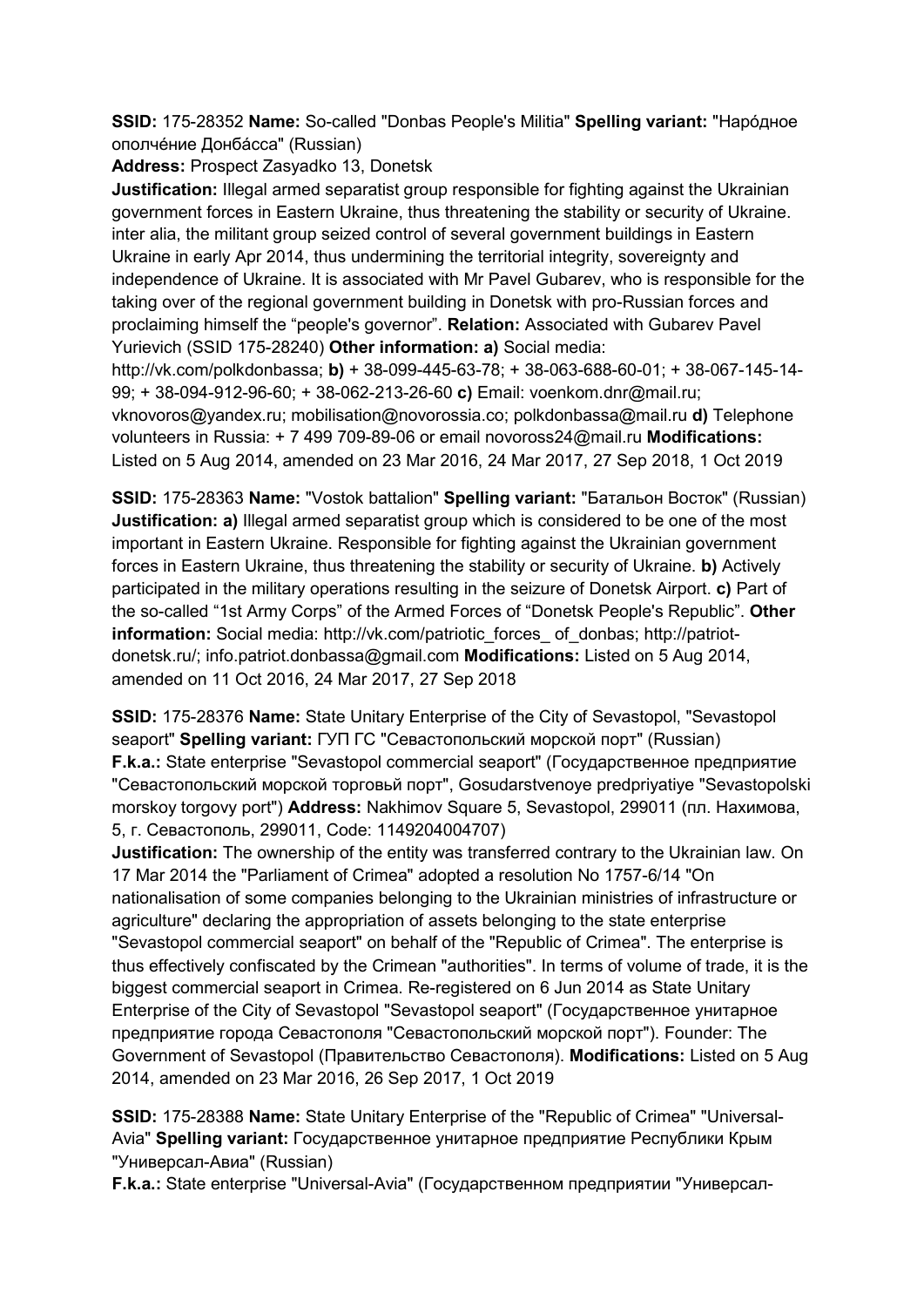**SSID:** 175-28352 **Name:** So-called "Donbas People's Militia" **Spelling variant:** "Нарóдное ополчéние Донбáсса" (Russian)

**Address:** Prospect Zasyadko 13, Donetsk

**Justification:** Illegal armed separatist group responsible for fighting against the Ukrainian government forces in Eastern Ukraine, thus threatening the stability or security of Ukraine. inter alia, the militant group seized control of several government buildings in Eastern Ukraine in early Apr 2014, thus undermining the territorial integrity, sovereignty and independence of Ukraine. It is associated with Mr Pavel Gubarev, who is responsible for the taking over of the regional government building in Donetsk with pro-Russian forces and proclaiming himself the "people's governor". **Relation:** Associated with Gubarev Pavel Yurievich (SSID 175-28240) **Other information: a)** Social media: http://vk.com/polkdonbassa; **b)** + 38-099-445-63-78; + 38-063-688-60-01; + 38-067-145-14-99; + 38-094-912-96-60; + 38-062-213-26-60 **c)** Email: voenkom.dnr@mail.ru; vknovoros@yandex.ru; mobilisation@novorossia.co; polkdonbassa@mail.ru **d)** Telephone volunteers in Russia: + 7 499 709-89-06 or email novoross24@mail.ru **Modifications:** Listed on 5 Aug 2014, amended on 23 Mar 2016, 24 Mar 2017, 27 Sep 2018, 1 Oct 2019

**SSID:** 175-28363 **Name:** "Vostok battalion" **Spelling variant:** "Батальон Восток" (Russian) **Justification: a)** Illegal armed separatist group which is considered to be one of the most important in Eastern Ukraine. Responsible for fighting against the Ukrainian government forces in Eastern Ukraine, thus threatening the stability or security of Ukraine. **b)** Actively participated in the military operations resulting in the seizure of Donetsk Airport. **c)** Part of the so-called "1st Army Corps" of the Armed Forces of "Donetsk People's Republic". **Other information:** Social media: http://vk.com/patriotic_forces_ of_donbas; http://patriot-donetsk.ru/; info.patriot.donbassa@gmail.com **Modifications:** Listed on 5 Aug 2014, amended on 11 Oct 2016, 24 Mar 2017, 27 Sep 2018

**SSID:** 175-28376 **Name:** State Unitary Enterprise of the City of Sevastopol, "Sevastopol seaport" **Spelling variant:** ГУП ГС "Севастопольский морской порт" (Russian) **F.k.a.:** State enterprise "Sevastopol commercial seaport" (Государственное предприятие "Севастопольский морской торговьй порт", Gosudarstvenoye predpriyatiye "Sevastopolski morskoy torgovy port") **Address:** Nakhimov Square 5, Sevastopol, 299011 (пл. Нахимова, 5, г. Севастополь, 299011, Code: 1149204004707)

**Justification:** The ownership of the entity was transferred contrary to the Ukrainian law. On 17 Mar 2014 the "Parliament of Crimea" adopted a resolution No 1757-6/14 "On nationalisation of some companies belonging to the Ukrainian ministries of infrastructure or agriculture" declaring the appropriation of assets belonging to the state enterprise "Sevastopol commercial seaport" on behalf of the "Republic of Crimea". The enterprise is thus effectively confiscated by the Crimean "authorities". In terms of volume of trade, it is the biggest commercial seaport in Crimea. Re-registered on 6 Jun 2014 as State Unitary Enterprise of the City of Sevastopol "Sevastopol seaport" (Государственное унитарное предприятие города Севастополя "Севастопольский морской порт"). Founder: The Government of Sevastopol (Правительство Севастополя). **Modifications:** Listed on 5 Aug 2014, amended on 23 Mar 2016, 26 Sep 2017, 1 Oct 2019

**SSID:** 175-28388 **Name:** State Unitary Enterprise of the "Republic of Crimea" "Universal-Avia" **Spelling variant:** Государственное унитарное предприятие Республики Крым "Универсал-Авиа" (Russian)

**F.k.a.:** State enterprise "Universal-Avia" (Государственном предприятии "Универсал-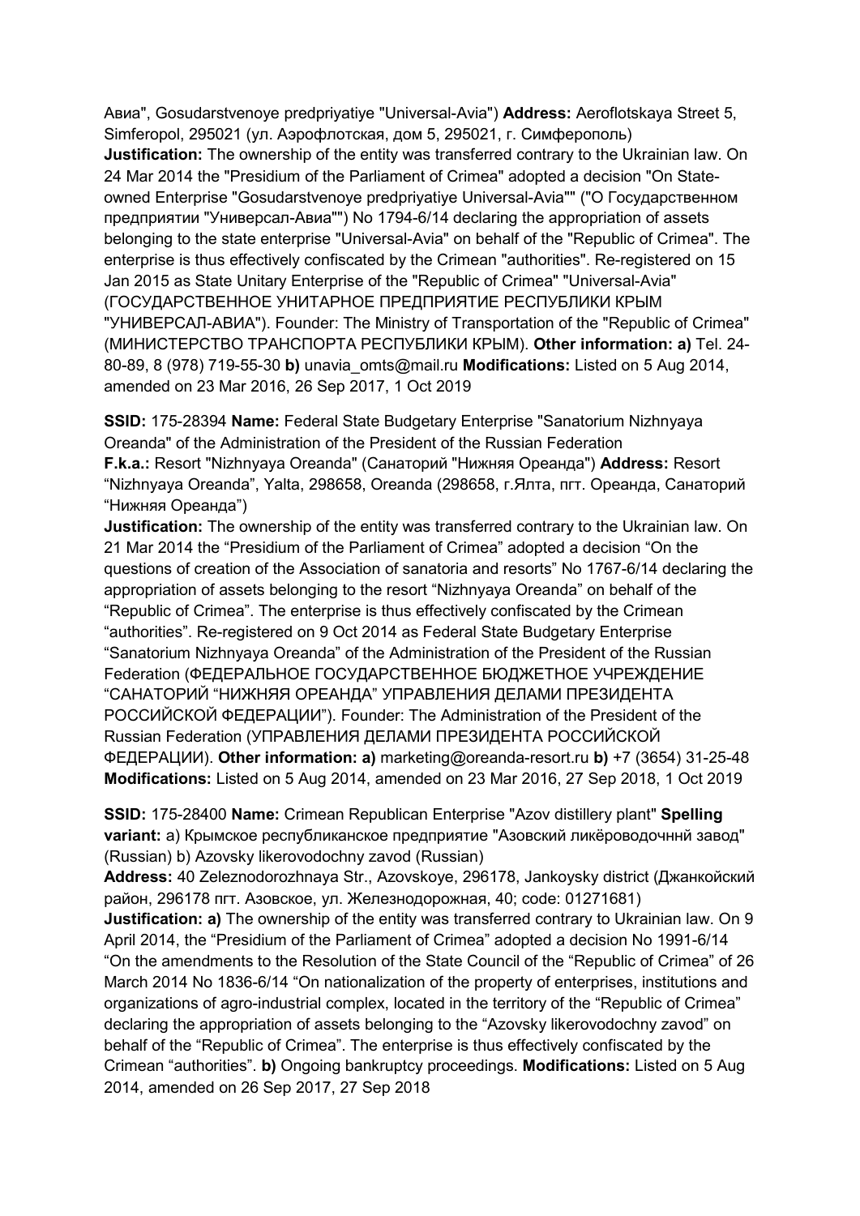Авиа", Gosudarstvenoye predpriyatiye "Universal-Avia") **Address:** Aeroflotskaya Street 5, Simferopol, 295021 (ул. Аэрофлотская, дом 5, 295021, г. Симферополь)
**Justification:** The ownership of the entity was transferred contrary to the Ukrainian law. On 24 Mar 2014 the "Presidium of the Parliament of Crimea" adopted a decision "On State-owned Enterprise "Gosudarstvenoye predpriyatiye Universal-Avia"" ("О Государственном предприятии "Универсал-Авиа"") No 1794-6/14 declaring the appropriation of assets belonging to the state enterprise "Universal-Avia" on behalf of the "Republic of Crimea". The enterprise is thus effectively confiscated by the Crimean "authorities". Re-registered on 15 Jan 2015 as State Unitary Enterprise of the "Republic of Crimea" "Universal-Avia" (ГОСУДАРСТВЕННОЕ УНИТАРНОЕ ПРЕДПРИЯТИЕ РЕСПУБЛИКИ КРЫМ "УНИВЕРСАЛ-АВИА"). Founder: The Ministry of Transportation of the "Republic of Crimea" (МИНИСТЕРСТВО ТРАНСПОРТА РЕСПУБЛИКИ КРЫМ). **Other information: a)** Tel. 24-80-89, 8 (978) 719-55-30 **b)** unavia_omts@mail.ru **Modifications:** Listed on 5 Aug 2014, amended on 23 Mar 2016, 26 Sep 2017, 1 Oct 2019

**SSID:** 175-28394 **Name:** Federal State Budgetary Enterprise "Sanatorium Nizhnyaya Oreanda" of the Administration of the President of the Russian Federation
**F.k.a.:** Resort "Nizhnyaya Oreanda" (Санаторий "Нижняя Ореанда") **Address:** Resort "Nizhnyaya Oreanda", Yalta, 298658, Oreanda (298658, г.Ялта, пгт. Ореанда, Санаторий "Нижняя Ореанда")
**Justification:** The ownership of the entity was transferred contrary to the Ukrainian law. On 21 Mar 2014 the "Presidium of the Parliament of Crimea" adopted a decision "On the questions of creation of the Association of sanatoria and resorts" No 1767-6/14 declaring the appropriation of assets belonging to the resort "Nizhnyaya Oreanda" on behalf of the "Republic of Crimea". The enterprise is thus effectively confiscated by the Crimean "authorities". Re-registered on 9 Oct 2014 as Federal State Budgetary Enterprise "Sanatorium Nizhnyaya Oreanda" of the Administration of the President of the Russian Federation (ФЕДЕРАЛЬНОЕ ГОСУДАРСТВЕННОЕ БЮДЖЕТНОЕ УЧРЕЖДЕНИЕ "САНАТОРИЙ "НИЖНЯЯ ОРЕАНДА" УПРАВЛЕНИЯ ДЕЛАМИ ПРЕЗИДЕНТА РОССИЙСКОЙ ФЕДЕРАЦИИ"). Founder: The Administration of the President of the Russian Federation (УПРАВЛЕНИЯ ДЕЛАМИ ПРЕЗИДЕНТА РОССИЙСКОЙ ФЕДЕРАЦИИ). **Other information: a)** marketing@oreanda-resort.ru **b)** +7 (3654) 31-25-48 **Modifications:** Listed on 5 Aug 2014, amended on 23 Mar 2016, 27 Sep 2018, 1 Oct 2019

**SSID:** 175-28400 **Name:** Crimean Republican Enterprise "Azov distillery plant" **Spelling variant:** a) Крымское республиканское предприятие "Азовский ликёроводочннй завод" (Russian) b) Azovsky likerovodochny zavod (Russian)
**Address:** 40 Zeleznodorozhnaya Str., Azovskoye, 296178, Jankoysky district (Джанкойский район, 296178 пгт. Азовское, ул. Железнодорожная, 40; code: 01271681)
**Justification: a)** The ownership of the entity was transferred contrary to Ukrainian law. On 9 April 2014, the "Presidium of the Parliament of Crimea" adopted a decision No 1991-6/14 "On the amendments to the Resolution of the State Council of the "Republic of Crimea" of 26 March 2014 No 1836-6/14 "On nationalization of the property of enterprises, institutions and organizations of agro-industrial complex, located in the territory of the "Republic of Crimea" declaring the appropriation of assets belonging to the "Azovsky likerovodochny zavod" on behalf of the "Republic of Crimea". The enterprise is thus effectively confiscated by the Crimean "authorities". **b)** Ongoing bankruptcy proceedings. **Modifications:** Listed on 5 Aug 2014, amended on 26 Sep 2017, 27 Sep 2018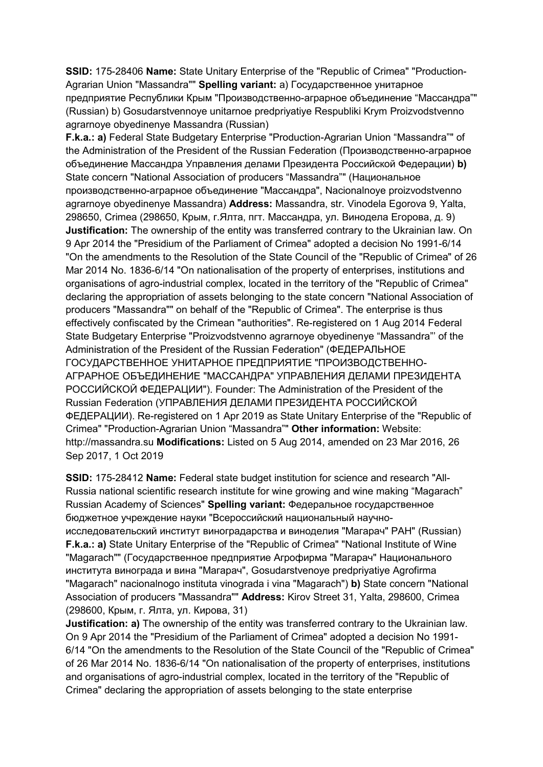**SSID:** 175-28406 **Name:** State Unitary Enterprise of the "Republic of Crimea" "Production-Agrarian Union "Massandra"" **Spelling variant:** a) Государственное унитарное предприятие Республики Крым "Производственно-аграрное объединение "Массандра"" (Russian) b) Gosudarstvennoye unitarnoe predpriyatiye Respubliki Krym Proizvodstvenno agrarnoye obyedinenye Massandra (Russian)

**F.k.a.: a)** Federal State Budgetary Enterprise "Production-Agrarian Union "Massandra"" of the Administration of the President of the Russian Federation (Производственно-аграрное объединение Массандра Управления делами Президента Российской Федерации) **b)** State concern "National Association of producers "Massandra"" (Национальное производственно-аграрное объединение "Массандра", Nacionalnoye proizvodstvenno agrarnoye obyedinenye Massandra) **Address:** Massandra, str. Vinodela Egorova 9, Yalta, 298650, Crimea (298650, Крым, г.Ялта, пгт. Массандра, ул. Винодела Егорова, д. 9) **Justification:** The ownership of the entity was transferred contrary to the Ukrainian law. On 9 Apr 2014 the "Presidium of the Parliament of Crimea" adopted a decision No 1991-6/14 "On the amendments to the Resolution of the State Council of the "Republic of Crimea" of 26 Mar 2014 No. 1836-6/14 "On nationalisation of the property of enterprises, institutions and organisations of agro-industrial complex, located in the territory of the "Republic of Crimea" declaring the appropriation of assets belonging to the state concern "National Association of producers "Massandra"" on behalf of the "Republic of Crimea". The enterprise is thus effectively confiscated by the Crimean "authorities". Re-registered on 1 Aug 2014 Federal State Budgetary Enterprise "Proizvodstvenno agrarnoye obyedinenye "Massandra"' of the Administration of the President of the Russian Federation" (ФЕДЕРАЛЬНОЕ ГОСУДАРСТВЕННОЕ УНИТАРНОЕ ПРЕДПРИЯТИЕ "ПРОИЗВОДСТВЕННО-АГРАРНОЕ ОБЪЕДИНЕНИЕ "МАССАНДРА" УПРАВЛЕНИЯ ДЕЛАМИ ПРЕЗИДЕНТА РОССИЙСКОЙ ФЕДЕРАЦИИ"). Founder: The Administration of the President of the Russian Federation (УПРАВЛЕНИЯ ДЕЛАМИ ПРЕЗИДЕНТА РОССИЙСКОЙ ФЕДЕРАЦИИ). Re-registered on 1 Apr 2019 as State Unitary Enterprise of the "Republic of Crimea" "Production-Agrarian Union "Massandra"" **Other information:** Website: http://massandra.su **Modifications:** Listed on 5 Aug 2014, amended on 23 Mar 2016, 26 Sep 2017, 1 Oct 2019

**SSID:** 175-28412 **Name:** Federal state budget institution for science and research "All-Russia national scientific research institute for wine growing and wine making "Magarach" Russian Academy of Sciences" **Spelling variant:** Федеральное государственное бюджетное учреждение науки "Всероссийский национальный научно-исследовательский институт виноградарства и виноделия "Магарач" РАН" (Russian) **F.k.a.: a)** State Unitary Enterprise of the "Republic of Crimea" "National Institute of Wine "Magarach"" (Государственное предприятие Агрофирма "Магарач" Национального института винограда и вина "Магарач", Gosudarstvenoye predpriyatiye Agrofirma "Magarach" nacionalnogo instituta vinograda i vina "Magarach") **b)** State concern "National Association of producers "Massandra"" **Address:** Kirov Street 31, Yalta, 298600, Crimea (298600, Крым, г. Ялта, ул. Кирова, 31)

**Justification: a)** The ownership of the entity was transferred contrary to the Ukrainian law. On 9 Apr 2014 the "Presidium of the Parliament of Crimea" adopted a decision No 1991-6/14 "On the amendments to the Resolution of the State Council of the "Republic of Crimea" of 26 Mar 2014 No. 1836-6/14 "On nationalisation of the property of enterprises, institutions and organisations of agro-industrial complex, located in the territory of the "Republic of Crimea" declaring the appropriation of assets belonging to the state enterprise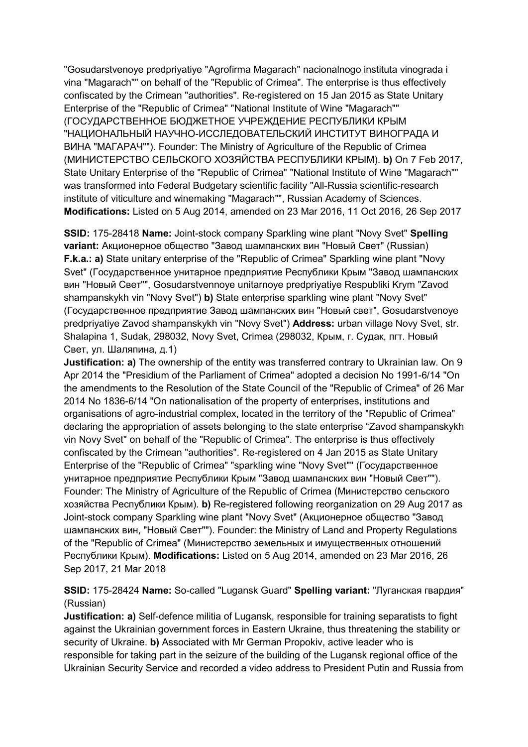"Gosudarstvenoye predpriyatiye "Agrofirma Magarach" nacionalnogo instituta vinograda i vina "Magarach"" on behalf of the "Republic of Crimea". The enterprise is thus effectively confiscated by the Crimean "authorities". Re-registered on 15 Jan 2015 as State Unitary Enterprise of the "Republic of Crimea" "National Institute of Wine "Magarach"" (ГОСУДАРСТВЕННОЕ БЮДЖЕТНОЕ УЧРЕЖДЕНИЕ РЕСПУБЛИКИ КРЫМ "НАЦИОНАЛЬНЫЙ НАУЧНО-ИССЛЕДОВАТЕЛЬСКИЙ ИНСТИТУТ ВИНОГРАДА И ВИНА "МАГАРАЧ""). Founder: The Ministry of Agriculture of the Republic of Crimea (МИНИСТЕРСТВО СЕЛЬСКОГО ХОЗЯЙСТВА РЕСПУБЛИКИ КРЫМ). **b)** On 7 Feb 2017, State Unitary Enterprise of the "Republic of Crimea" "National Institute of Wine "Magarach"" was transformed into Federal Budgetary scientific facility "All-Russia scientific-research institute of viticulture and winemaking "Magarach"", Russian Academy of Sciences. **Modifications:** Listed on 5 Aug 2014, amended on 23 Mar 2016, 11 Oct 2016, 26 Sep 2017

**SSID:** 175-28418 **Name:** Joint-stock company Sparkling wine plant "Novy Svet" **Spelling variant:** Акционерное общество "Завод шампанских вин "Новый Свет" (Russian) **F.k.a.: a)** State unitary enterprise of the "Republic of Crimea" Sparkling wine plant "Novy Svet" (Государственное унитарное предприятие Республики Крым "Завод шампанских вин "Новый Свет"", Gosudarstvennoye unitarnoye predpriyatiye Respubliki Krym "Zavod shampanskykh vin "Novy Svet") **b)** State enterprise sparkling wine plant "Novy Svet" (Государственное предприятие Завод шампанских вин "Новый свет", Gosudarstvenoye predpriyatiye Zavod shampanskykh vin "Novy Svet") **Address:** urban village Novy Svet, str. Shalapina 1, Sudak, 298032, Novy Svet, Crimea (298032, Крым, г. Судак, пгт. Новый Свет, ул. Шаляпина, д.1)
**Justification: a)** The ownership of the entity was transferred contrary to Ukrainian law. On 9 Apr 2014 the "Presidium of the Parliament of Crimea" adopted a decision No 1991-6/14 "On the amendments to the Resolution of the State Council of the "Republic of Crimea" of 26 Mar 2014 No 1836-6/14 "On nationalisation of the property of enterprises, institutions and organisations of agro-industrial complex, located in the territory of the "Republic of Crimea" declaring the appropriation of assets belonging to the state enterprise "Zavod shampanskykh vin Novy Svet" on behalf of the "Republic of Crimea". The enterprise is thus effectively confiscated by the Crimean "authorities". Re-registered on 4 Jan 2015 as State Unitary Enterprise of the "Republic of Crimea" "sparkling wine "Novy Svet"" (Государственное унитарное предприятие Республики Крым "Завод шампанских вин "Новый Свет""). Founder: The Ministry of Agriculture of the Republic of Crimea (Министерство сельского хозяйства Республики Крым). **b)** Re-registered following reorganization on 29 Aug 2017 as Joint-stock company Sparkling wine plant "Novy Svet" (Акционерное общество "Завод шампанских вин, "Новый Свет""). Founder: the Ministry of Land and Property Regulations of the "Republic of Crimea" (Министерство земельных и имущественных отношений Республики Крым). **Modifications:** Listed on 5 Aug 2014, amended on 23 Mar 2016, 26 Sep 2017, 21 Mar 2018

**SSID:** 175-28424 **Name:** So-called "Lugansk Guard" **Spelling variant:** "Луганская гвардия" (Russian)
**Justification: a)** Self-defence militia of Lugansk, responsible for training separatists to fight against the Ukrainian government forces in Eastern Ukraine, thus threatening the stability or security of Ukraine. **b)** Associated with Mr German Propokiv, active leader who is responsible for taking part in the seizure of the building of the Lugansk regional office of the Ukrainian Security Service and recorded a video address to President Putin and Russia from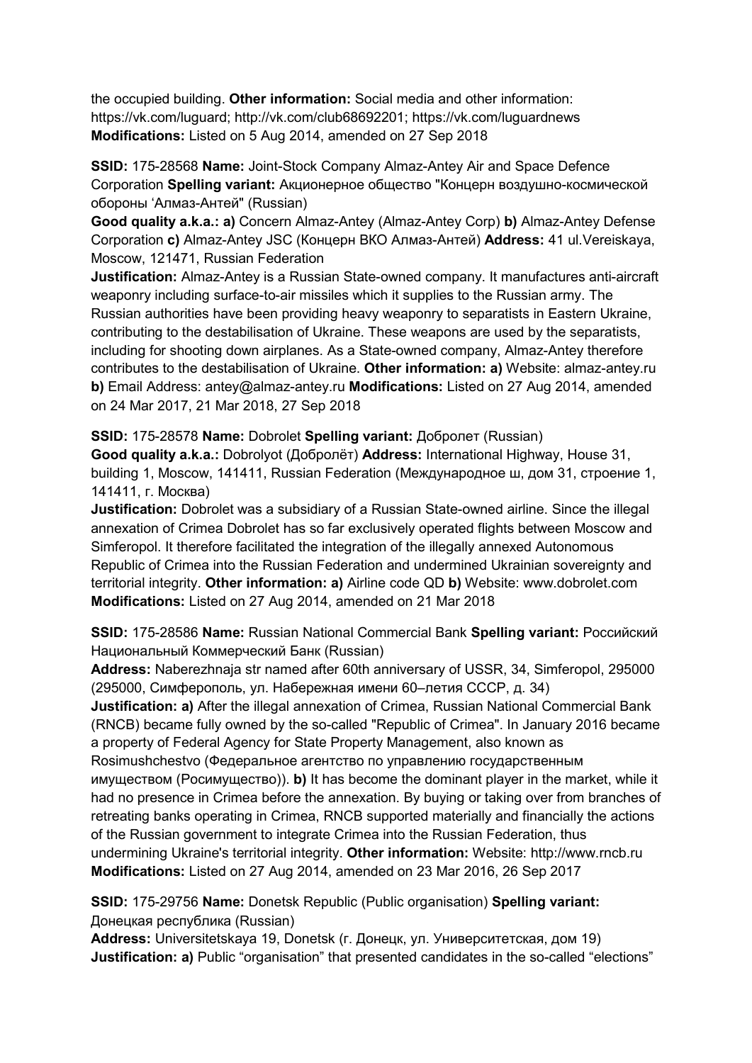the occupied building. **Other information:** Social media and other information: https://vk.com/luguard; http://vk.com/club68692201; https://vk.com/luguardnews **Modifications:** Listed on 5 Aug 2014, amended on 27 Sep 2018

**SSID:** 175-28568 **Name:** Joint-Stock Company Almaz-Antey Air and Space Defence Corporation **Spelling variant:** Акционерное общество "Концерн воздушно-космической обороны 'Алмаз-Антей" (Russian)
**Good quality a.k.a.: a)** Concern Almaz-Antey (Almaz-Antey Corp) **b)** Almaz-Antey Defense Corporation **c)** Almaz-Antey JSC (Концерн ВКО Алмаз-Антей) **Address:** 41 ul.Vereiskaya, Moscow, 121471, Russian Federation
**Justification:** Almaz-Antey is a Russian State-owned company. It manufactures anti-aircraft weaponry including surface-to-air missiles which it supplies to the Russian army. The Russian authorities have been providing heavy weaponry to separatists in Eastern Ukraine, contributing to the destabilisation of Ukraine. These weapons are used by the separatists, including for shooting down airplanes. As a State-owned company, Almaz-Antey therefore contributes to the destabilisation of Ukraine. **Other information: a)** Website: almaz-antey.ru **b)** Email Address: antey@almaz-antey.ru **Modifications:** Listed on 27 Aug 2014, amended on 24 Mar 2017, 21 Mar 2018, 27 Sep 2018

**SSID:** 175-28578 **Name:** Dobrolet **Spelling variant:** Добролет (Russian)
**Good quality a.k.a.:** Dobrolyot (Добролёт) **Address:** International Highway, House 31, building 1, Moscow, 141411, Russian Federation (Международное ш, дом 31, строение 1, 141411, г. Москва)
**Justification:** Dobrolet was a subsidiary of a Russian State-owned airline. Since the illegal annexation of Crimea Dobrolet has so far exclusively operated flights between Moscow and Simferopol. It therefore facilitated the integration of the illegally annexed Autonomous Republic of Crimea into the Russian Federation and undermined Ukrainian sovereignty and territorial integrity. **Other information: a)** Airline code QD **b)** Website: www.dobrolet.com **Modifications:** Listed on 27 Aug 2014, amended on 21 Mar 2018

**SSID:** 175-28586 **Name:** Russian National Commercial Bank **Spelling variant:** Российский Национальный Коммерческий Банк (Russian)
**Address:** Naberezhnaja str named after 60th anniversary of USSR, 34, Simferopol, 295000 (295000, Симферополь, ул. Набережная имени 60–летия СССР, д. 34)
**Justification: a)** After the illegal annexation of Crimea, Russian National Commercial Bank (RNCB) became fully owned by the so-called "Republic of Crimea". In January 2016 became a property of Federal Agency for State Property Management, also known as Rosimushchestvo (Федеральное агентство по управлению государственным имуществом (Росимущество)). **b)** It has become the dominant player in the market, while it had no presence in Crimea before the annexation. By buying or taking over from branches of retreating banks operating in Crimea, RNCB supported materially and financially the actions of the Russian government to integrate Crimea into the Russian Federation, thus undermining Ukraine's territorial integrity. **Other information:** Website: http://www.rncb.ru **Modifications:** Listed on 27 Aug 2014, amended on 23 Mar 2016, 26 Sep 2017

**SSID:** 175-29756 **Name:** Donetsk Republic (Public organisation) **Spelling variant:** Донецкая республика (Russian)
**Address:** Universitetskaya 19, Donetsk (г. Донецк, ул. Университетская, дом 19)
**Justification: a)** Public "organisation" that presented candidates in the so-called "elections"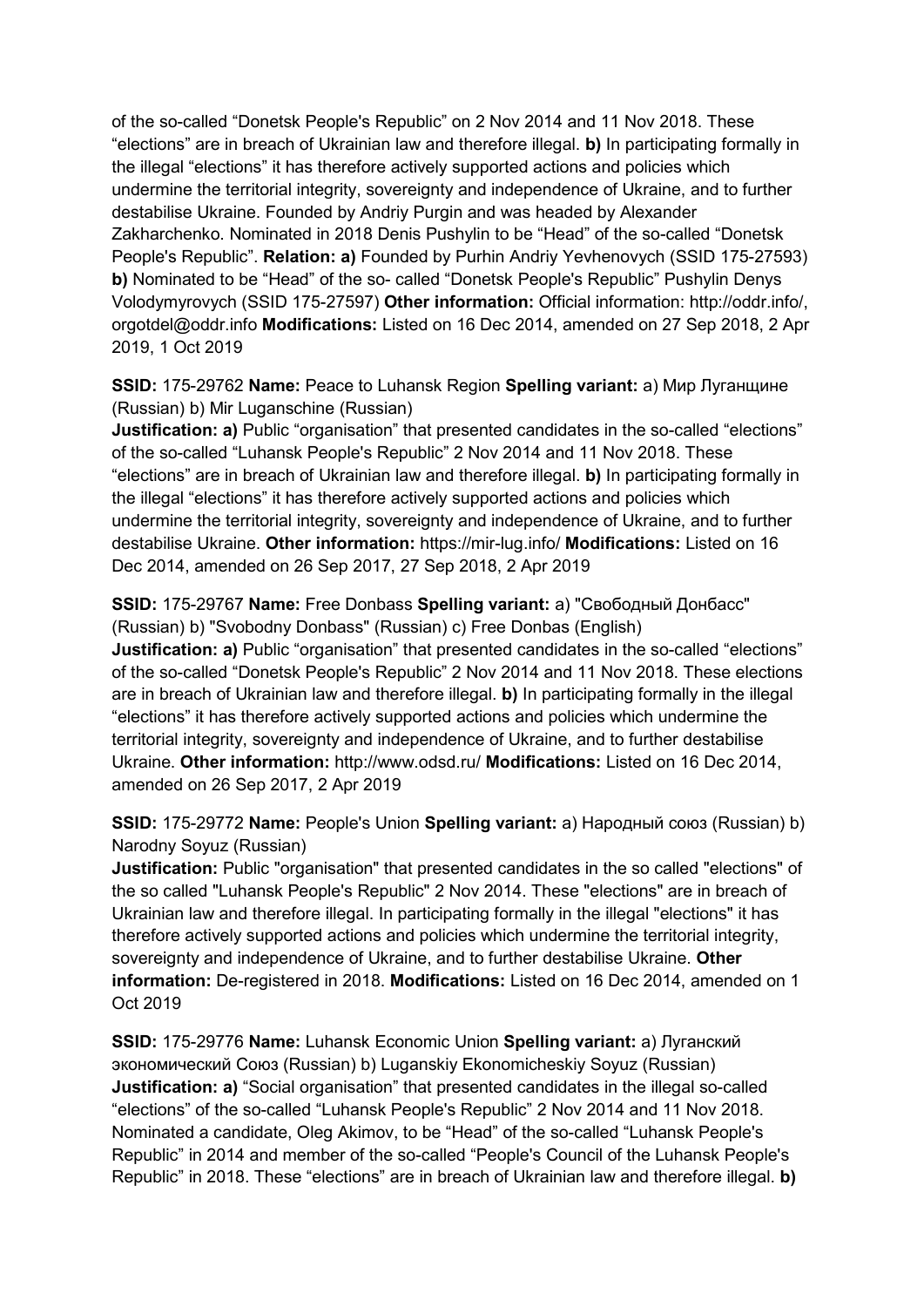of the so-called “Donetsk People's Republic” on 2 Nov 2014 and 11 Nov 2018. These “elections” are in breach of Ukrainian law and therefore illegal. **b)** In participating formally in the illegal “elections” it has therefore actively supported actions and policies which undermine the territorial integrity, sovereignty and independence of Ukraine, and to further destabilise Ukraine. Founded by Andriy Purgin and was headed by Alexander Zakharchenko. Nominated in 2018 Denis Pushylin to be “Head” of the so-called “Donetsk People's Republic”. **Relation: a)** Founded by Purhin Andriy Yevhenovych (SSID 175-27593) **b)** Nominated to be “Head” of the so- called “Donetsk People's Republic” Pushylin Denys Volodymyrovych (SSID 175-27597) **Other information:** Official information: http://oddr.info/, orgotdel@oddr.info **Modifications:** Listed on 16 Dec 2014, amended on 27 Sep 2018, 2 Apr 2019, 1 Oct 2019

**SSID:** 175-29762 **Name:** Peace to Luhansk Region **Spelling variant:** a) Мир Луганщине (Russian) b) Mir Luganschine (Russian)
**Justification: a)** Public “organisation” that presented candidates in the so-called “elections” of the so-called “Luhansk People's Republic” 2 Nov 2014 and 11 Nov 2018. These “elections” are in breach of Ukrainian law and therefore illegal. **b)** In participating formally in the illegal “elections” it has therefore actively supported actions and policies which undermine the territorial integrity, sovereignty and independence of Ukraine, and to further destabilise Ukraine. **Other information:** https://mir-lug.info/ **Modifications:** Listed on 16 Dec 2014, amended on 26 Sep 2017, 27 Sep 2018, 2 Apr 2019

**SSID:** 175-29767 **Name:** Free Donbass **Spelling variant:** a) "Свободный Донбасс" (Russian) b) "Svobodny Donbass" (Russian) c) Free Donbas (English)
**Justification: a)** Public “organisation” that presented candidates in the so-called “elections” of the so-called “Donetsk People's Republic” 2 Nov 2014 and 11 Nov 2018. These elections are in breach of Ukrainian law and therefore illegal. **b)** In participating formally in the illegal “elections” it has therefore actively supported actions and policies which undermine the territorial integrity, sovereignty and independence of Ukraine, and to further destabilise Ukraine. **Other information:** http://www.odsd.ru/ **Modifications:** Listed on 16 Dec 2014, amended on 26 Sep 2017, 2 Apr 2019

**SSID:** 175-29772 **Name:** People's Union **Spelling variant:** a) Народный союз (Russian) b) Narodny Soyuz (Russian)
**Justification:** Public "organisation" that presented candidates in the so called "elections" of the so called "Luhansk People's Republic" 2 Nov 2014. These "elections" are in breach of Ukrainian law and therefore illegal. In participating formally in the illegal "elections" it has therefore actively supported actions and policies which undermine the territorial integrity, sovereignty and independence of Ukraine, and to further destabilise Ukraine. **Other information:** De-registered in 2018. **Modifications:** Listed on 16 Dec 2014, amended on 1 Oct 2019

**SSID:** 175-29776 **Name:** Luhansk Economic Union **Spelling variant:** a) Луганский экономический Союз (Russian) b) Luganskiy Ekonomicheskiy Soyuz (Russian)
**Justification: a)** “Social organisation” that presented candidates in the illegal so-called “elections” of the so-called “Luhansk People's Republic” 2 Nov 2014 and 11 Nov 2018. Nominated a candidate, Oleg Akimov, to be “Head” of the so-called “Luhansk People's Republic” in 2014 and member of the so-called “People's Council of the Luhansk People's Republic” in 2018. These “elections” are in breach of Ukrainian law and therefore illegal. **b)**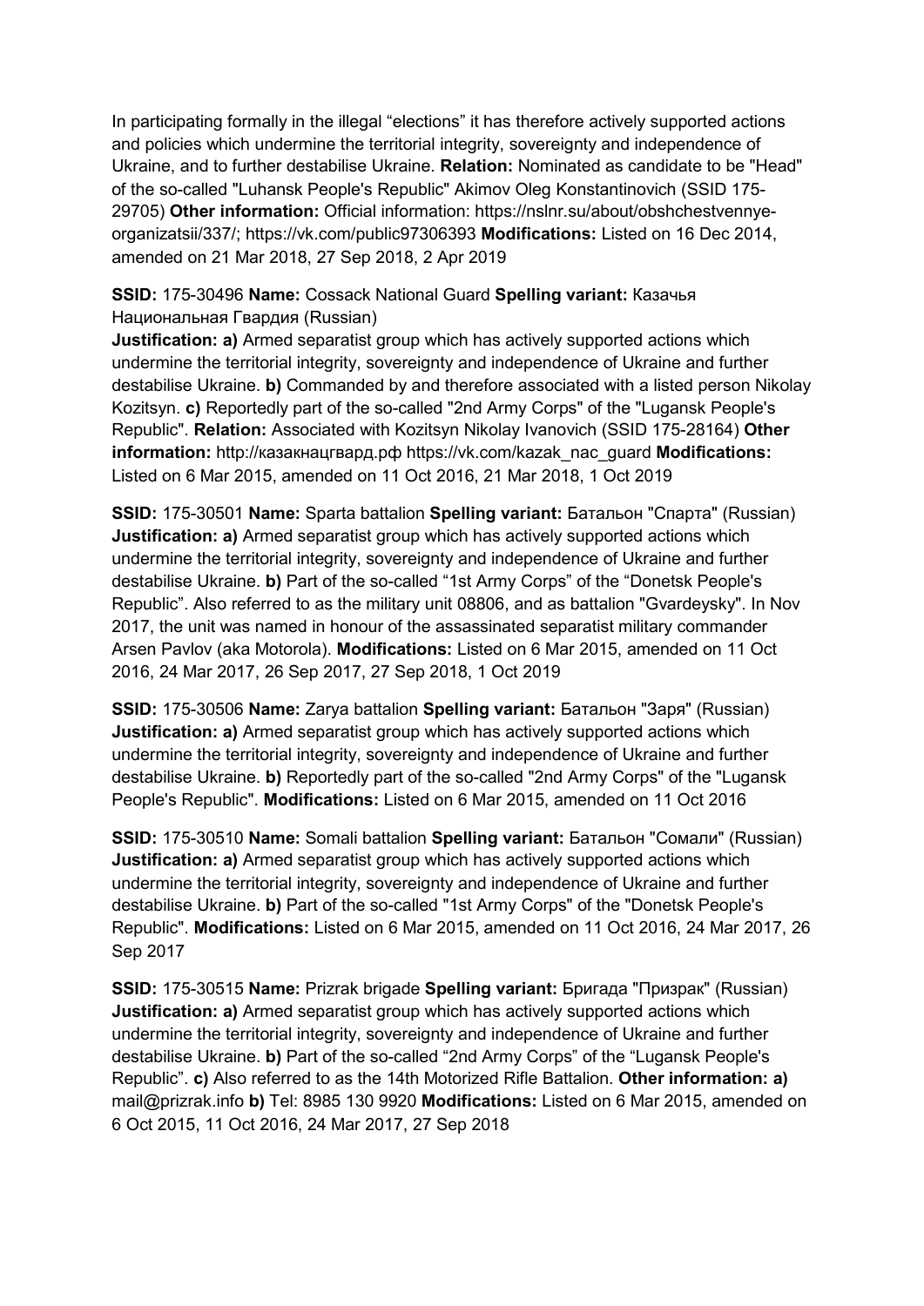In participating formally in the illegal "elections" it has therefore actively supported actions and policies which undermine the territorial integrity, sovereignty and independence of Ukraine, and to further destabilise Ukraine. **Relation:** Nominated as candidate to be "Head" of the so-called "Luhansk People's Republic" Akimov Oleg Konstantinovich (SSID 175-29705) **Other information:** Official information: https://nslnr.su/about/obshchestvennye-organizatsii/337/; https://vk.com/public97306393 **Modifications:** Listed on 16 Dec 2014, amended on 21 Mar 2018, 27 Sep 2018, 2 Apr 2019

**SSID:** 175-30496 **Name:** Cossack National Guard **Spelling variant:** Казачья Национальная Гвардия (Russian)
**Justification: a)** Armed separatist group which has actively supported actions which undermine the territorial integrity, sovereignty and independence of Ukraine and further destabilise Ukraine. **b)** Commanded by and therefore associated with a listed person Nikolay Kozitsyn. **c)** Reportedly part of the so-called "2nd Army Corps" of the "Lugansk People's Republic". **Relation:** Associated with Kozitsyn Nikolay Ivanovich (SSID 175-28164) **Other information:** http://казакнацгвард.рф https://vk.com/kazak_nac_guard **Modifications:** Listed on 6 Mar 2015, amended on 11 Oct 2016, 21 Mar 2018, 1 Oct 2019

**SSID:** 175-30501 **Name:** Sparta battalion **Spelling variant:** Батальон "Спарта" (Russian) **Justification: a)** Armed separatist group which has actively supported actions which undermine the territorial integrity, sovereignty and independence of Ukraine and further destabilise Ukraine. **b)** Part of the so-called "1st Army Corps" of the "Donetsk People's Republic". Also referred to as the military unit 08806, and as battalion "Gvardeysky". In Nov 2017, the unit was named in honour of the assassinated separatist military commander Arsen Pavlov (aka Motorola). **Modifications:** Listed on 6 Mar 2015, amended on 11 Oct 2016, 24 Mar 2017, 26 Sep 2017, 27 Sep 2018, 1 Oct 2019

**SSID:** 175-30506 **Name:** Zarya battalion **Spelling variant:** Батальон "Заря" (Russian) **Justification: a)** Armed separatist group which has actively supported actions which undermine the territorial integrity, sovereignty and independence of Ukraine and further destabilise Ukraine. **b)** Reportedly part of the so-called "2nd Army Corps" of the "Lugansk People's Republic". **Modifications:** Listed on 6 Mar 2015, amended on 11 Oct 2016

**SSID:** 175-30510 **Name:** Somali battalion **Spelling variant:** Батальон "Сомали" (Russian) **Justification: a)** Armed separatist group which has actively supported actions which undermine the territorial integrity, sovereignty and independence of Ukraine and further destabilise Ukraine. **b)** Part of the so-called "1st Army Corps" of the "Donetsk People's Republic". **Modifications:** Listed on 6 Mar 2015, amended on 11 Oct 2016, 24 Mar 2017, 26 Sep 2017

**SSID:** 175-30515 **Name:** Prizrak brigade **Spelling variant:** Бригада "Призрак" (Russian) **Justification: a)** Armed separatist group which has actively supported actions which undermine the territorial integrity, sovereignty and independence of Ukraine and further destabilise Ukraine. **b)** Part of the so-called "2nd Army Corps" of the "Lugansk People's Republic". **c)** Also referred to as the 14th Motorized Rifle Battalion. **Other information: a)** mail@prizrak.info **b)** Tel: 8985 130 9920 **Modifications:** Listed on 6 Mar 2015, amended on 6 Oct 2015, 11 Oct 2016, 24 Mar 2017, 27 Sep 2018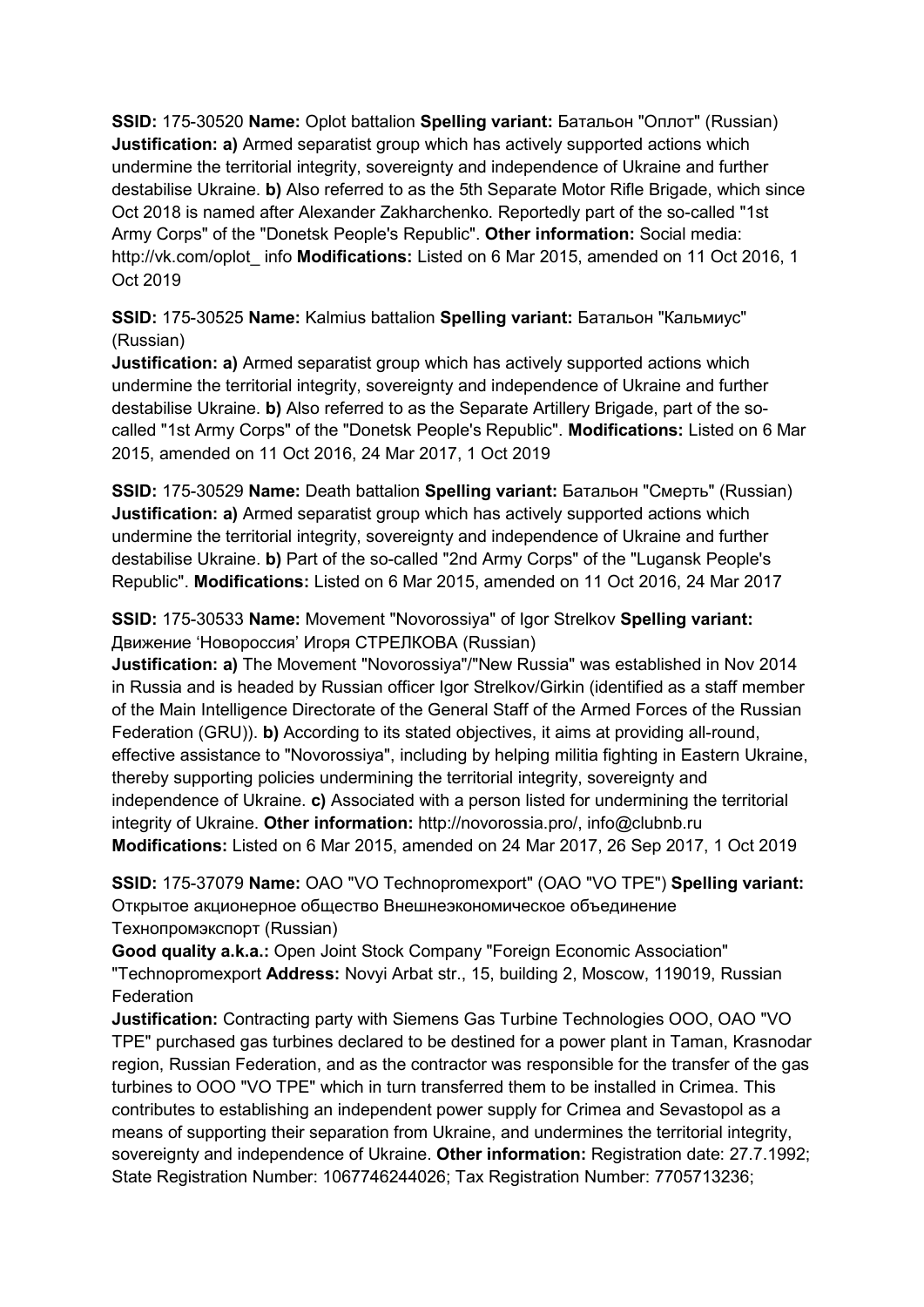**SSID:** 175-30520 **Name:** Oplot battalion **Spelling variant:** Батальон "Оплот" (Russian) **Justification: a)** Armed separatist group which has actively supported actions which undermine the territorial integrity, sovereignty and independence of Ukraine and further destabilise Ukraine. **b)** Also referred to as the 5th Separate Motor Rifle Brigade, which since Oct 2018 is named after Alexander Zakharchenko. Reportedly part of the so-called "1st Army Corps" of the "Donetsk People's Republic". **Other information:** Social media: http://vk.com/oplot_ info **Modifications:** Listed on 6 Mar 2015, amended on 11 Oct 2016, 1 Oct 2019

**SSID:** 175-30525 **Name:** Kalmius battalion **Spelling variant:** Батальон "Кальмиус" (Russian)
**Justification: a)** Armed separatist group which has actively supported actions which undermine the territorial integrity, sovereignty and independence of Ukraine and further destabilise Ukraine. **b)** Also referred to as the Separate Artillery Brigade, part of the so-called "1st Army Corps" of the "Donetsk People's Republic". **Modifications:** Listed on 6 Mar 2015, amended on 11 Oct 2016, 24 Mar 2017, 1 Oct 2019

**SSID:** 175-30529 **Name:** Death battalion **Spelling variant:** Батальон "Смерть" (Russian) **Justification: a)** Armed separatist group which has actively supported actions which undermine the territorial integrity, sovereignty and independence of Ukraine and further destabilise Ukraine. **b)** Part of the so-called "2nd Army Corps" of the "Lugansk People's Republic". **Modifications:** Listed on 6 Mar 2015, amended on 11 Oct 2016, 24 Mar 2017

**SSID:** 175-30533 **Name:** Movement "Novorossiya" of Igor Strelkov **Spelling variant:** Движение 'Новороссия' Игоря СТРЕЛКОВА (Russian)
**Justification: a)** The Movement "Novorossiya"/"New Russia" was established in Nov 2014 in Russia and is headed by Russian officer Igor Strelkov/Girkin (identified as a staff member of the Main Intelligence Directorate of the General Staff of the Armed Forces of the Russian Federation (GRU)). **b)** According to its stated objectives, it aims at providing all-round, effective assistance to "Novorossiya", including by helping militia fighting in Eastern Ukraine, thereby supporting policies undermining the territorial integrity, sovereignty and independence of Ukraine. **c)** Associated with a person listed for undermining the territorial integrity of Ukraine. **Other information:** http://novorossia.pro/, info@clubnb.ru **Modifications:** Listed on 6 Mar 2015, amended on 24 Mar 2017, 26 Sep 2017, 1 Oct 2019

**SSID:** 175-37079 **Name:** OAO "VO Technopromexport" (OAO "VO TPE") **Spelling variant:** Открытое акционерное общество Внешнеэкономическое объединение Технопромэкспорт (Russian)
**Good quality a.k.a.:** Open Joint Stock Company "Foreign Economic Association" "Technopromexport **Address:** Novyi Arbat str., 15, building 2, Moscow, 119019, Russian Federation
**Justification:** Contracting party with Siemens Gas Turbine Technologies OOO, OAO "VO TPE" purchased gas turbines declared to be destined for a power plant in Taman, Krasnodar region, Russian Federation, and as the contractor was responsible for the transfer of the gas turbines to OOO "VO TPE" which in turn transferred them to be installed in Crimea. This contributes to establishing an independent power supply for Crimea and Sevastopol as a means of supporting their separation from Ukraine, and undermines the territorial integrity, sovereignty and independence of Ukraine. **Other information:** Registration date: 27.7.1992; State Registration Number: 1067746244026; Tax Registration Number: 7705713236;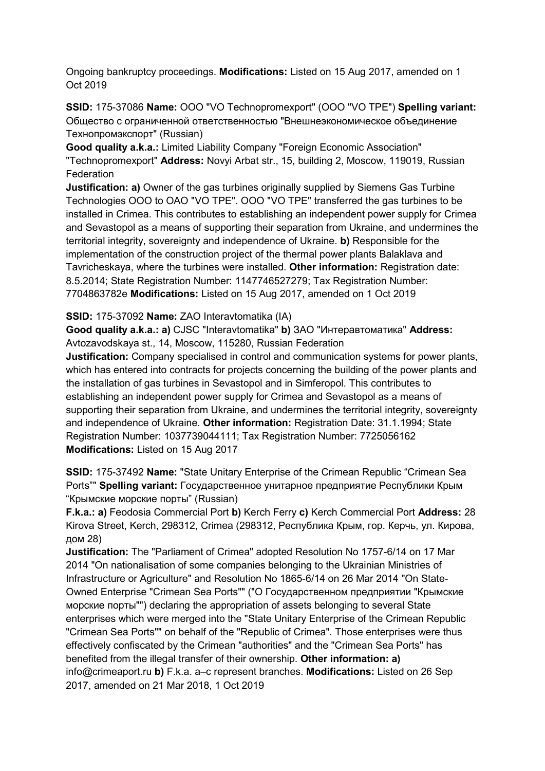Ongoing bankruptcy proceedings. **Modifications:** Listed on 15 Aug 2017, amended on 1 Oct 2019

**SSID:** 175-37086 **Name:** OOO "VO Technopromexport" (OOO "VO TPE") **Spelling variant:** Общество с ограниченной ответственностью "Внешнеэкономическое объединение Технопромэкспорт" (Russian)

**Good quality a.k.a.:** Limited Liability Company "Foreign Economic Association" "Technopromexport" **Address:** Novyi Arbat str., 15, building 2, Moscow, 119019, Russian Federation

**Justification: a)** Owner of the gas turbines originally supplied by Siemens Gas Turbine Technologies OOO to OAO "VO TPE". OOO "VO TPE" transferred the gas turbines to be installed in Crimea. This contributes to establishing an independent power supply for Crimea and Sevastopol as a means of supporting their separation from Ukraine, and undermines the territorial integrity, sovereignty and independence of Ukraine. **b)** Responsible for the implementation of the construction project of the thermal power plants Balaklava and Tavricheskaya, where the turbines were installed. **Other information:** Registration date: 8.5.2014; State Registration Number: 1147746527279; Tax Registration Number: 7704863782e **Modifications:** Listed on 15 Aug 2017, amended on 1 Oct 2019

**SSID:** 175-37092 **Name:** ZAO Interavtomatika (IA)

**Good quality a.k.a.: a)** CJSC "Interavtomatika" **b)** ЗАО "Интеравтоматика" **Address:** Avtozavodskaya st., 14, Moscow, 115280, Russian Federation

**Justification:** Company specialised in control and communication systems for power plants, which has entered into contracts for projects concerning the building of the power plants and the installation of gas turbines in Sevastopol and in Simferopol. This contributes to establishing an independent power supply for Crimea and Sevastopol as a means of supporting their separation from Ukraine, and undermines the territorial integrity, sovereignty and independence of Ukraine. **Other information:** Registration Date: 31.1.1994; State Registration Number: 1037739044111; Tax Registration Number: 7725056162 **Modifications:** Listed on 15 Aug 2017

**SSID:** 175-37492 **Name:** "State Unitary Enterprise of the Crimean Republic "Crimean Sea Ports"" **Spelling variant:** Государственное унитарное предприятие Республики Крым "Крымские морские порты" (Russian)

**F.k.a.: a)** Feodosia Commercial Port **b)** Kerch Ferry **c)** Kerch Commercial Port **Address:** 28 Kirova Street, Kerch, 298312, Crimea (298312, Республика Крым, гор. Керчь, ул. Кирова, дом 28)

**Justification:** The "Parliament of Crimea" adopted Resolution No 1757-6/14 on 17 Mar 2014 "On nationalisation of some companies belonging to the Ukrainian Ministries of Infrastructure or Agriculture" and Resolution No 1865-6/14 on 26 Mar 2014 "On State-Owned Enterprise "Crimean Sea Ports"" ("О Государственном предприятии "Крымские морские порты"") declaring the appropriation of assets belonging to several State enterprises which were merged into the "State Unitary Enterprise of the Crimean Republic "Crimean Sea Ports"" on behalf of the "Republic of Crimea". Those enterprises were thus effectively confiscated by the Crimean "authorities" and the "Crimean Sea Ports" has benefited from the illegal transfer of their ownership. **Other information: a)** info@crimeaport.ru **b)** F.k.a. a–c represent branches. **Modifications:** Listed on 26 Sep 2017, amended on 21 Mar 2018, 1 Oct 2019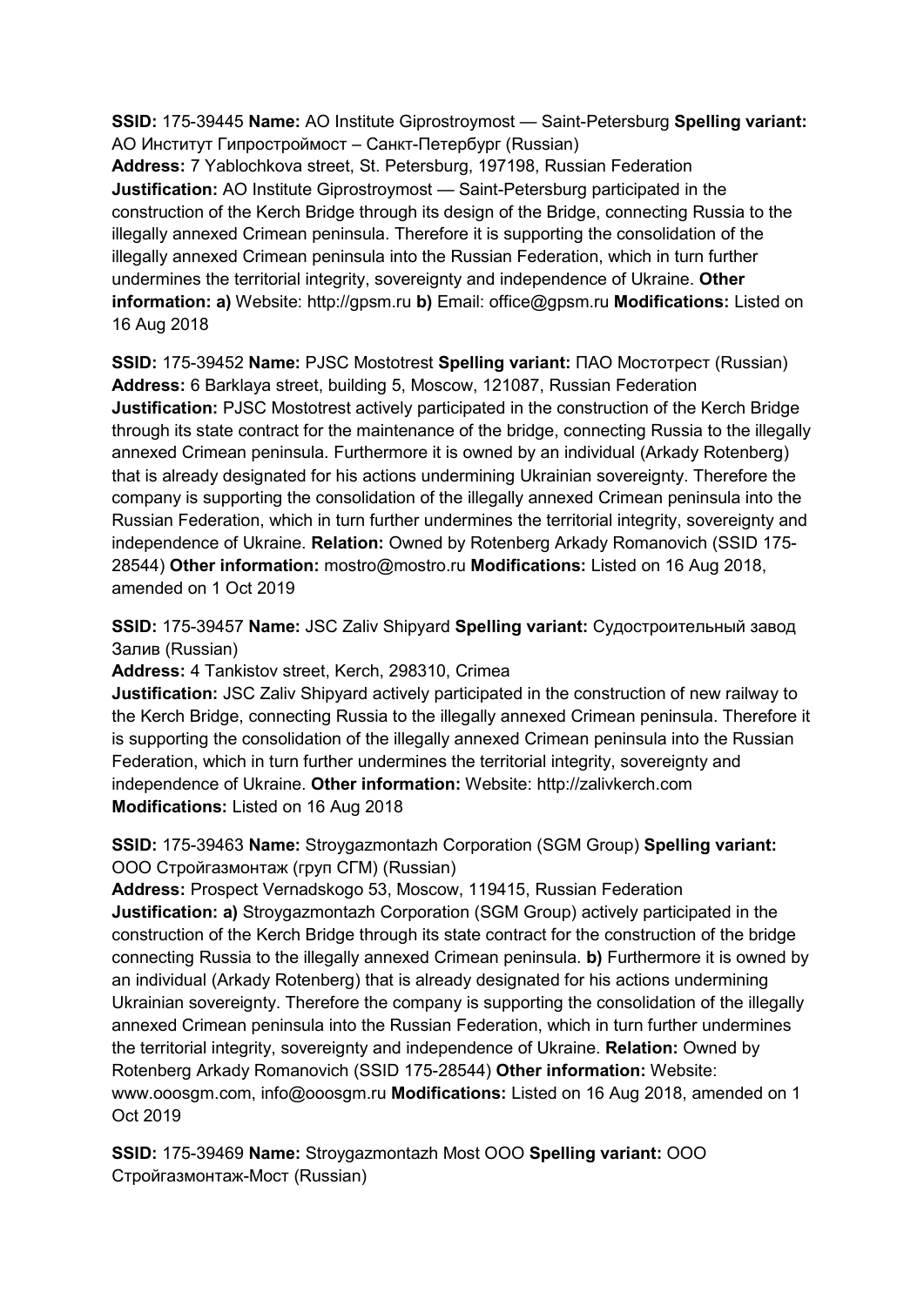**SSID:** 175-39445 **Name:** AO Institute Giprostroymost — Saint-Petersburg **Spelling variant:** АО Институт Гипростроймост – Санкт-Петербург (Russian)
**Address:** 7 Yablochkova street, St. Petersburg, 197198, Russian Federation
**Justification:** AO Institute Giprostroymost — Saint-Petersburg participated in the construction of the Kerch Bridge through its design of the Bridge, connecting Russia to the illegally annexed Crimean peninsula. Therefore it is supporting the consolidation of the illegally annexed Crimean peninsula into the Russian Federation, which in turn further undermines the territorial integrity, sovereignty and independence of Ukraine. **Other information: a)** Website: http://gpsm.ru **b)** Email: office@gpsm.ru **Modifications:** Listed on 16 Aug 2018

**SSID:** 175-39452 **Name:** PJSC Mostotrest **Spelling variant:** ПАО Мостотрест (Russian)
**Address:** 6 Barklaya street, building 5, Moscow, 121087, Russian Federation
**Justification:** PJSC Mostotrest actively participated in the construction of the Kerch Bridge through its state contract for the maintenance of the bridge, connecting Russia to the illegally annexed Crimean peninsula. Furthermore it is owned by an individual (Arkady Rotenberg) that is already designated for his actions undermining Ukrainian sovereignty. Therefore the company is supporting the consolidation of the illegally annexed Crimean peninsula into the Russian Federation, which in turn further undermines the territorial integrity, sovereignty and independence of Ukraine. **Relation:** Owned by Rotenberg Arkady Romanovich (SSID 175-28544) **Other information:** mostro@mostro.ru **Modifications:** Listed on 16 Aug 2018, amended on 1 Oct 2019

**SSID:** 175-39457 **Name:** JSC Zaliv Shipyard **Spelling variant:** Судостроительный завод Залив (Russian)
**Address:** 4 Tankistov street, Kerch, 298310, Crimea
**Justification:** JSC Zaliv Shipyard actively participated in the construction of new railway to the Kerch Bridge, connecting Russia to the illegally annexed Crimean peninsula. Therefore it is supporting the consolidation of the illegally annexed Crimean peninsula into the Russian Federation, which in turn further undermines the territorial integrity, sovereignty and independence of Ukraine. **Other information:** Website: http://zalivkerch.com
**Modifications:** Listed on 16 Aug 2018

**SSID:** 175-39463 **Name:** Stroygazmontazh Corporation (SGM Group) **Spelling variant:** ООО Стройгазмонтаж (груп СГМ) (Russian)
**Address:** Prospect Vernadskogo 53, Moscow, 119415, Russian Federation
**Justification: a)** Stroygazmontazh Corporation (SGM Group) actively participated in the construction of the Kerch Bridge through its state contract for the construction of the bridge connecting Russia to the illegally annexed Crimean peninsula. **b)** Furthermore it is owned by an individual (Arkady Rotenberg) that is already designated for his actions undermining Ukrainian sovereignty. Therefore the company is supporting the consolidation of the illegally annexed Crimean peninsula into the Russian Federation, which in turn further undermines the territorial integrity, sovereignty and independence of Ukraine. **Relation:** Owned by Rotenberg Arkady Romanovich (SSID 175-28544) **Other information:** Website: www.ooosgm.com, info@ooosgm.ru **Modifications:** Listed on 16 Aug 2018, amended on 1 Oct 2019

**SSID:** 175-39469 **Name:** Stroygazmontazh Most OOO **Spelling variant:** OOO Стройгазмонтаж-Мост (Russian)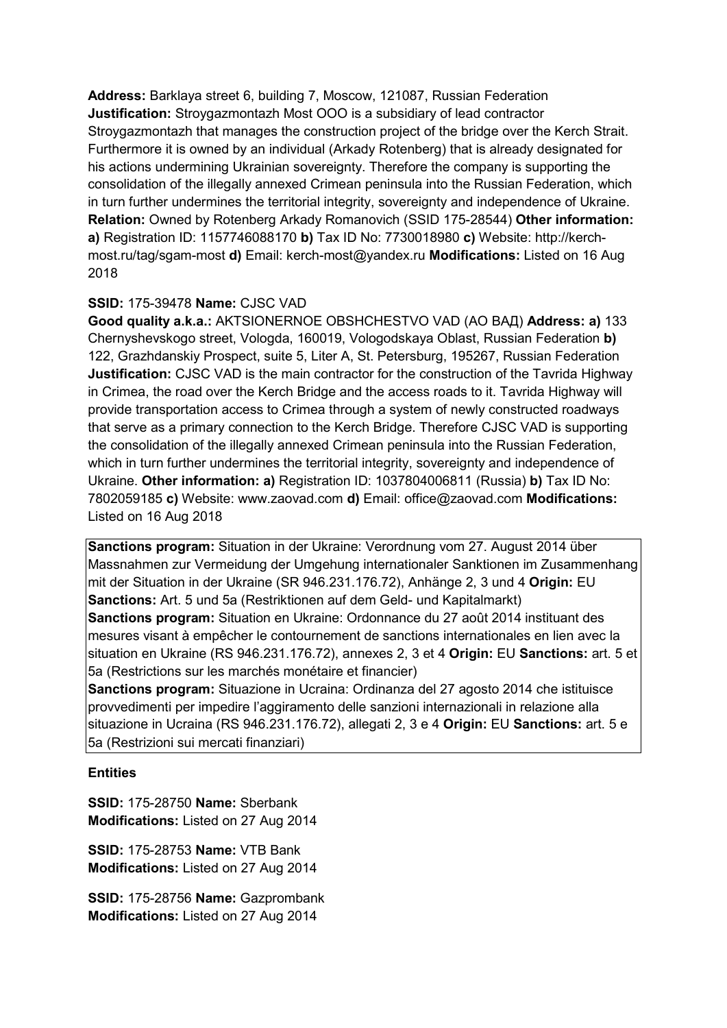**Address:** Barklaya street 6, building 7, Moscow, 121087, Russian Federation **Justification:** Stroygazmontazh Most OOO is a subsidiary of lead contractor Stroygazmontazh that manages the construction project of the bridge over the Kerch Strait. Furthermore it is owned by an individual (Arkady Rotenberg) that is already designated for his actions undermining Ukrainian sovereignty. Therefore the company is supporting the consolidation of the illegally annexed Crimean peninsula into the Russian Federation, which in turn further undermines the territorial integrity, sovereignty and independence of Ukraine. **Relation:** Owned by Rotenberg Arkady Romanovich (SSID 175-28544) **Other information:** **a)** Registration ID: 1157746088170 **b)** Tax ID No: 7730018980 **c)** Website: http://kerch-most.ru/tag/sgam-most **d)** Email: kerch-most@yandex.ru **Modifications:** Listed on 16 Aug 2018

**SSID:** 175-39478 **Name:** CJSC VAD

**Good quality a.k.a.:** AKTSIONERNOE OBSHCHESTVO VAD (АО ВАД) **Address: a)** 133 Chernyshevskogo street, Vologda, 160019, Vologodskaya Oblast, Russian Federation **b)** 122, Grazhdanskiy Prospect, suite 5, Liter A, St. Petersburg, 195267, Russian Federation **Justification:** CJSC VAD is the main contractor for the construction of the Tavrida Highway in Crimea, the road over the Kerch Bridge and the access roads to it. Tavrida Highway will provide transportation access to Crimea through a system of newly constructed roadways that serve as a primary connection to the Kerch Bridge. Therefore CJSC VAD is supporting the consolidation of the illegally annexed Crimean peninsula into the Russian Federation, which in turn further undermines the territorial integrity, sovereignty and independence of Ukraine. **Other information: a)** Registration ID: 1037804006811 (Russia) **b)** Tax ID No: 7802059185 **c)** Website: www.zaovad.com **d)** Email: office@zaovad.com **Modifications:** Listed on 16 Aug 2018

**Sanctions program:** Situation in der Ukraine: Verordnung vom 27. August 2014 über Massnahmen zur Vermeidung der Umgehung internationaler Sanktionen im Zusammenhang mit der Situation in der Ukraine (SR 946.231.176.72), Anhänge 2, 3 und 4 **Origin:** EU **Sanctions:** Art. 5 und 5a (Restriktionen auf dem Geld- und Kapitalmarkt)
**Sanctions program:** Situation en Ukraine: Ordonnance du 27 août 2014 instituant des mesures visant à empêcher le contournement de sanctions internationales en lien avec la situation en Ukraine (RS 946.231.176.72), annexes 2, 3 et 4 **Origin:** EU **Sanctions:** art. 5 et 5a (Restrictions sur les marchés monétaire et financier)
**Sanctions program:** Situazione in Ucraina: Ordinanza del 27 agosto 2014 che istituisce provvedimenti per impedire l'aggiramento delle sanzioni internazionali in relazione alla situazione in Ucraina (RS 946.231.176.72), allegati 2, 3 e 4 **Origin:** EU **Sanctions:** art. 5 e 5a (Restrizioni sui mercati finanziari)

**Entities**

**SSID:** 175-28750 **Name:** Sberbank
**Modifications:** Listed on 27 Aug 2014

**SSID:** 175-28753 **Name:** VTB Bank
**Modifications:** Listed on 27 Aug 2014

**SSID:** 175-28756 **Name:** Gazprombank
**Modifications:** Listed on 27 Aug 2014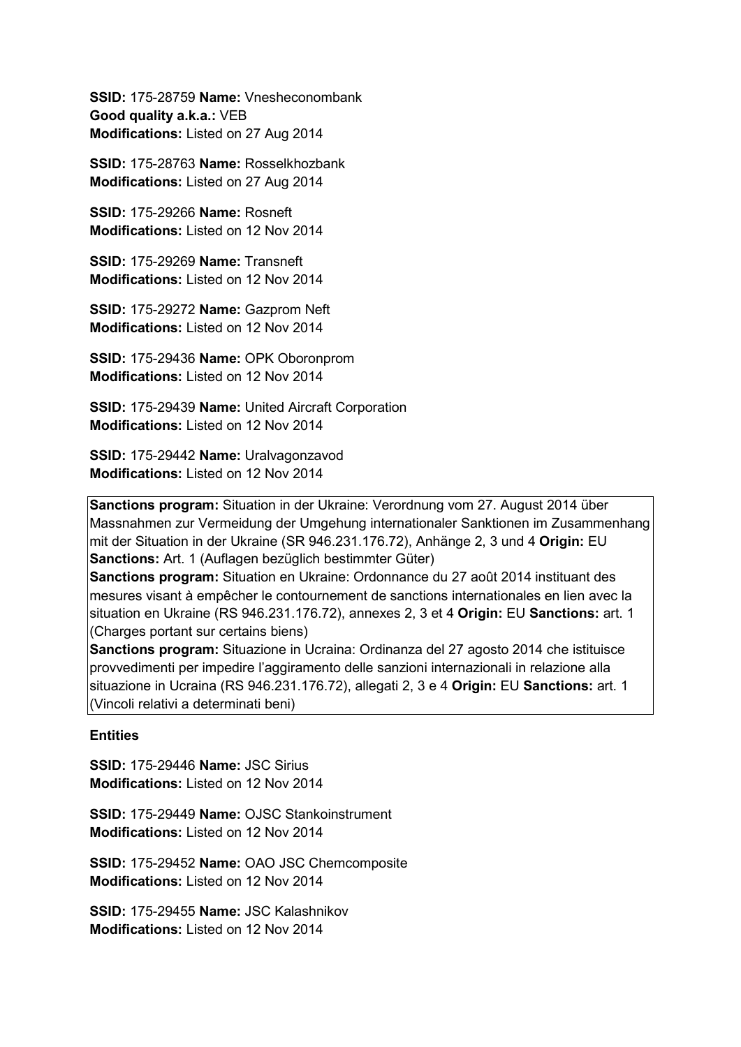**SSID:** 175-28759 **Name:** Vnesheconombank
**Good quality a.k.a.:** VEB
**Modifications:** Listed on 27 Aug 2014

**SSID:** 175-28763 **Name:** Rosselkhozbank
**Modifications:** Listed on 27 Aug 2014

**SSID:** 175-29266 **Name:** Rosneft
**Modifications:** Listed on 12 Nov 2014

**SSID:** 175-29269 **Name:** Transneft
**Modifications:** Listed on 12 Nov 2014

**SSID:** 175-29272 **Name:** Gazprom Neft
**Modifications:** Listed on 12 Nov 2014

**SSID:** 175-29436 **Name:** OPK Oboronprom
**Modifications:** Listed on 12 Nov 2014

**SSID:** 175-29439 **Name:** United Aircraft Corporation
**Modifications:** Listed on 12 Nov 2014

**SSID:** 175-29442 **Name:** Uralvagonzavod
**Modifications:** Listed on 12 Nov 2014

**Sanctions program:** Situation in der Ukraine: Verordnung vom 27. August 2014 über Massnahmen zur Vermeidung der Umgehung internationaler Sanktionen im Zusammenhang mit der Situation in der Ukraine (SR 946.231.176.72), Anhänge 2, 3 und 4 **Origin:** EU **Sanctions:** Art. 1 (Auflagen bezüglich bestimmter Güter)
**Sanctions program:** Situation en Ukraine: Ordonnance du 27 août 2014 instituant des mesures visant à empêcher le contournement de sanctions internationales en lien avec la situation en Ukraine (RS 946.231.176.72), annexes 2, 3 et 4 **Origin:** EU **Sanctions:** art. 1 (Charges portant sur certains biens)
**Sanctions program:** Situazione in Ucraina: Ordinanza del 27 agosto 2014 che istituisce provvedimenti per impedire l'aggiramento delle sanzioni internazionali in relazione alla situazione in Ucraina (RS 946.231.176.72), allegati 2, 3 e 4 **Origin:** EU **Sanctions:** art. 1 (Vincoli relativi a determinati beni)

**Entities**

**SSID:** 175-29446 **Name:** JSC Sirius
**Modifications:** Listed on 12 Nov 2014

**SSID:** 175-29449 **Name:** OJSC Stankoinstrument
**Modifications:** Listed on 12 Nov 2014

**SSID:** 175-29452 **Name:** OAO JSC Chemcomposite
**Modifications:** Listed on 12 Nov 2014

**SSID:** 175-29455 **Name:** JSC Kalashnikov
**Modifications:** Listed on 12 Nov 2014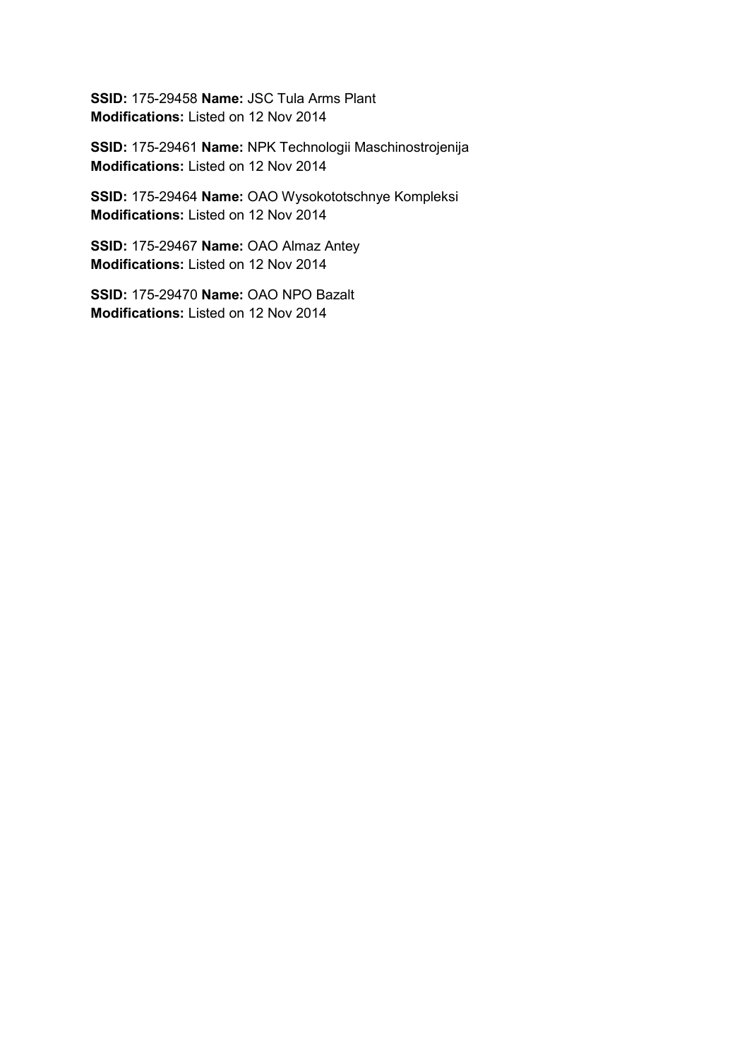**SSID:** 175-29458 **Name:** JSC Tula Arms Plant
**Modifications:** Listed on 12 Nov 2014

**SSID:** 175-29461 **Name:** NPK Technologii Maschinostrojenija
**Modifications:** Listed on 12 Nov 2014

**SSID:** 175-29464 **Name:** OAO Wysokototschnye Kompleksi
**Modifications:** Listed on 12 Nov 2014

**SSID:** 175-29467 **Name:** OAO Almaz Antey
**Modifications:** Listed on 12 Nov 2014

**SSID:** 175-29470 **Name:** OAO NPO Bazalt
**Modifications:** Listed on 12 Nov 2014